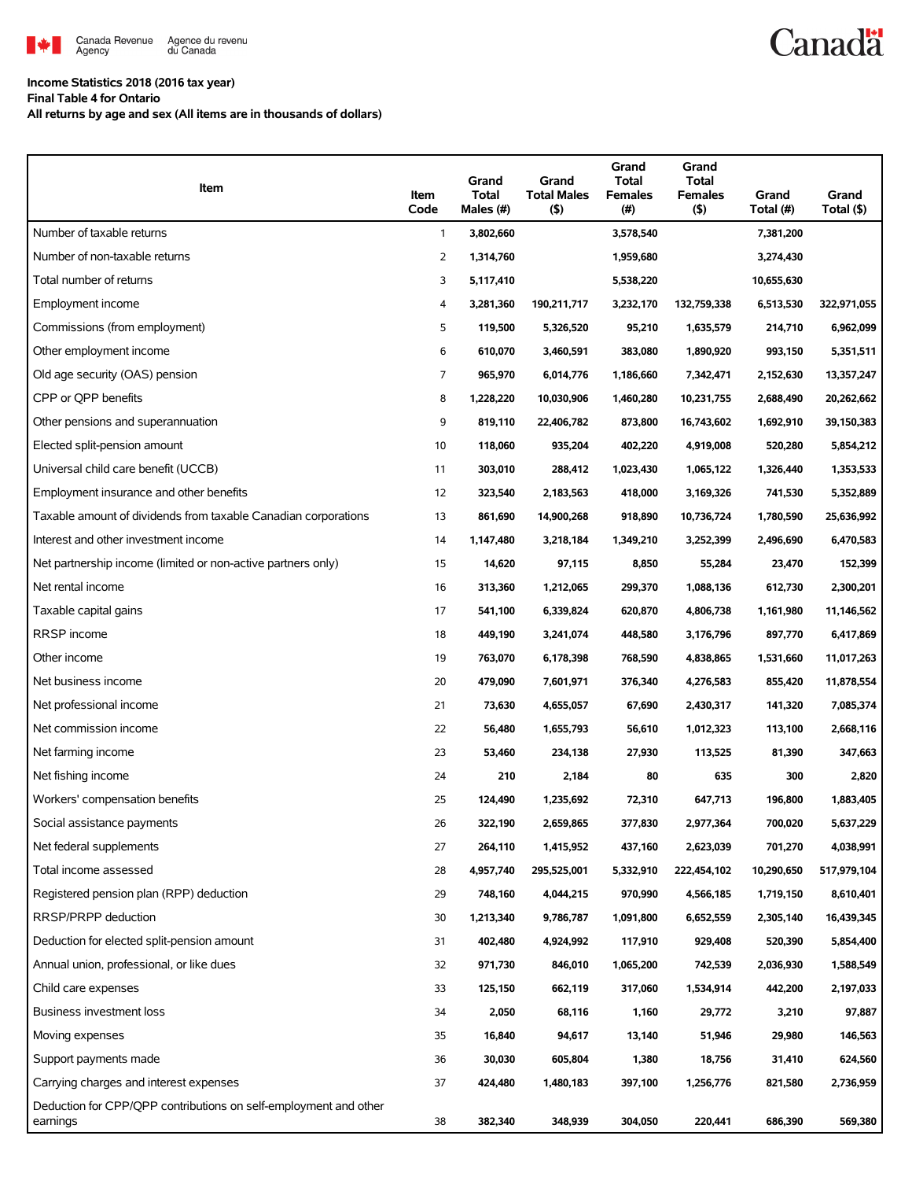Canada Revenue Agency / Agence du revenu du Canada

**Income Statistics 2018 (2016 tax year)**
**Final Table 4 for Ontario**
**All returns by age and sex (All items are in thousands of dollars)**

| Item | Item Code | Grand Total Males (#) | Grand Total Males ($) | Grand Total Females (#) | Grand Total Females ($) | Grand Total (#) | Grand Total ($) |
|---|---|---|---|---|---|---|---|
| Number of taxable returns | 1 | 3,802,660 | | 3,578,540 | | 7,381,200 | |
| Number of non-taxable returns | 2 | 1,314,760 | | 1,959,680 | | 3,274,430 | |
| Total number of returns | 3 | 5,117,410 | | 5,538,220 | | 10,655,630 | |
| Employment income | 4 | 3,281,360 | 190,211,717 | 3,232,170 | 132,759,338 | 6,513,530 | 322,971,055 |
| Commissions (from employment) | 5 | 119,500 | 5,326,520 | 95,210 | 1,635,579 | 214,710 | 6,962,099 |
| Other employment income | 6 | 610,070 | 3,460,591 | 383,080 | 1,890,920 | 993,150 | 5,351,511 |
| Old age security (OAS) pension | 7 | 965,970 | 6,014,776 | 1,186,660 | 7,342,471 | 2,152,630 | 13,357,247 |
| CPP or QPP benefits | 8 | 1,228,220 | 10,030,906 | 1,460,280 | 10,231,755 | 2,688,490 | 20,262,662 |
| Other pensions and superannuation | 9 | 819,110 | 22,406,782 | 873,800 | 16,743,602 | 1,692,910 | 39,150,383 |
| Elected split-pension amount | 10 | 118,060 | 935,204 | 402,220 | 4,919,008 | 520,280 | 5,854,212 |
| Universal child care benefit (UCCB) | 11 | 303,010 | 288,412 | 1,023,430 | 1,065,122 | 1,326,440 | 1,353,533 |
| Employment insurance and other benefits | 12 | 323,540 | 2,183,563 | 418,000 | 3,169,326 | 741,530 | 5,352,889 |
| Taxable amount of dividends from taxable Canadian corporations | 13 | 861,690 | 14,900,268 | 918,890 | 10,736,724 | 1,780,590 | 25,636,992 |
| Interest and other investment income | 14 | 1,147,480 | 3,218,184 | 1,349,210 | 3,252,399 | 2,496,690 | 6,470,583 |
| Net partnership income (limited or non-active partners only) | 15 | 14,620 | 97,115 | 8,850 | 55,284 | 23,470 | 152,399 |
| Net rental income | 16 | 313,360 | 1,212,065 | 299,370 | 1,088,136 | 612,730 | 2,300,201 |
| Taxable capital gains | 17 | 541,100 | 6,339,824 | 620,870 | 4,806,738 | 1,161,980 | 11,146,562 |
| RRSP income | 18 | 449,190 | 3,241,074 | 448,580 | 3,176,796 | 897,770 | 6,417,869 |
| Other income | 19 | 763,070 | 6,178,398 | 768,590 | 4,838,865 | 1,531,660 | 11,017,263 |
| Net business income | 20 | 479,090 | 7,601,971 | 376,340 | 4,276,583 | 855,420 | 11,878,554 |
| Net professional income | 21 | 73,630 | 4,655,057 | 67,690 | 2,430,317 | 141,320 | 7,085,374 |
| Net commission income | 22 | 56,480 | 1,655,793 | 56,610 | 1,012,323 | 113,100 | 2,668,116 |
| Net farming income | 23 | 53,460 | 234,138 | 27,930 | 113,525 | 81,390 | 347,663 |
| Net fishing income | 24 | 210 | 2,184 | 80 | 635 | 300 | 2,820 |
| Workers' compensation benefits | 25 | 124,490 | 1,235,692 | 72,310 | 647,713 | 196,800 | 1,883,405 |
| Social assistance payments | 26 | 322,190 | 2,659,865 | 377,830 | 2,977,364 | 700,020 | 5,637,229 |
| Net federal supplements | 27 | 264,110 | 1,415,952 | 437,160 | 2,623,039 | 701,270 | 4,038,991 |
| Total income assessed | 28 | 4,957,740 | 295,525,001 | 5,332,910 | 222,454,102 | 10,290,650 | 517,979,104 |
| Registered pension plan (RPP) deduction | 29 | 748,160 | 4,044,215 | 970,990 | 4,566,185 | 1,719,150 | 8,610,401 |
| RRSP/PRPP deduction | 30 | 1,213,340 | 9,786,787 | 1,091,800 | 6,652,559 | 2,305,140 | 16,439,345 |
| Deduction for elected split-pension amount | 31 | 402,480 | 4,924,992 | 117,910 | 929,408 | 520,390 | 5,854,400 |
| Annual union, professional, or like dues | 32 | 971,730 | 846,010 | 1,065,200 | 742,539 | 2,036,930 | 1,588,549 |
| Child care expenses | 33 | 125,150 | 662,119 | 317,060 | 1,534,914 | 442,200 | 2,197,033 |
| Business investment loss | 34 | 2,050 | 68,116 | 1,160 | 29,772 | 3,210 | 97,887 |
| Moving expenses | 35 | 16,840 | 94,617 | 13,140 | 51,946 | 29,980 | 146,563 |
| Support payments made | 36 | 30,030 | 605,804 | 1,380 | 18,756 | 31,410 | 624,560 |
| Carrying charges and interest expenses | 37 | 424,480 | 1,480,183 | 397,100 | 1,256,776 | 821,580 | 2,736,959 |
| Deduction for CPP/QPP contributions on self-employment and other earnings | 38 | 382,340 | 348,939 | 304,050 | 220,441 | 686,390 | 569,380 |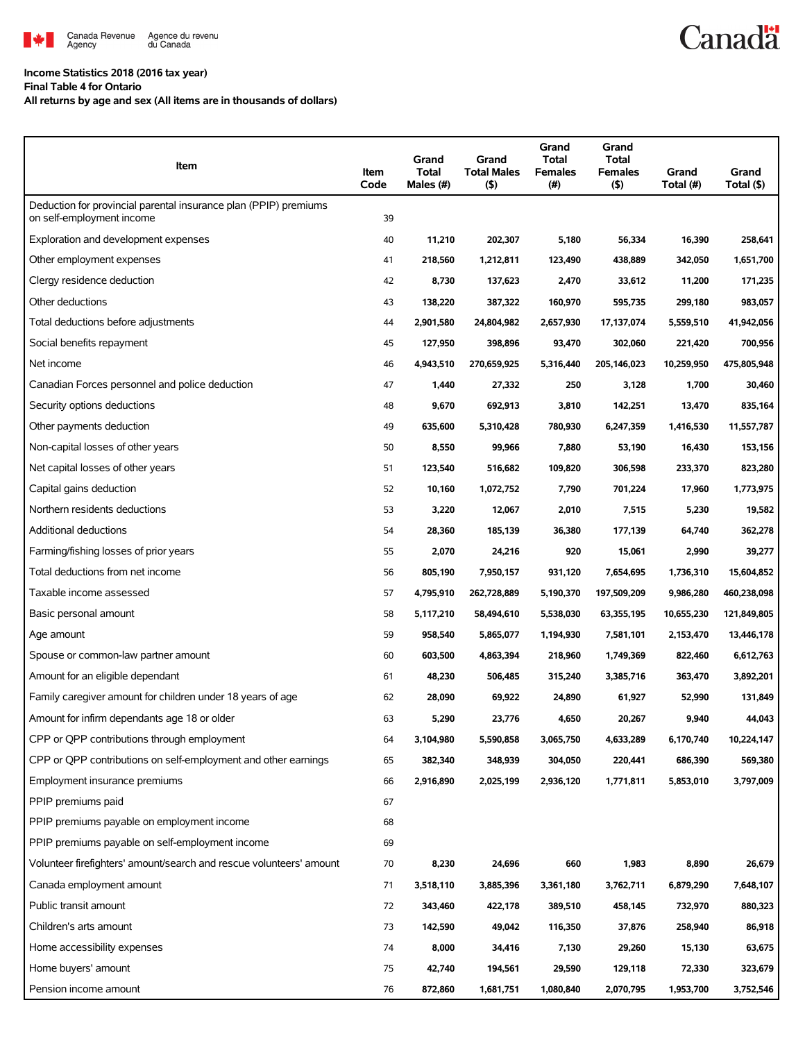**Income Statistics 2018 (2016 tax year)**
**Final Table 4 for Ontario**
**All returns by age and sex (All items are in thousands of dollars)**

| Item | Item Code | Grand Total Males (#) | Grand Total Males ($) | Grand Total Females (#) | Grand Total Females ($) | Grand Total (#) | Grand Total ($) |
|---|---|---|---|---|---|---|---|
| Deduction for provincial parental insurance plan (PPIP) premiums on self-employment income | 39 | | | | | | |
| Exploration and development expenses | 40 | 11,210 | 202,307 | 5,180 | 56,334 | 16,390 | 258,641 |
| Other employment expenses | 41 | 218,560 | 1,212,811 | 123,490 | 438,889 | 342,050 | 1,651,700 |
| Clergy residence deduction | 42 | 8,730 | 137,623 | 2,470 | 33,612 | 11,200 | 171,235 |
| Other deductions | 43 | 138,220 | 387,322 | 160,970 | 595,735 | 299,180 | 983,057 |
| Total deductions before adjustments | 44 | 2,901,580 | 24,804,982 | 2,657,930 | 17,137,074 | 5,559,510 | 41,942,056 |
| Social benefits repayment | 45 | 127,950 | 398,896 | 93,470 | 302,060 | 221,420 | 700,956 |
| Net income | 46 | 4,943,510 | 270,659,925 | 5,316,440 | 205,146,023 | 10,259,950 | 475,805,948 |
| Canadian Forces personnel and police deduction | 47 | 1,440 | 27,332 | 250 | 3,128 | 1,700 | 30,460 |
| Security options deductions | 48 | 9,670 | 692,913 | 3,810 | 142,251 | 13,470 | 835,164 |
| Other payments deduction | 49 | 635,600 | 5,310,428 | 780,930 | 6,247,359 | 1,416,530 | 11,557,787 |
| Non-capital losses of other years | 50 | 8,550 | 99,966 | 7,880 | 53,190 | 16,430 | 153,156 |
| Net capital losses of other years | 51 | 123,540 | 516,682 | 109,820 | 306,598 | 233,370 | 823,280 |
| Capital gains deduction | 52 | 10,160 | 1,072,752 | 7,790 | 701,224 | 17,960 | 1,773,975 |
| Northern residents deductions | 53 | 3,220 | 12,067 | 2,010 | 7,515 | 5,230 | 19,582 |
| Additional deductions | 54 | 28,360 | 185,139 | 36,380 | 177,139 | 64,740 | 362,278 |
| Farming/fishing losses of prior years | 55 | 2,070 | 24,216 | 920 | 15,061 | 2,990 | 39,277 |
| Total deductions from net income | 56 | 805,190 | 7,950,157 | 931,120 | 7,654,695 | 1,736,310 | 15,604,852 |
| Taxable income assessed | 57 | 4,795,910 | 262,728,889 | 5,190,370 | 197,509,209 | 9,986,280 | 460,238,098 |
| Basic personal amount | 58 | 5,117,210 | 58,494,610 | 5,538,030 | 63,355,195 | 10,655,230 | 121,849,805 |
| Age amount | 59 | 958,540 | 5,865,077 | 1,194,930 | 7,581,101 | 2,153,470 | 13,446,178 |
| Spouse or common-law partner amount | 60 | 603,500 | 4,863,394 | 218,960 | 1,749,369 | 822,460 | 6,612,763 |
| Amount for an eligible dependant | 61 | 48,230 | 506,485 | 315,240 | 3,385,716 | 363,470 | 3,892,201 |
| Family caregiver amount for children under 18 years of age | 62 | 28,090 | 69,922 | 24,890 | 61,927 | 52,990 | 131,849 |
| Amount for infirm dependants age 18 or older | 63 | 5,290 | 23,776 | 4,650 | 20,267 | 9,940 | 44,043 |
| CPP or QPP contributions through employment | 64 | 3,104,980 | 5,590,858 | 3,065,750 | 4,633,289 | 6,170,740 | 10,224,147 |
| CPP or QPP contributions on self-employment and other earnings | 65 | 382,340 | 348,939 | 304,050 | 220,441 | 686,390 | 569,380 |
| Employment insurance premiums | 66 | 2,916,890 | 2,025,199 | 2,936,120 | 1,771,811 | 5,853,010 | 3,797,009 |
| PPIP premiums paid | 67 | | | | | | |
| PPIP premiums payable on employment income | 68 | | | | | | |
| PPIP premiums payable on self-employment income | 69 | | | | | | |
| Volunteer firefighters' amount/search and rescue volunteers' amount | 70 | 8,230 | 24,696 | 660 | 1,983 | 8,890 | 26,679 |
| Canada employment amount | 71 | 3,518,110 | 3,885,396 | 3,361,180 | 3,762,711 | 6,879,290 | 7,648,107 |
| Public transit amount | 72 | 343,460 | 422,178 | 389,510 | 458,145 | 732,970 | 880,323 |
| Children's arts amount | 73 | 142,590 | 49,042 | 116,350 | 37,876 | 258,940 | 86,918 |
| Home accessibility expenses | 74 | 8,000 | 34,416 | 7,130 | 29,260 | 15,130 | 63,675 |
| Home buyers' amount | 75 | 42,740 | 194,561 | 29,590 | 129,118 | 72,330 | 323,679 |
| Pension income amount | 76 | 872,860 | 1,681,751 | 1,080,840 | 2,070,795 | 1,953,700 | 3,752,546 |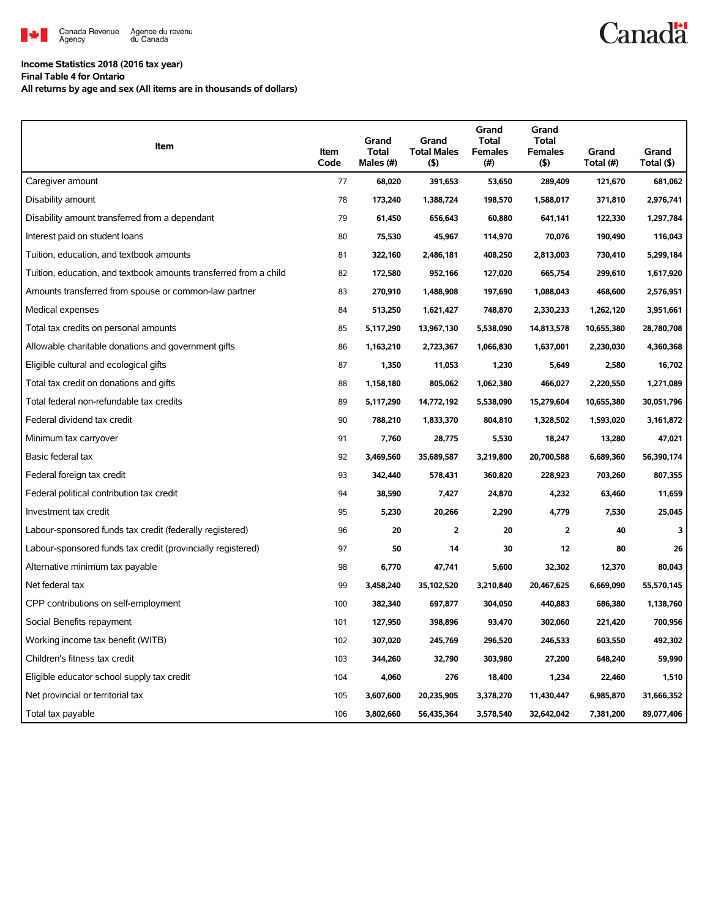**Income Statistics 2018 (2016 tax year)**
**Final Table 4 for Ontario**
**All returns by age and sex (All items are in thousands of dollars)**

| Item | Item Code | Grand Total Males (#) | Grand Total Males ($) | Grand Total Females (#) | Grand Total Females ($) | Grand Total (#) | Grand Total ($) |
|---|---|---|---|---|---|---|---|
| Caregiver amount | 77 | 68,020 | 391,653 | 53,650 | 289,409 | 121,670 | 681,062 |
| Disability amount | 78 | 173,240 | 1,388,724 | 198,570 | 1,588,017 | 371,810 | 2,976,741 |
| Disability amount transferred from a dependant | 79 | 61,450 | 656,643 | 60,880 | 641,141 | 122,330 | 1,297,784 |
| Interest paid on student loans | 80 | 75,530 | 45,967 | 114,970 | 70,076 | 190,490 | 116,043 |
| Tuition, education, and textbook amounts | 81 | 322,160 | 2,486,181 | 408,250 | 2,813,003 | 730,410 | 5,299,184 |
| Tuition, education, and textbook amounts transferred from a child | 82 | 172,580 | 952,166 | 127,020 | 665,754 | 299,610 | 1,617,920 |
| Amounts transferred from spouse or common-law partner | 83 | 270,910 | 1,488,908 | 197,690 | 1,088,043 | 468,600 | 2,576,951 |
| Medical expenses | 84 | 513,250 | 1,621,427 | 748,870 | 2,330,233 | 1,262,120 | 3,951,661 |
| Total tax credits on personal amounts | 85 | 5,117,290 | 13,967,130 | 5,538,090 | 14,813,578 | 10,655,380 | 28,780,708 |
| Allowable charitable donations and government gifts | 86 | 1,163,210 | 2,723,367 | 1,066,830 | 1,637,001 | 2,230,030 | 4,360,368 |
| Eligible cultural and ecological gifts | 87 | 1,350 | 11,053 | 1,230 | 5,649 | 2,580 | 16,702 |
| Total tax credit on donations and gifts | 88 | 1,158,180 | 805,062 | 1,062,380 | 466,027 | 2,220,550 | 1,271,089 |
| Total federal non-refundable tax credits | 89 | 5,117,290 | 14,772,192 | 5,538,090 | 15,279,604 | 10,655,380 | 30,051,796 |
| Federal dividend tax credit | 90 | 788,210 | 1,833,370 | 804,810 | 1,328,502 | 1,593,020 | 3,161,872 |
| Minimum tax carryover | 91 | 7,760 | 28,775 | 5,530 | 18,247 | 13,280 | 47,021 |
| Basic federal tax | 92 | 3,469,560 | 35,689,587 | 3,219,800 | 20,700,588 | 6,689,360 | 56,390,174 |
| Federal foreign tax credit | 93 | 342,440 | 578,431 | 360,820 | 228,923 | 703,260 | 807,355 |
| Federal political contribution tax credit | 94 | 38,590 | 7,427 | 24,870 | 4,232 | 63,460 | 11,659 |
| Investment tax credit | 95 | 5,230 | 20,266 | 2,290 | 4,779 | 7,530 | 25,045 |
| Labour-sponsored funds tax credit (federally registered) | 96 | 20 | 2 | 20 | 2 | 40 | 3 |
| Labour-sponsored funds tax credit (provincially registered) | 97 | 50 | 14 | 30 | 12 | 80 | 26 |
| Alternative minimum tax payable | 98 | 6,770 | 47,741 | 5,600 | 32,302 | 12,370 | 80,043 |
| Net federal tax | 99 | 3,458,240 | 35,102,520 | 3,210,840 | 20,467,625 | 6,669,090 | 55,570,145 |
| CPP contributions on self-employment | 100 | 382,340 | 697,877 | 304,050 | 440,883 | 686,380 | 1,138,760 |
| Social Benefits repayment | 101 | 127,950 | 398,896 | 93,470 | 302,060 | 221,420 | 700,956 |
| Working income tax benefit (WITB) | 102 | 307,020 | 245,769 | 296,520 | 246,533 | 603,550 | 492,302 |
| Children's fitness tax credit | 103 | 344,260 | 32,790 | 303,980 | 27,200 | 648,240 | 59,990 |
| Eligible educator school supply tax credit | 104 | 4,060 | 276 | 18,400 | 1,234 | 22,460 | 1,510 |
| Net provincial or territorial tax | 105 | 3,607,600 | 20,235,905 | 3,378,270 | 11,430,447 | 6,985,870 | 31,666,352 |
| Total tax payable | 106 | 3,802,660 | 56,435,364 | 3,578,540 | 32,642,042 | 7,381,200 | 89,077,406 |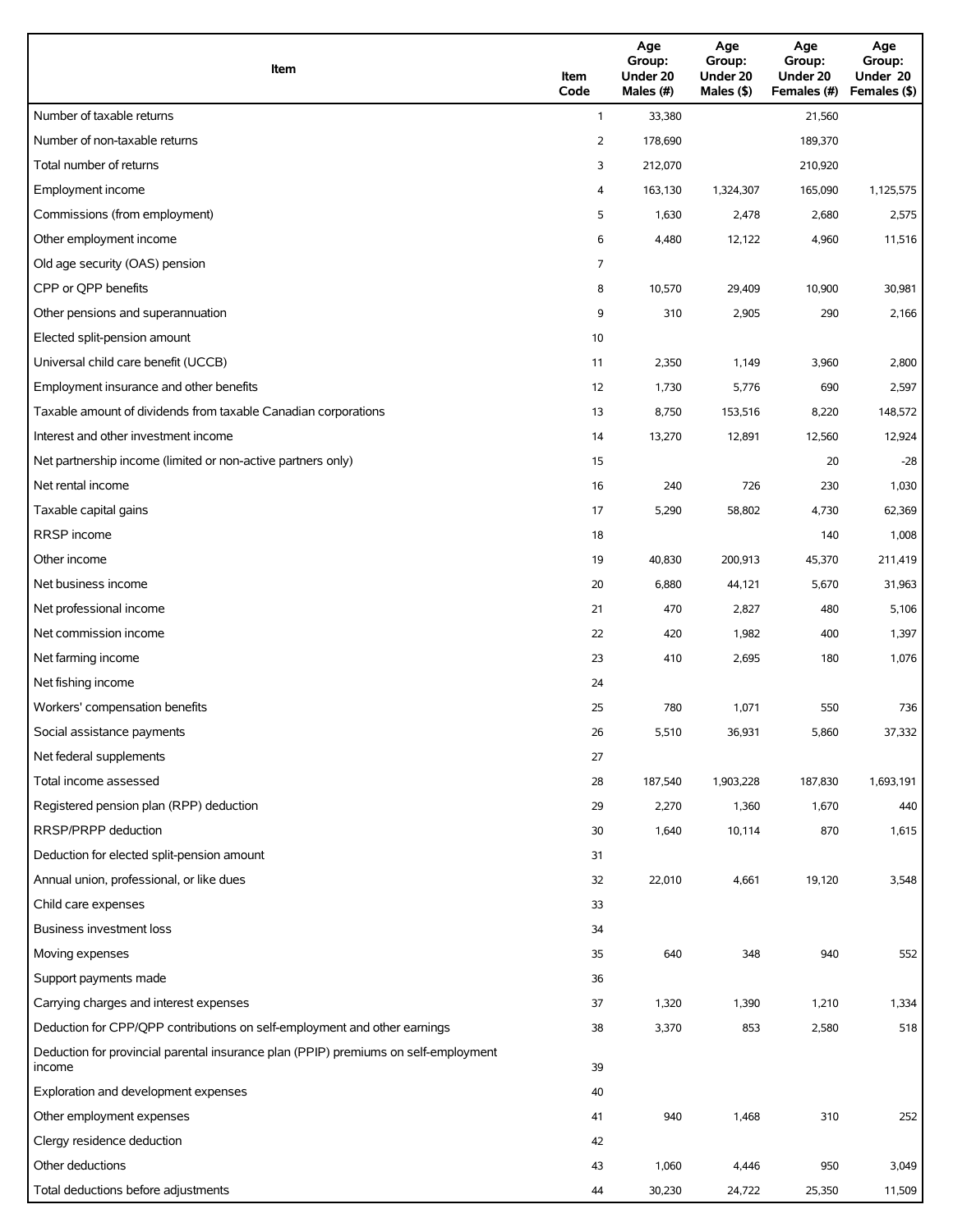| Item | Item Code | Age Group: Under 20 Males (#) | Age Group: Under 20 Males ($) | Age Group: Under 20 Females (#) | Age Group: Under 20 Females ($) |
| --- | --- | --- | --- | --- | --- |
| Number of taxable returns | 1 | 33,380 | | 21,560 | |
| Number of non-taxable returns | 2 | 178,690 | | 189,370 | |
| Total number of returns | 3 | 212,070 | | 210,920 | |
| Employment income | 4 | 163,130 | 1,324,307 | 165,090 | 1,125,575 |
| Commissions (from employment) | 5 | 1,630 | 2,478 | 2,680 | 2,575 |
| Other employment income | 6 | 4,480 | 12,122 | 4,960 | 11,516 |
| Old age security (OAS) pension | 7 | | | | |
| CPP or QPP benefits | 8 | 10,570 | 29,409 | 10,900 | 30,981 |
| Other pensions and superannuation | 9 | 310 | 2,905 | 290 | 2,166 |
| Elected split-pension amount | 10 | | | | |
| Universal child care benefit (UCCB) | 11 | 2,350 | 1,149 | 3,960 | 2,800 |
| Employment insurance and other benefits | 12 | 1,730 | 5,776 | 690 | 2,597 |
| Taxable amount of dividends from taxable Canadian corporations | 13 | 8,750 | 153,516 | 8,220 | 148,572 |
| Interest and other investment income | 14 | 13,270 | 12,891 | 12,560 | 12,924 |
| Net partnership income (limited or non-active partners only) | 15 | | | 20 | -28 |
| Net rental income | 16 | 240 | 726 | 230 | 1,030 |
| Taxable capital gains | 17 | 5,290 | 58,802 | 4,730 | 62,369 |
| RRSP income | 18 | | | 140 | 1,008 |
| Other income | 19 | 40,830 | 200,913 | 45,370 | 211,419 |
| Net business income | 20 | 6,880 | 44,121 | 5,670 | 31,963 |
| Net professional income | 21 | 470 | 2,827 | 480 | 5,106 |
| Net commission income | 22 | 420 | 1,982 | 400 | 1,397 |
| Net farming income | 23 | 410 | 2,695 | 180 | 1,076 |
| Net fishing income | 24 | | | | |
| Workers' compensation benefits | 25 | 780 | 1,071 | 550 | 736 |
| Social assistance payments | 26 | 5,510 | 36,931 | 5,860 | 37,332 |
| Net federal supplements | 27 | | | | |
| Total income assessed | 28 | 187,540 | 1,903,228 | 187,830 | 1,693,191 |
| Registered pension plan (RPP) deduction | 29 | 2,270 | 1,360 | 1,670 | 440 |
| RRSP/PRPP deduction | 30 | 1,640 | 10,114 | 870 | 1,615 |
| Deduction for elected split-pension amount | 31 | | | | |
| Annual union, professional, or like dues | 32 | 22,010 | 4,661 | 19,120 | 3,548 |
| Child care expenses | 33 | | | | |
| Business investment loss | 34 | | | | |
| Moving expenses | 35 | 640 | 348 | 940 | 552 |
| Support payments made | 36 | | | | |
| Carrying charges and interest expenses | 37 | 1,320 | 1,390 | 1,210 | 1,334 |
| Deduction for CPP/QPP contributions on self-employment and other earnings | 38 | 3,370 | 853 | 2,580 | 518 |
| Deduction for provincial parental insurance plan (PPIP) premiums on self-employment income | 39 | | | | |
| Exploration and development expenses | 40 | | | | |
| Other employment expenses | 41 | 940 | 1,468 | 310 | 252 |
| Clergy residence deduction | 42 | | | | |
| Other deductions | 43 | 1,060 | 4,446 | 950 | 3,049 |
| Total deductions before adjustments | 44 | 30,230 | 24,722 | 25,350 | 11,509 |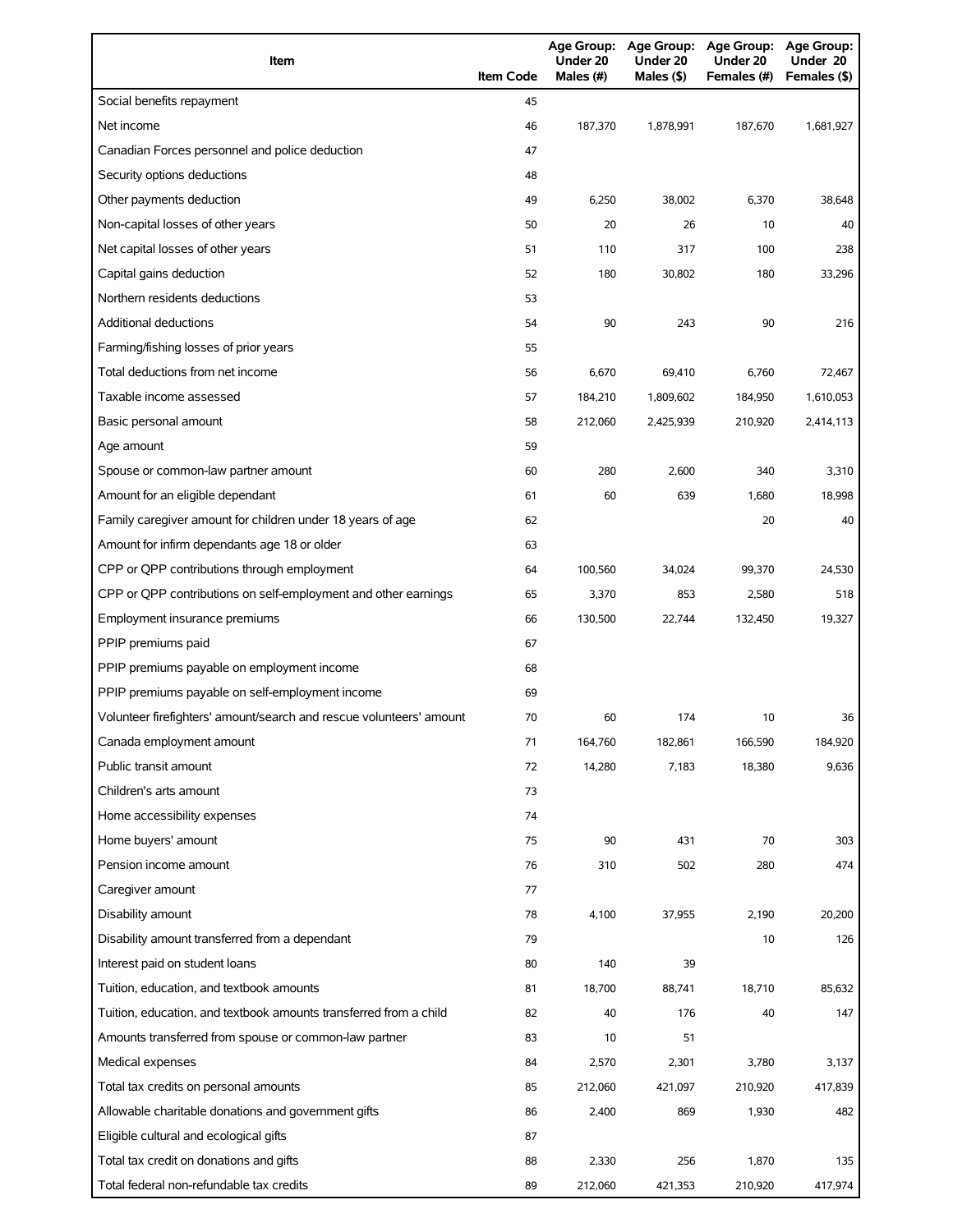| Item | Item Code | Age Group: Under 20 Males (#) | Age Group: Under 20 Males ($) | Age Group: Under 20 Females (#) | Age Group: Under 20 Females ($) |
|---|---|---|---|---|---|
| Social benefits repayment | 45 | | | | |
| Net income | 46 | 187,370 | 1,878,991 | 187,670 | 1,681,927 |
| Canadian Forces personnel and police deduction | 47 | | | | |
| Security options deductions | 48 | | | | |
| Other payments deduction | 49 | 6,250 | 38,002 | 6,370 | 38,648 |
| Non-capital losses of other years | 50 | 20 | 26 | 10 | 40 |
| Net capital losses of other years | 51 | 110 | 317 | 100 | 238 |
| Capital gains deduction | 52 | 180 | 30,802 | 180 | 33,296 |
| Northern residents deductions | 53 | | | | |
| Additional deductions | 54 | 90 | 243 | 90 | 216 |
| Farming/fishing losses of prior years | 55 | | | | |
| Total deductions from net income | 56 | 6,670 | 69,410 | 6,760 | 72,467 |
| Taxable income assessed | 57 | 184,210 | 1,809,602 | 184,950 | 1,610,053 |
| Basic personal amount | 58 | 212,060 | 2,425,939 | 210,920 | 2,414,113 |
| Age amount | 59 | | | | |
| Spouse or common-law partner amount | 60 | 280 | 2,600 | 340 | 3,310 |
| Amount for an eligible dependant | 61 | 60 | 639 | 1,680 | 18,998 |
| Family caregiver amount for children under 18 years of age | 62 | | | 20 | 40 |
| Amount for infirm dependants age 18 or older | 63 | | | | |
| CPP or QPP contributions through employment | 64 | 100,560 | 34,024 | 99,370 | 24,530 |
| CPP or QPP contributions on self-employment and other earnings | 65 | 3,370 | 853 | 2,580 | 518 |
| Employment insurance premiums | 66 | 130,500 | 22,744 | 132,450 | 19,327 |
| PPIP premiums paid | 67 | | | | |
| PPIP premiums payable on employment income | 68 | | | | |
| PPIP premiums payable on self-employment income | 69 | | | | |
| Volunteer firefighters' amount/search and rescue volunteers' amount | 70 | 60 | 174 | 10 | 36 |
| Canada employment amount | 71 | 164,760 | 182,861 | 166,590 | 184,920 |
| Public transit amount | 72 | 14,280 | 7,183 | 18,380 | 9,636 |
| Children's arts amount | 73 | | | | |
| Home accessibility expenses | 74 | | | | |
| Home buyers' amount | 75 | 90 | 431 | 70 | 303 |
| Pension income amount | 76 | 310 | 502 | 280 | 474 |
| Caregiver amount | 77 | | | | |
| Disability amount | 78 | 4,100 | 37,955 | 2,190 | 20,200 |
| Disability amount transferred from a dependant | 79 | | | 10 | 126 |
| Interest paid on student loans | 80 | 140 | 39 | | |
| Tuition, education, and textbook amounts | 81 | 18,700 | 88,741 | 18,710 | 85,632 |
| Tuition, education, and textbook amounts transferred from a child | 82 | 40 | 176 | 40 | 147 |
| Amounts transferred from spouse or common-law partner | 83 | 10 | 51 | | |
| Medical expenses | 84 | 2,570 | 2,301 | 3,780 | 3,137 |
| Total tax credits on personal amounts | 85 | 212,060 | 421,097 | 210,920 | 417,839 |
| Allowable charitable donations and government gifts | 86 | 2,400 | 869 | 1,930 | 482 |
| Eligible cultural and ecological gifts | 87 | | | | |
| Total tax credit on donations and gifts | 88 | 2,330 | 256 | 1,870 | 135 |
| Total federal non-refundable tax credits | 89 | 212,060 | 421,353 | 210,920 | 417,974 |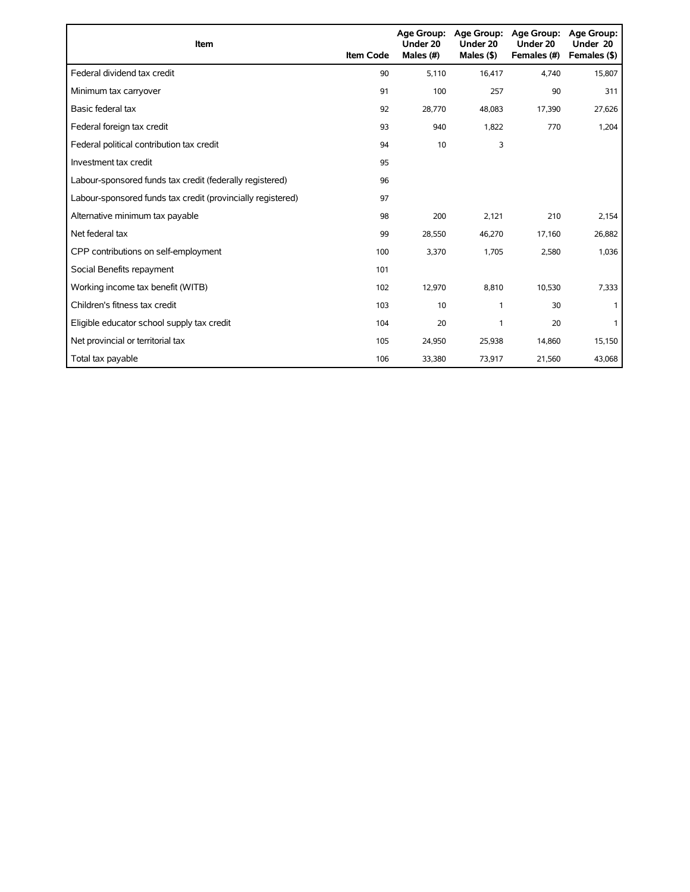| Item | Item Code | Age Group: Under 20 Males (#) | Age Group: Under 20 Males ($) | Age Group: Under 20 Females (#) | Age Group: Under 20 Females ($) |
|---|---|---|---|---|---|
| Federal dividend tax credit | 90 | 5,110 | 16,417 | 4,740 | 15,807 |
| Minimum tax carryover | 91 | 100 | 257 | 90 | 311 |
| Basic federal tax | 92 | 28,770 | 48,083 | 17,390 | 27,626 |
| Federal foreign tax credit | 93 | 940 | 1,822 | 770 | 1,204 |
| Federal political contribution tax credit | 94 | 10 | 3 | | |
| Investment tax credit | 95 | | | | |
| Labour-sponsored funds tax credit (federally registered) | 96 | | | | |
| Labour-sponsored funds tax credit (provincially registered) | 97 | | | | |
| Alternative minimum tax payable | 98 | 200 | 2,121 | 210 | 2,154 |
| Net federal tax | 99 | 28,550 | 46,270 | 17,160 | 26,882 |
| CPP contributions on self-employment | 100 | 3,370 | 1,705 | 2,580 | 1,036 |
| Social Benefits repayment | 101 | | | | |
| Working income tax benefit (WITB) | 102 | 12,970 | 8,810 | 10,530 | 7,333 |
| Children's fitness tax credit | 103 | 10 | 1 | 30 | 1 |
| Eligible educator school supply tax credit | 104 | 20 | 1 | 20 | 1 |
| Net provincial or territorial tax | 105 | 24,950 | 25,938 | 14,860 | 15,150 |
| Total tax payable | 106 | 33,380 | 73,917 | 21,560 | 43,068 |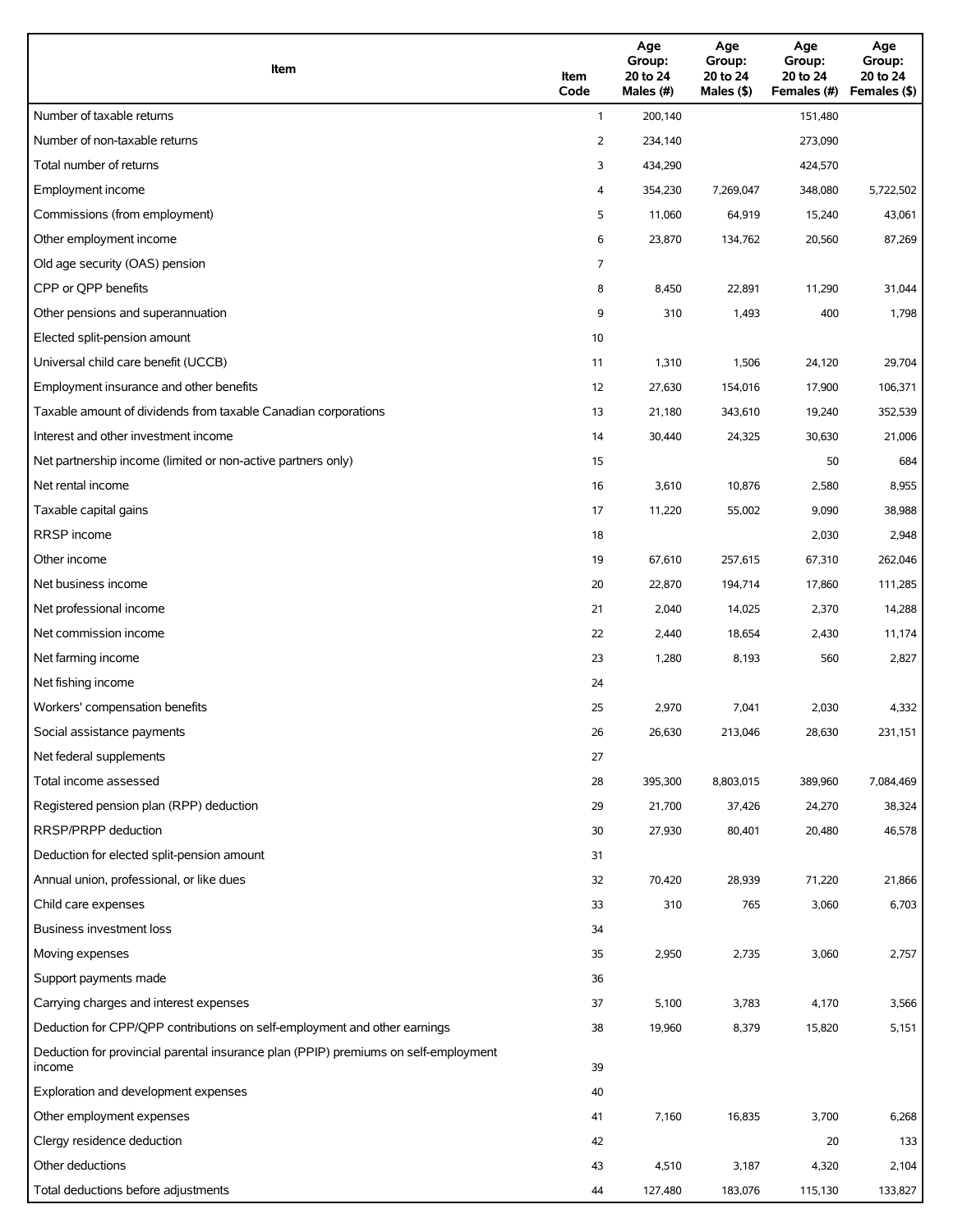| Item | Item Code | Age Group: 20 to 24 Males (#) | Age Group: 20 to 24 Males ($) | Age Group: 20 to 24 Females (#) | Age Group: 20 to 24 Females ($) |
|---|---|---|---|---|---|
| Number of taxable returns | 1 | 200,140 | | 151,480 | |
| Number of non-taxable returns | 2 | 234,140 | | 273,090 | |
| Total number of returns | 3 | 434,290 | | 424,570 | |
| Employment income | 4 | 354,230 | 7,269,047 | 348,080 | 5,722,502 |
| Commissions (from employment) | 5 | 11,060 | 64,919 | 15,240 | 43,061 |
| Other employment income | 6 | 23,870 | 134,762 | 20,560 | 87,269 |
| Old age security (OAS) pension | 7 | | | | |
| CPP or QPP benefits | 8 | 8,450 | 22,891 | 11,290 | 31,044 |
| Other pensions and superannuation | 9 | 310 | 1,493 | 400 | 1,798 |
| Elected split-pension amount | 10 | | | | |
| Universal child care benefit (UCCB) | 11 | 1,310 | 1,506 | 24,120 | 29,704 |
| Employment insurance and other benefits | 12 | 27,630 | 154,016 | 17,900 | 106,371 |
| Taxable amount of dividends from taxable Canadian corporations | 13 | 21,180 | 343,610 | 19,240 | 352,539 |
| Interest and other investment income | 14 | 30,440 | 24,325 | 30,630 | 21,006 |
| Net partnership income (limited or non-active partners only) | 15 | | | 50 | 684 |
| Net rental income | 16 | 3,610 | 10,876 | 2,580 | 8,955 |
| Taxable capital gains | 17 | 11,220 | 55,002 | 9,090 | 38,988 |
| RRSP income | 18 | | | 2,030 | 2,948 |
| Other income | 19 | 67,610 | 257,615 | 67,310 | 262,046 |
| Net business income | 20 | 22,870 | 194,714 | 17,860 | 111,285 |
| Net professional income | 21 | 2,040 | 14,025 | 2,370 | 14,288 |
| Net commission income | 22 | 2,440 | 18,654 | 2,430 | 11,174 |
| Net farming income | 23 | 1,280 | 8,193 | 560 | 2,827 |
| Net fishing income | 24 | | | | |
| Workers' compensation benefits | 25 | 2,970 | 7,041 | 2,030 | 4,332 |
| Social assistance payments | 26 | 26,630 | 213,046 | 28,630 | 231,151 |
| Net federal supplements | 27 | | | | |
| Total income assessed | 28 | 395,300 | 8,803,015 | 389,960 | 7,084,469 |
| Registered pension plan (RPP) deduction | 29 | 21,700 | 37,426 | 24,270 | 38,324 |
| RRSP/PRPP deduction | 30 | 27,930 | 80,401 | 20,480 | 46,578 |
| Deduction for elected split-pension amount | 31 | | | | |
| Annual union, professional, or like dues | 32 | 70,420 | 28,939 | 71,220 | 21,866 |
| Child care expenses | 33 | 310 | 765 | 3,060 | 6,703 |
| Business investment loss | 34 | | | | |
| Moving expenses | 35 | 2,950 | 2,735 | 3,060 | 2,757 |
| Support payments made | 36 | | | | |
| Carrying charges and interest expenses | 37 | 5,100 | 3,783 | 4,170 | 3,566 |
| Deduction for CPP/QPP contributions on self-employment and other earnings | 38 | 19,960 | 8,379 | 15,820 | 5,151 |
| Deduction for provincial parental insurance plan (PPIP) premiums on self-employment income | 39 | | | | |
| Exploration and development expenses | 40 | | | | |
| Other employment expenses | 41 | 7,160 | 16,835 | 3,700 | 6,268 |
| Clergy residence deduction | 42 | | | 20 | 133 |
| Other deductions | 43 | 4,510 | 3,187 | 4,320 | 2,104 |
| Total deductions before adjustments | 44 | 127,480 | 183,076 | 115,130 | 133,827 |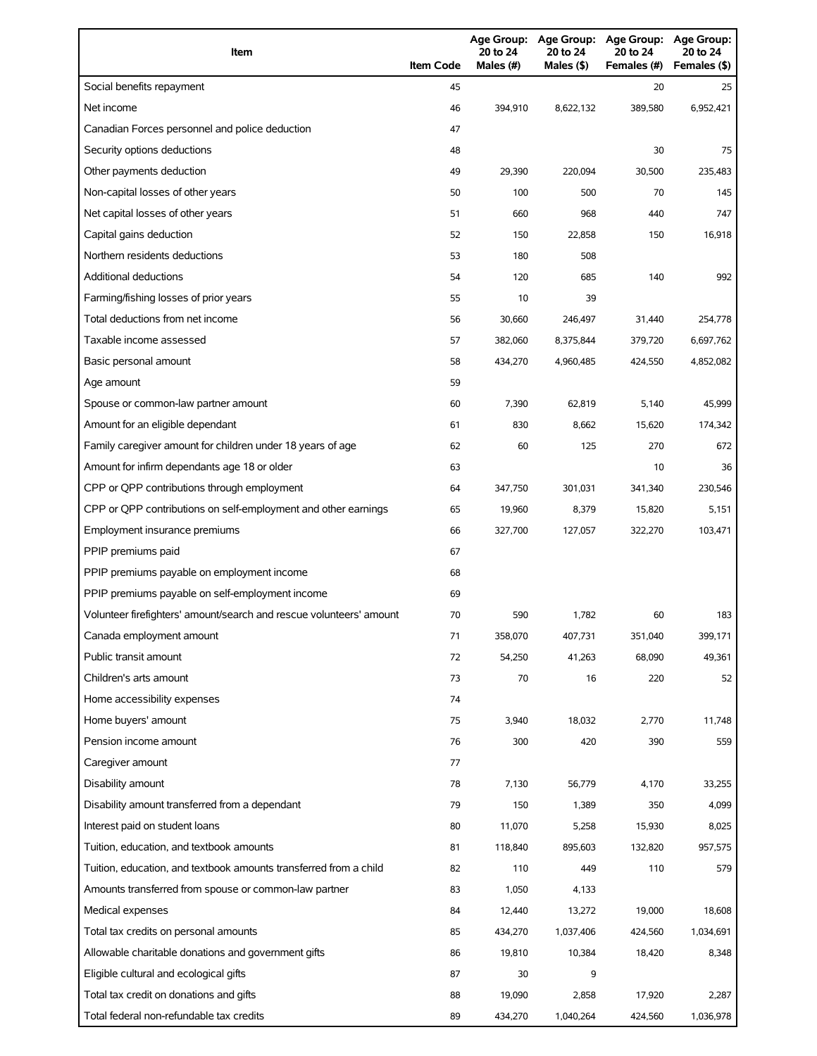| Item | Item Code | Age Group: 20 to 24 Males (#) | Age Group: 20 to 24 Males ($) | Age Group: 20 to 24 Females (#) | Age Group: 20 to 24 Females ($) |
|---|---|---|---|---|---|
| Social benefits repayment | 45 | | | 20 | 25 |
| Net income | 46 | 394,910 | 8,622,132 | 389,580 | 6,952,421 |
| Canadian Forces personnel and police deduction | 47 | | | | |
| Security options deductions | 48 | | | 30 | 75 |
| Other payments deduction | 49 | 29,390 | 220,094 | 30,500 | 235,483 |
| Non-capital losses of other years | 50 | 100 | 500 | 70 | 145 |
| Net capital losses of other years | 51 | 660 | 968 | 440 | 747 |
| Capital gains deduction | 52 | 150 | 22,858 | 150 | 16,918 |
| Northern residents deductions | 53 | 180 | 508 | | |
| Additional deductions | 54 | 120 | 685 | 140 | 992 |
| Farming/fishing losses of prior years | 55 | 10 | 39 | | |
| Total deductions from net income | 56 | 30,660 | 246,497 | 31,440 | 254,778 |
| Taxable income assessed | 57 | 382,060 | 8,375,844 | 379,720 | 6,697,762 |
| Basic personal amount | 58 | 434,270 | 4,960,485 | 424,550 | 4,852,082 |
| Age amount | 59 | | | | |
| Spouse or common-law partner amount | 60 | 7,390 | 62,819 | 5,140 | 45,999 |
| Amount for an eligible dependant | 61 | 830 | 8,662 | 15,620 | 174,342 |
| Family caregiver amount for children under 18 years of age | 62 | 60 | 125 | 270 | 672 |
| Amount for infirm dependants age 18 or older | 63 | | | 10 | 36 |
| CPP or QPP contributions through employment | 64 | 347,750 | 301,031 | 341,340 | 230,546 |
| CPP or QPP contributions on self-employment and other earnings | 65 | 19,960 | 8,379 | 15,820 | 5,151 |
| Employment insurance premiums | 66 | 327,700 | 127,057 | 322,270 | 103,471 |
| PPIP premiums paid | 67 | | | | |
| PPIP premiums payable on employment income | 68 | | | | |
| PPIP premiums payable on self-employment income | 69 | | | | |
| Volunteer firefighters' amount/search and rescue volunteers' amount | 70 | 590 | 1,782 | 60 | 183 |
| Canada employment amount | 71 | 358,070 | 407,731 | 351,040 | 399,171 |
| Public transit amount | 72 | 54,250 | 41,263 | 68,090 | 49,361 |
| Children's arts amount | 73 | 70 | 16 | 220 | 52 |
| Home accessibility expenses | 74 | | | | |
| Home buyers' amount | 75 | 3,940 | 18,032 | 2,770 | 11,748 |
| Pension income amount | 76 | 300 | 420 | 390 | 559 |
| Caregiver amount | 77 | | | | |
| Disability amount | 78 | 7,130 | 56,779 | 4,170 | 33,255 |
| Disability amount transferred from a dependant | 79 | 150 | 1,389 | 350 | 4,099 |
| Interest paid on student loans | 80 | 11,070 | 5,258 | 15,930 | 8,025 |
| Tuition, education, and textbook amounts | 81 | 118,840 | 895,603 | 132,820 | 957,575 |
| Tuition, education, and textbook amounts transferred from a child | 82 | 110 | 449 | 110 | 579 |
| Amounts transferred from spouse or common-law partner | 83 | 1,050 | 4,133 | | |
| Medical expenses | 84 | 12,440 | 13,272 | 19,000 | 18,608 |
| Total tax credits on personal amounts | 85 | 434,270 | 1,037,406 | 424,560 | 1,034,691 |
| Allowable charitable donations and government gifts | 86 | 19,810 | 10,384 | 18,420 | 8,348 |
| Eligible cultural and ecological gifts | 87 | 30 | 9 | | |
| Total tax credit on donations and gifts | 88 | 19,090 | 2,858 | 17,920 | 2,287 |
| Total federal non-refundable tax credits | 89 | 434,270 | 1,040,264 | 424,560 | 1,036,978 |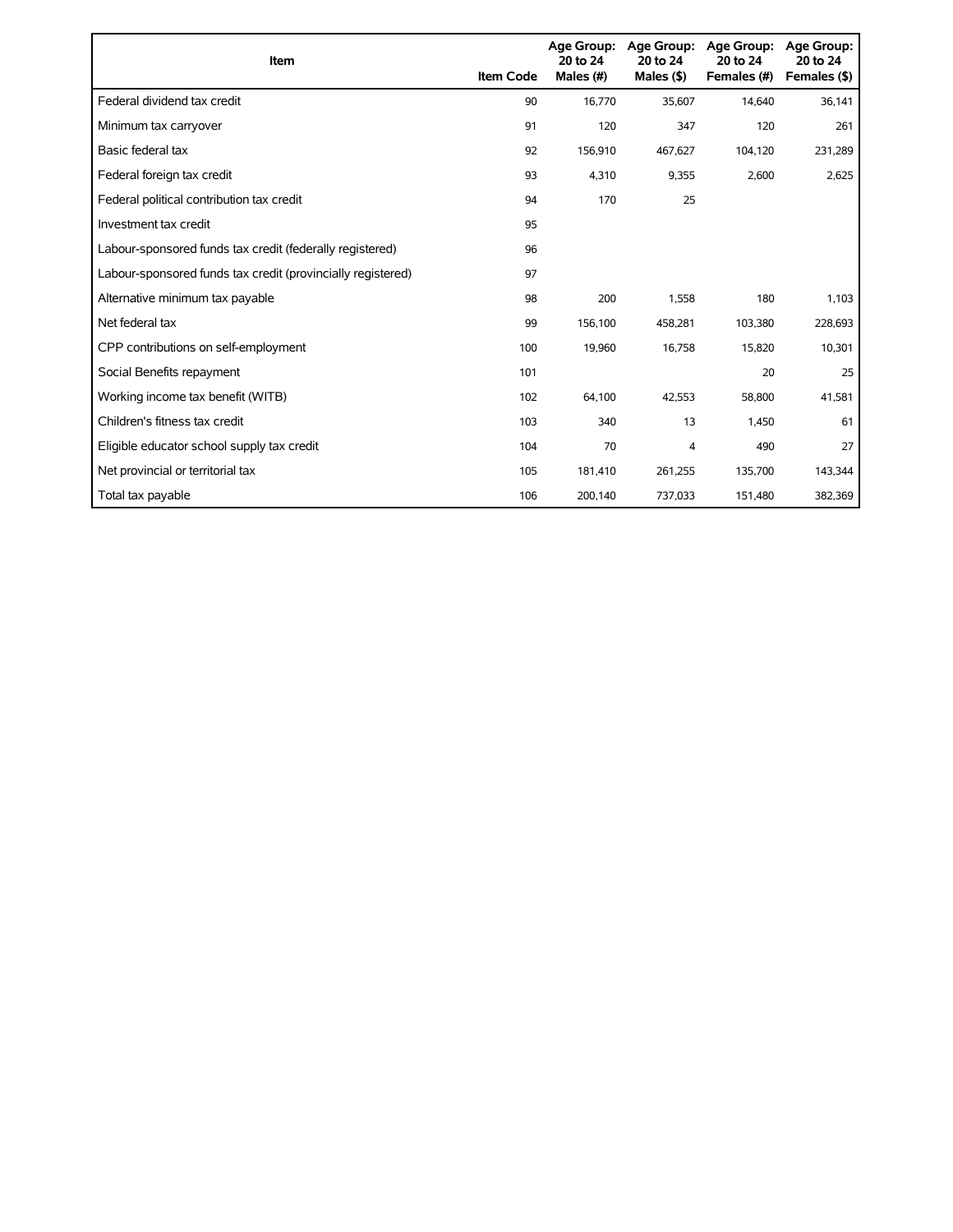| Item | Item Code | Age Group: 20 to 24 Males (#) | Age Group: 20 to 24 Males ($) | Age Group: 20 to 24 Females (#) | Age Group: 20 to 24 Females ($) |
| --- | --- | --- | --- | --- | --- |
| Federal dividend tax credit | 90 | 16,770 | 35,607 | 14,640 | 36,141 |
| Minimum tax carryover | 91 | 120 | 347 | 120 | 261 |
| Basic federal tax | 92 | 156,910 | 467,627 | 104,120 | 231,289 |
| Federal foreign tax credit | 93 | 4,310 | 9,355 | 2,600 | 2,625 |
| Federal political contribution tax credit | 94 | 170 | 25 | | |
| Investment tax credit | 95 | | | | |
| Labour-sponsored funds tax credit (federally registered) | 96 | | | | |
| Labour-sponsored funds tax credit (provincially registered) | 97 | | | | |
| Alternative minimum tax payable | 98 | 200 | 1,558 | 180 | 1,103 |
| Net federal tax | 99 | 156,100 | 458,281 | 103,380 | 228,693 |
| CPP contributions on self-employment | 100 | 19,960 | 16,758 | 15,820 | 10,301 |
| Social Benefits repayment | 101 | | | 20 | 25 |
| Working income tax benefit (WITB) | 102 | 64,100 | 42,553 | 58,800 | 41,581 |
| Children's fitness tax credit | 103 | 340 | 13 | 1,450 | 61 |
| Eligible educator school supply tax credit | 104 | 70 | 4 | 490 | 27 |
| Net provincial or territorial tax | 105 | 181,410 | 261,255 | 135,700 | 143,344 |
| Total tax payable | 106 | 200,140 | 737,033 | 151,480 | 382,369 |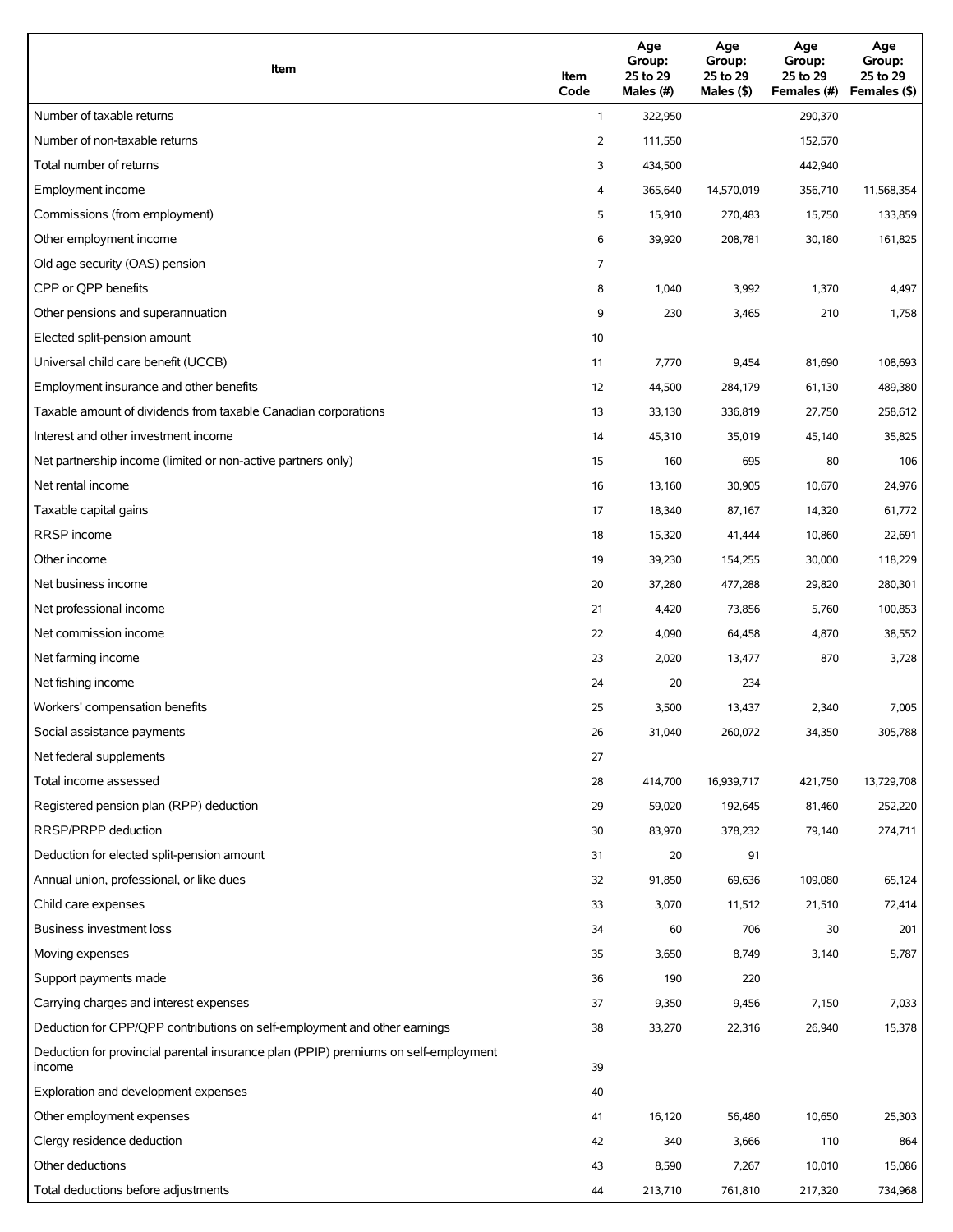| Item | Item Code | Age Group: 25 to 29 Males (#) | Age Group: 25 to 29 Males ($) | Age Group: 25 to 29 Females (#) | Age Group: 25 to 29 Females ($) |
|---|---|---|---|---|---|
| Number of taxable returns | 1 | 322,950 | | 290,370 | |
| Number of non-taxable returns | 2 | 111,550 | | 152,570 | |
| Total number of returns | 3 | 434,500 | | 442,940 | |
| Employment income | 4 | 365,640 | 14,570,019 | 356,710 | 11,568,354 |
| Commissions (from employment) | 5 | 15,910 | 270,483 | 15,750 | 133,859 |
| Other employment income | 6 | 39,920 | 208,781 | 30,180 | 161,825 |
| Old age security (OAS) pension | 7 | | | | |
| CPP or QPP benefits | 8 | 1,040 | 3,992 | 1,370 | 4,497 |
| Other pensions and superannuation | 9 | 230 | 3,465 | 210 | 1,758 |
| Elected split-pension amount | 10 | | | | |
| Universal child care benefit (UCCB) | 11 | 7,770 | 9,454 | 81,690 | 108,693 |
| Employment insurance and other benefits | 12 | 44,500 | 284,179 | 61,130 | 489,380 |
| Taxable amount of dividends from taxable Canadian corporations | 13 | 33,130 | 336,819 | 27,750 | 258,612 |
| Interest and other investment income | 14 | 45,310 | 35,019 | 45,140 | 35,825 |
| Net partnership income (limited or non-active partners only) | 15 | 160 | 695 | 80 | 106 |
| Net rental income | 16 | 13,160 | 30,905 | 10,670 | 24,976 |
| Taxable capital gains | 17 | 18,340 | 87,167 | 14,320 | 61,772 |
| RRSP income | 18 | 15,320 | 41,444 | 10,860 | 22,691 |
| Other income | 19 | 39,230 | 154,255 | 30,000 | 118,229 |
| Net business income | 20 | 37,280 | 477,288 | 29,820 | 280,301 |
| Net professional income | 21 | 4,420 | 73,856 | 5,760 | 100,853 |
| Net commission income | 22 | 4,090 | 64,458 | 4,870 | 38,552 |
| Net farming income | 23 | 2,020 | 13,477 | 870 | 3,728 |
| Net fishing income | 24 | 20 | 234 | | |
| Workers' compensation benefits | 25 | 3,500 | 13,437 | 2,340 | 7,005 |
| Social assistance payments | 26 | 31,040 | 260,072 | 34,350 | 305,788 |
| Net federal supplements | 27 | | | | |
| Total income assessed | 28 | 414,700 | 16,939,717 | 421,750 | 13,729,708 |
| Registered pension plan (RPP) deduction | 29 | 59,020 | 192,645 | 81,460 | 252,220 |
| RRSP/PRPP deduction | 30 | 83,970 | 378,232 | 79,140 | 274,711 |
| Deduction for elected split-pension amount | 31 | 20 | 91 | | |
| Annual union, professional, or like dues | 32 | 91,850 | 69,636 | 109,080 | 65,124 |
| Child care expenses | 33 | 3,070 | 11,512 | 21,510 | 72,414 |
| Business investment loss | 34 | 60 | 706 | 30 | 201 |
| Moving expenses | 35 | 3,650 | 8,749 | 3,140 | 5,787 |
| Support payments made | 36 | 190 | 220 | | |
| Carrying charges and interest expenses | 37 | 9,350 | 9,456 | 7,150 | 7,033 |
| Deduction for CPP/QPP contributions on self-employment and other earnings | 38 | 33,270 | 22,316 | 26,940 | 15,378 |
| Deduction for provincial parental insurance plan (PPIP) premiums on self-employment income | 39 | | | | |
| Exploration and development expenses | 40 | | | | |
| Other employment expenses | 41 | 16,120 | 56,480 | 10,650 | 25,303 |
| Clergy residence deduction | 42 | 340 | 3,666 | 110 | 864 |
| Other deductions | 43 | 8,590 | 7,267 | 10,010 | 15,086 |
| Total deductions before adjustments | 44 | 213,710 | 761,810 | 217,320 | 734,968 |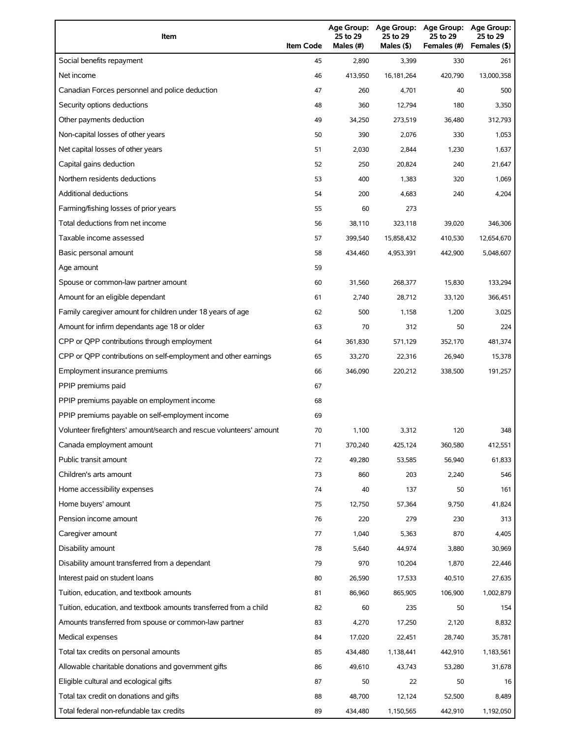| Item | Item Code | Age Group: 25 to 29 Males (#) | Age Group: 25 to 29 Males ($) | Age Group: 25 to 29 Females (#) | Age Group: 25 to 29 Females ($) |
|---|---|---|---|---|---|
| Social benefits repayment | 45 | 2,890 | 3,399 | 330 | 261 |
| Net income | 46 | 413,950 | 16,181,264 | 420,790 | 13,000,358 |
| Canadian Forces personnel and police deduction | 47 | 260 | 4,701 | 40 | 500 |
| Security options deductions | 48 | 360 | 12,794 | 180 | 3,350 |
| Other payments deduction | 49 | 34,250 | 273,519 | 36,480 | 312,793 |
| Non-capital losses of other years | 50 | 390 | 2,076 | 330 | 1,053 |
| Net capital losses of other years | 51 | 2,030 | 2,844 | 1,230 | 1,637 |
| Capital gains deduction | 52 | 250 | 20,824 | 240 | 21,647 |
| Northern residents deductions | 53 | 400 | 1,383 | 320 | 1,069 |
| Additional deductions | 54 | 200 | 4,683 | 240 | 4,204 |
| Farming/fishing losses of prior years | 55 | 60 | 273 | | |
| Total deductions from net income | 56 | 38,110 | 323,118 | 39,020 | 346,306 |
| Taxable income assessed | 57 | 399,540 | 15,858,432 | 410,530 | 12,654,670 |
| Basic personal amount | 58 | 434,460 | 4,953,391 | 442,900 | 5,048,607 |
| Age amount | 59 | | | | |
| Spouse or common-law partner amount | 60 | 31,560 | 268,377 | 15,830 | 133,294 |
| Amount for an eligible dependant | 61 | 2,740 | 28,712 | 33,120 | 366,451 |
| Family caregiver amount for children under 18 years of age | 62 | 500 | 1,158 | 1,200 | 3,025 |
| Amount for infirm dependants age 18 or older | 63 | 70 | 312 | 50 | 224 |
| CPP or QPP contributions through employment | 64 | 361,830 | 571,129 | 352,170 | 481,374 |
| CPP or QPP contributions on self-employment and other earnings | 65 | 33,270 | 22,316 | 26,940 | 15,378 |
| Employment insurance premiums | 66 | 346,090 | 220,212 | 338,500 | 191,257 |
| PPIP premiums paid | 67 | | | | |
| PPIP premiums payable on employment income | 68 | | | | |
| PPIP premiums payable on self-employment income | 69 | | | | |
| Volunteer firefighters' amount/search and rescue volunteers' amount | 70 | 1,100 | 3,312 | 120 | 348 |
| Canada employment amount | 71 | 370,240 | 425,124 | 360,580 | 412,551 |
| Public transit amount | 72 | 49,280 | 53,585 | 56,940 | 61,833 |
| Children's arts amount | 73 | 860 | 203 | 2,240 | 546 |
| Home accessibility expenses | 74 | 40 | 137 | 50 | 161 |
| Home buyers' amount | 75 | 12,750 | 57,364 | 9,750 | 41,824 |
| Pension income amount | 76 | 220 | 279 | 230 | 313 |
| Caregiver amount | 77 | 1,040 | 5,363 | 870 | 4,405 |
| Disability amount | 78 | 5,640 | 44,974 | 3,880 | 30,969 |
| Disability amount transferred from a dependant | 79 | 970 | 10,204 | 1,870 | 22,446 |
| Interest paid on student loans | 80 | 26,590 | 17,533 | 40,510 | 27,635 |
| Tuition, education, and textbook amounts | 81 | 86,960 | 865,905 | 106,900 | 1,002,879 |
| Tuition, education, and textbook amounts transferred from a child | 82 | 60 | 235 | 50 | 154 |
| Amounts transferred from spouse or common-law partner | 83 | 4,270 | 17,250 | 2,120 | 8,832 |
| Medical expenses | 84 | 17,020 | 22,451 | 28,740 | 35,781 |
| Total tax credits on personal amounts | 85 | 434,480 | 1,138,441 | 442,910 | 1,183,561 |
| Allowable charitable donations and government gifts | 86 | 49,610 | 43,743 | 53,280 | 31,678 |
| Eligible cultural and ecological gifts | 87 | 50 | 22 | 50 | 16 |
| Total tax credit on donations and gifts | 88 | 48,700 | 12,124 | 52,500 | 8,489 |
| Total federal non-refundable tax credits | 89 | 434,480 | 1,150,565 | 442,910 | 1,192,050 |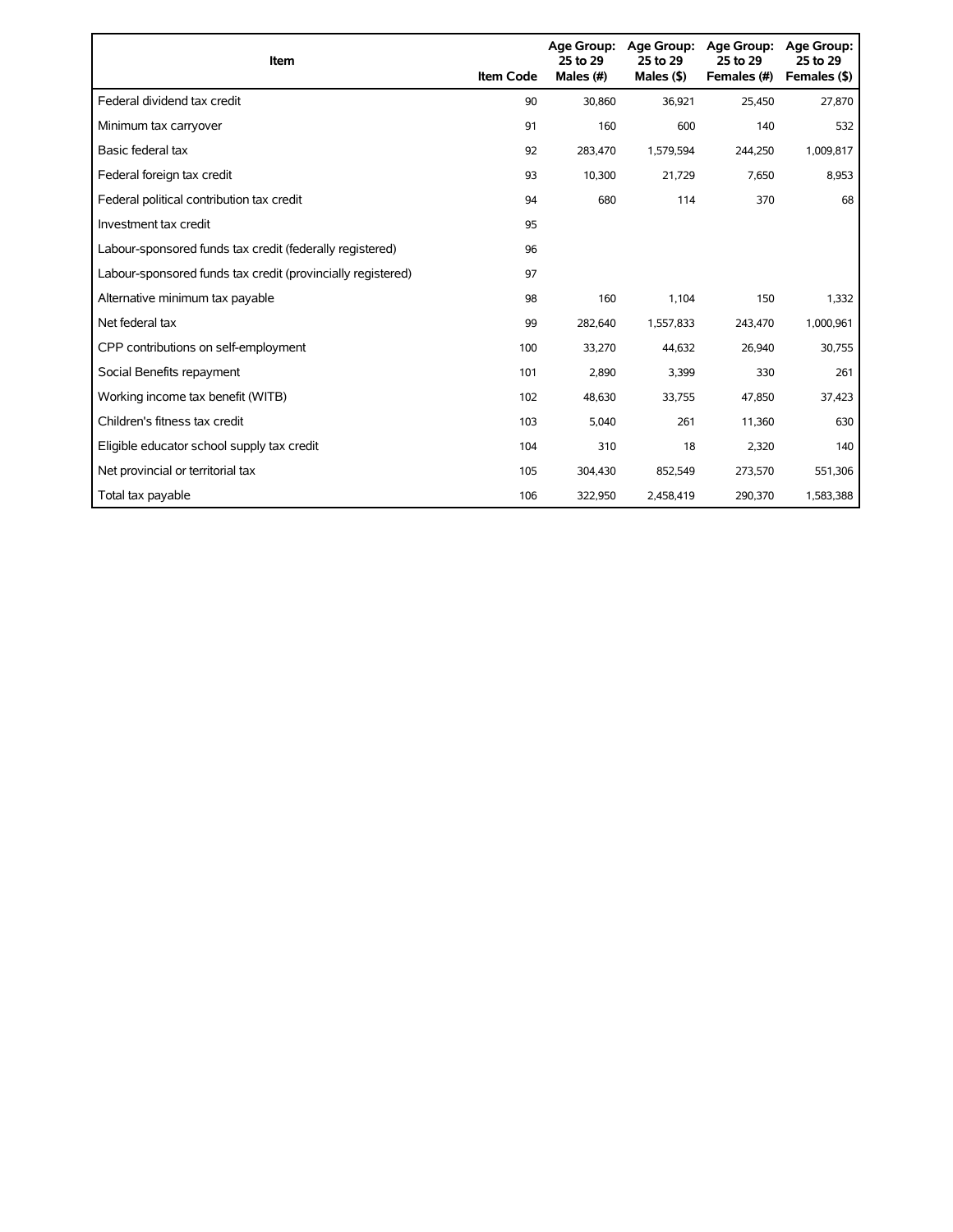| Item | Item Code | Age Group: 25 to 29 Males (#) | Age Group: 25 to 29 Males ($) | Age Group: 25 to 29 Females (#) | Age Group: 25 to 29 Females ($) |
|---|---|---|---|---|---|
| Federal dividend tax credit | 90 | 30,860 | 36,921 | 25,450 | 27,870 |
| Minimum tax carryover | 91 | 160 | 600 | 140 | 532 |
| Basic federal tax | 92 | 283,470 | 1,579,594 | 244,250 | 1,009,817 |
| Federal foreign tax credit | 93 | 10,300 | 21,729 | 7,650 | 8,953 |
| Federal political contribution tax credit | 94 | 680 | 114 | 370 | 68 |
| Investment tax credit | 95 | | | | |
| Labour-sponsored funds tax credit (federally registered) | 96 | | | | |
| Labour-sponsored funds tax credit (provincially registered) | 97 | | | | |
| Alternative minimum tax payable | 98 | 160 | 1,104 | 150 | 1,332 |
| Net federal tax | 99 | 282,640 | 1,557,833 | 243,470 | 1,000,961 |
| CPP contributions on self-employment | 100 | 33,270 | 44,632 | 26,940 | 30,755 |
| Social Benefits repayment | 101 | 2,890 | 3,399 | 330 | 261 |
| Working income tax benefit (WITB) | 102 | 48,630 | 33,755 | 47,850 | 37,423 |
| Children's fitness tax credit | 103 | 5,040 | 261 | 11,360 | 630 |
| Eligible educator school supply tax credit | 104 | 310 | 18 | 2,320 | 140 |
| Net provincial or territorial tax | 105 | 304,430 | 852,549 | 273,570 | 551,306 |
| Total tax payable | 106 | 322,950 | 2,458,419 | 290,370 | 1,583,388 |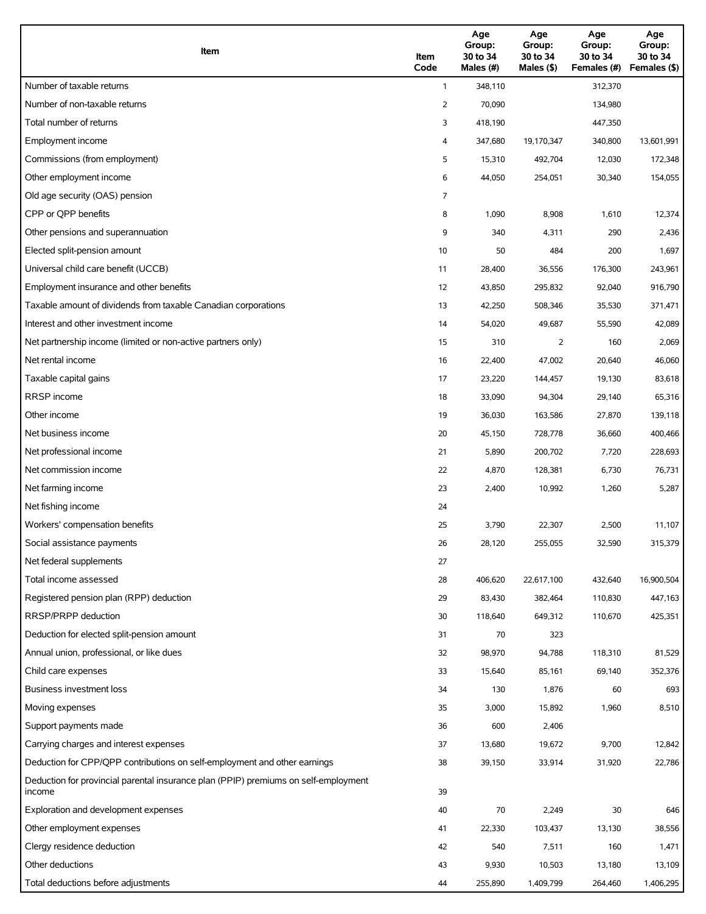| Item | Item Code | Age Group: 30 to 34 Males (#) | Age Group: 30 to 34 Males ($) | Age Group: 30 to 34 Females (#) | Age Group: 30 to 34 Females ($) |
|---|---|---|---|---|---|
| Number of taxable returns | 1 | 348,110 | | 312,370 | |
| Number of non-taxable returns | 2 | 70,090 | | 134,980 | |
| Total number of returns | 3 | 418,190 | | 447,350 | |
| Employment income | 4 | 347,680 | 19,170,347 | 340,800 | 13,601,991 |
| Commissions (from employment) | 5 | 15,310 | 492,704 | 12,030 | 172,348 |
| Other employment income | 6 | 44,050 | 254,051 | 30,340 | 154,055 |
| Old age security (OAS) pension | 7 | | | | |
| CPP or QPP benefits | 8 | 1,090 | 8,908 | 1,610 | 12,374 |
| Other pensions and superannuation | 9 | 340 | 4,311 | 290 | 2,436 |
| Elected split-pension amount | 10 | 50 | 484 | 200 | 1,697 |
| Universal child care benefit (UCCB) | 11 | 28,400 | 36,556 | 176,300 | 243,961 |
| Employment insurance and other benefits | 12 | 43,850 | 295,832 | 92,040 | 916,790 |
| Taxable amount of dividends from taxable Canadian corporations | 13 | 42,250 | 508,346 | 35,530 | 371,471 |
| Interest and other investment income | 14 | 54,020 | 49,687 | 55,590 | 42,089 |
| Net partnership income (limited or non-active partners only) | 15 | 310 | 2 | 160 | 2,069 |
| Net rental income | 16 | 22,400 | 47,002 | 20,640 | 46,060 |
| Taxable capital gains | 17 | 23,220 | 144,457 | 19,130 | 83,618 |
| RRSP income | 18 | 33,090 | 94,304 | 29,140 | 65,316 |
| Other income | 19 | 36,030 | 163,586 | 27,870 | 139,118 |
| Net business income | 20 | 45,150 | 728,778 | 36,660 | 400,466 |
| Net professional income | 21 | 5,890 | 200,702 | 7,720 | 228,693 |
| Net commission income | 22 | 4,870 | 128,381 | 6,730 | 76,731 |
| Net farming income | 23 | 2,400 | 10,992 | 1,260 | 5,287 |
| Net fishing income | 24 | | | | |
| Workers' compensation benefits | 25 | 3,790 | 22,307 | 2,500 | 11,107 |
| Social assistance payments | 26 | 28,120 | 255,055 | 32,590 | 315,379 |
| Net federal supplements | 27 | | | | |
| Total income assessed | 28 | 406,620 | 22,617,100 | 432,640 | 16,900,504 |
| Registered pension plan (RPP) deduction | 29 | 83,430 | 382,464 | 110,830 | 447,163 |
| RRSP/PRPP deduction | 30 | 118,640 | 649,312 | 110,670 | 425,351 |
| Deduction for elected split-pension amount | 31 | 70 | 323 | | |
| Annual union, professional, or like dues | 32 | 98,970 | 94,788 | 118,310 | 81,529 |
| Child care expenses | 33 | 15,640 | 85,161 | 69,140 | 352,376 |
| Business investment loss | 34 | 130 | 1,876 | 60 | 693 |
| Moving expenses | 35 | 3,000 | 15,892 | 1,960 | 8,510 |
| Support payments made | 36 | 600 | 2,406 | | |
| Carrying charges and interest expenses | 37 | 13,680 | 19,672 | 9,700 | 12,842 |
| Deduction for CPP/QPP contributions on self-employment and other earnings | 38 | 39,150 | 33,914 | 31,920 | 22,786 |
| Deduction for provincial parental insurance plan (PPIP) premiums on self-employment income | 39 | | | | |
| Exploration and development expenses | 40 | 70 | 2,249 | 30 | 646 |
| Other employment expenses | 41 | 22,330 | 103,437 | 13,130 | 38,556 |
| Clergy residence deduction | 42 | 540 | 7,511 | 160 | 1,471 |
| Other deductions | 43 | 9,930 | 10,503 | 13,180 | 13,109 |
| Total deductions before adjustments | 44 | 255,890 | 1,409,799 | 264,460 | 1,406,295 |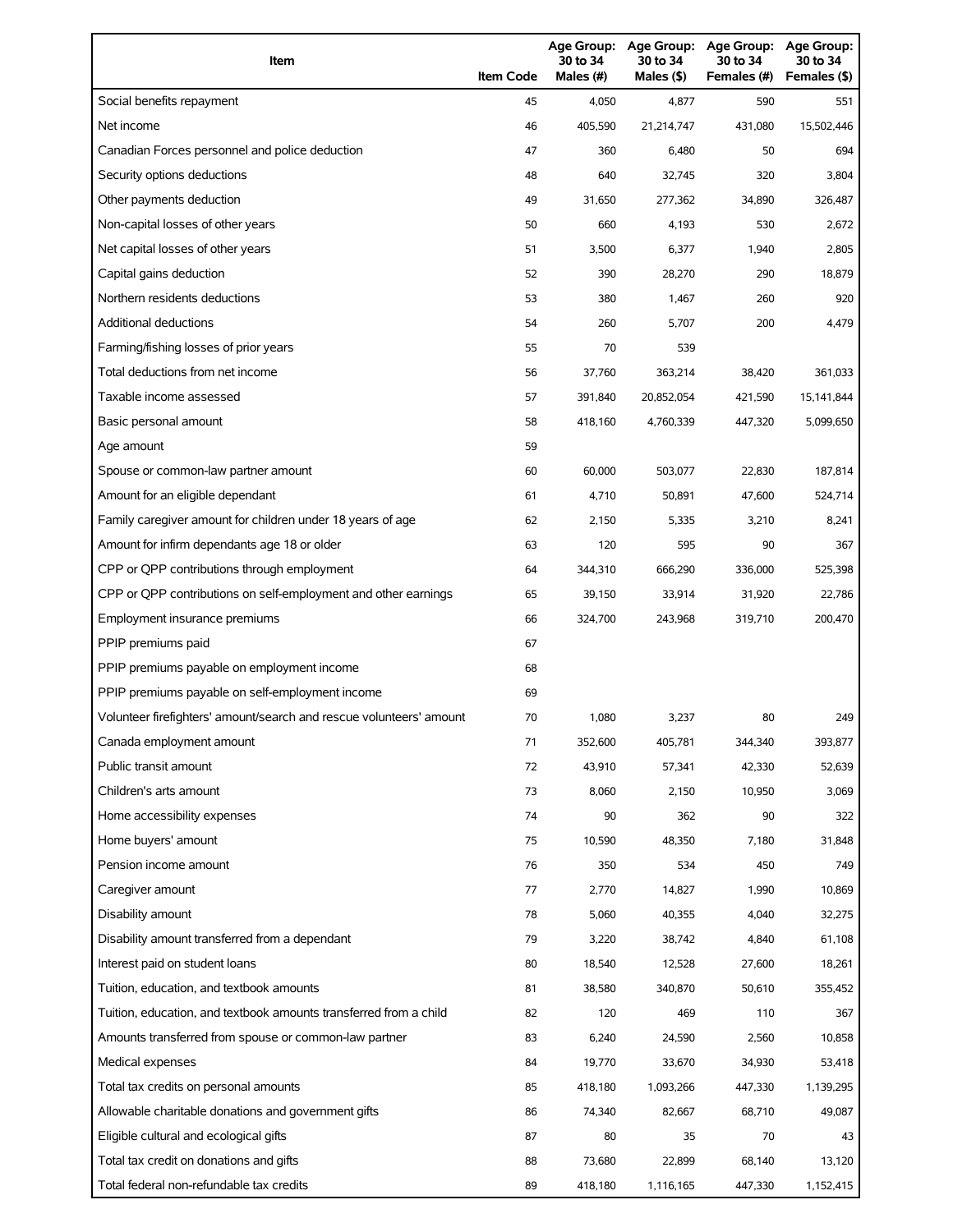| Item | Item Code | Age Group: 30 to 34 Males (#) | Age Group: 30 to 34 Males ($) | Age Group: 30 to 34 Females (#) | Age Group: 30 to 34 Females ($) |
|---|---|---|---|---|---|
| Social benefits repayment | 45 | 4,050 | 4,877 | 590 | 551 |
| Net income | 46 | 405,590 | 21,214,747 | 431,080 | 15,502,446 |
| Canadian Forces personnel and police deduction | 47 | 360 | 6,480 | 50 | 694 |
| Security options deductions | 48 | 640 | 32,745 | 320 | 3,804 |
| Other payments deduction | 49 | 31,650 | 277,362 | 34,890 | 326,487 |
| Non-capital losses of other years | 50 | 660 | 4,193 | 530 | 2,672 |
| Net capital losses of other years | 51 | 3,500 | 6,377 | 1,940 | 2,805 |
| Capital gains deduction | 52 | 390 | 28,270 | 290 | 18,879 |
| Northern residents deductions | 53 | 380 | 1,467 | 260 | 920 |
| Additional deductions | 54 | 260 | 5,707 | 200 | 4,479 |
| Farming/fishing losses of prior years | 55 | 70 | 539 | | |
| Total deductions from net income | 56 | 37,760 | 363,214 | 38,420 | 361,033 |
| Taxable income assessed | 57 | 391,840 | 20,852,054 | 421,590 | 15,141,844 |
| Basic personal amount | 58 | 418,160 | 4,760,339 | 447,320 | 5,099,650 |
| Age amount | 59 | | | | |
| Spouse or common-law partner amount | 60 | 60,000 | 503,077 | 22,830 | 187,814 |
| Amount for an eligible dependant | 61 | 4,710 | 50,891 | 47,600 | 524,714 |
| Family caregiver amount for children under 18 years of age | 62 | 2,150 | 5,335 | 3,210 | 8,241 |
| Amount for infirm dependants age 18 or older | 63 | 120 | 595 | 90 | 367 |
| CPP or QPP contributions through employment | 64 | 344,310 | 666,290 | 336,000 | 525,398 |
| CPP or QPP contributions on self-employment and other earnings | 65 | 39,150 | 33,914 | 31,920 | 22,786 |
| Employment insurance premiums | 66 | 324,700 | 243,968 | 319,710 | 200,470 |
| PPIP premiums paid | 67 | | | | |
| PPIP premiums payable on employment income | 68 | | | | |
| PPIP premiums payable on self-employment income | 69 | | | | |
| Volunteer firefighters' amount/search and rescue volunteers' amount | 70 | 1,080 | 3,237 | 80 | 249 |
| Canada employment amount | 71 | 352,600 | 405,781 | 344,340 | 393,877 |
| Public transit amount | 72 | 43,910 | 57,341 | 42,330 | 52,639 |
| Children's arts amount | 73 | 8,060 | 2,150 | 10,950 | 3,069 |
| Home accessibility expenses | 74 | 90 | 362 | 90 | 322 |
| Home buyers' amount | 75 | 10,590 | 48,350 | 7,180 | 31,848 |
| Pension income amount | 76 | 350 | 534 | 450 | 749 |
| Caregiver amount | 77 | 2,770 | 14,827 | 1,990 | 10,869 |
| Disability amount | 78 | 5,060 | 40,355 | 4,040 | 32,275 |
| Disability amount transferred from a dependant | 79 | 3,220 | 38,742 | 4,840 | 61,108 |
| Interest paid on student loans | 80 | 18,540 | 12,528 | 27,600 | 18,261 |
| Tuition, education, and textbook amounts | 81 | 38,580 | 340,870 | 50,610 | 355,452 |
| Tuition, education, and textbook amounts transferred from a child | 82 | 120 | 469 | 110 | 367 |
| Amounts transferred from spouse or common-law partner | 83 | 6,240 | 24,590 | 2,560 | 10,858 |
| Medical expenses | 84 | 19,770 | 33,670 | 34,930 | 53,418 |
| Total tax credits on personal amounts | 85 | 418,180 | 1,093,266 | 447,330 | 1,139,295 |
| Allowable charitable donations and government gifts | 86 | 74,340 | 82,667 | 68,710 | 49,087 |
| Eligible cultural and ecological gifts | 87 | 80 | 35 | 70 | 43 |
| Total tax credit on donations and gifts | 88 | 73,680 | 22,899 | 68,140 | 13,120 |
| Total federal non-refundable tax credits | 89 | 418,180 | 1,116,165 | 447,330 | 1,152,415 |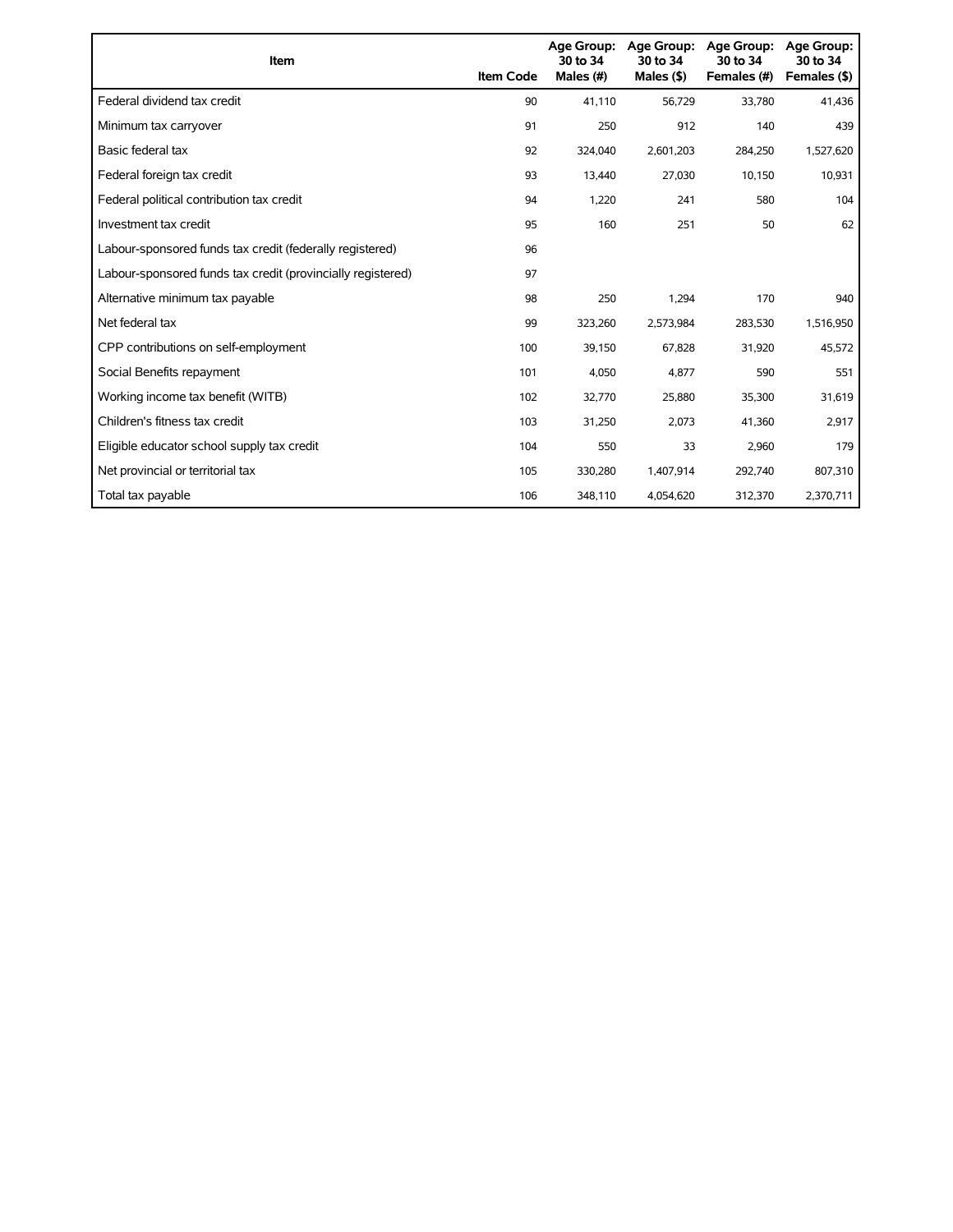| Item | Item Code | Age Group: 30 to 34 Males (#) | Age Group: 30 to 34 Males ($) | Age Group: 30 to 34 Females (#) | Age Group: 30 to 34 Females ($) |
| --- | --- | --- | --- | --- | --- |
| Federal dividend tax credit | 90 | 41,110 | 56,729 | 33,780 | 41,436 |
| Minimum tax carryover | 91 | 250 | 912 | 140 | 439 |
| Basic federal tax | 92 | 324,040 | 2,601,203 | 284,250 | 1,527,620 |
| Federal foreign tax credit | 93 | 13,440 | 27,030 | 10,150 | 10,931 |
| Federal political contribution tax credit | 94 | 1,220 | 241 | 580 | 104 |
| Investment tax credit | 95 | 160 | 251 | 50 | 62 |
| Labour-sponsored funds tax credit (federally registered) | 96 | | | | |
| Labour-sponsored funds tax credit (provincially registered) | 97 | | | | |
| Alternative minimum tax payable | 98 | 250 | 1,294 | 170 | 940 |
| Net federal tax | 99 | 323,260 | 2,573,984 | 283,530 | 1,516,950 |
| CPP contributions on self-employment | 100 | 39,150 | 67,828 | 31,920 | 45,572 |
| Social Benefits repayment | 101 | 4,050 | 4,877 | 590 | 551 |
| Working income tax benefit (WITB) | 102 | 32,770 | 25,880 | 35,300 | 31,619 |
| Children's fitness tax credit | 103 | 31,250 | 2,073 | 41,360 | 2,917 |
| Eligible educator school supply tax credit | 104 | 550 | 33 | 2,960 | 179 |
| Net provincial or territorial tax | 105 | 330,280 | 1,407,914 | 292,740 | 807,310 |
| Total tax payable | 106 | 348,110 | 4,054,620 | 312,370 | 2,370,711 |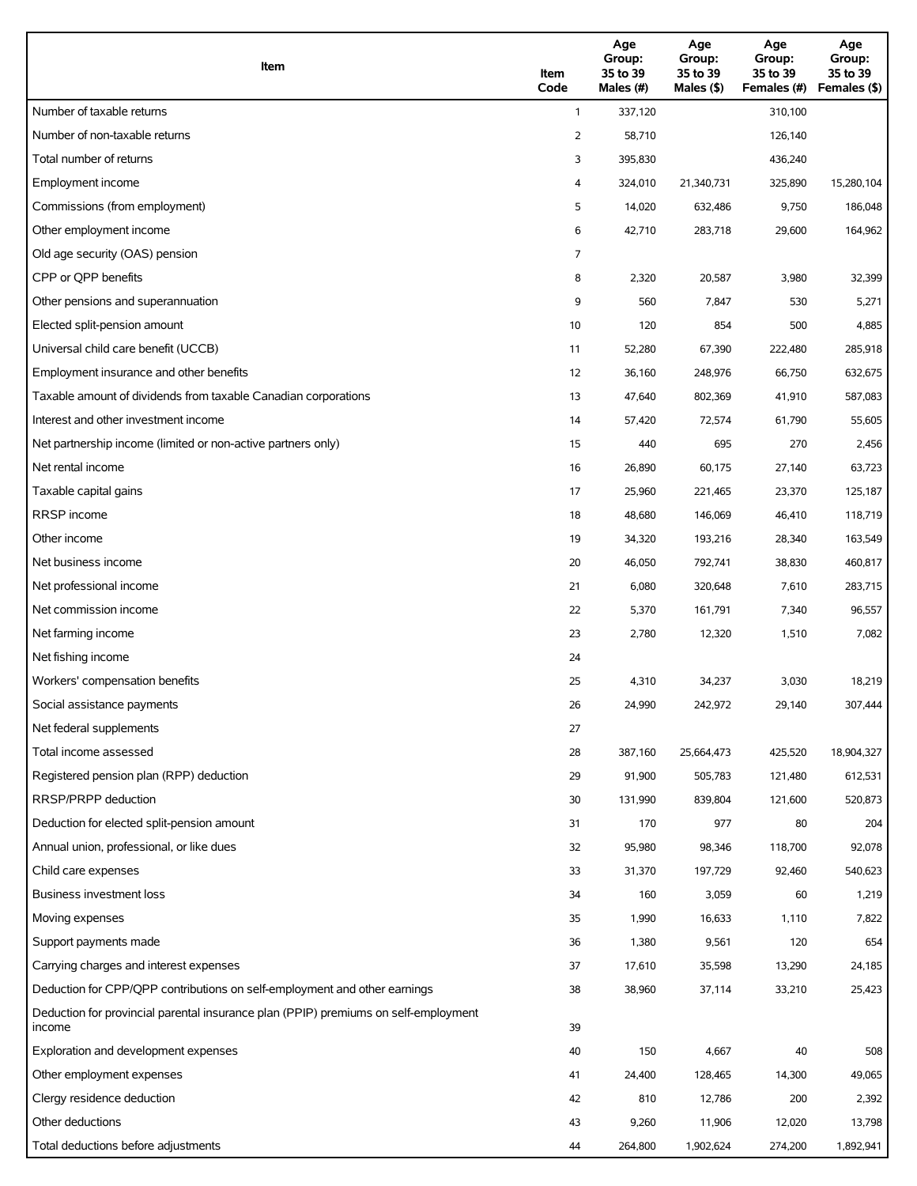| Item | Item Code | Age Group: 35 to 39 Males (#) | Age Group: 35 to 39 Males ($) | Age Group: 35 to 39 Females (#) | Age Group: 35 to 39 Females ($) |
|---|---|---|---|---|---|
| Number of taxable returns | 1 | 337,120 | | 310,100 | |
| Number of non-taxable returns | 2 | 58,710 | | 126,140 | |
| Total number of returns | 3 | 395,830 | | 436,240 | |
| Employment income | 4 | 324,010 | 21,340,731 | 325,890 | 15,280,104 |
| Commissions (from employment) | 5 | 14,020 | 632,486 | 9,750 | 186,048 |
| Other employment income | 6 | 42,710 | 283,718 | 29,600 | 164,962 |
| Old age security (OAS) pension | 7 | | | | |
| CPP or QPP benefits | 8 | 2,320 | 20,587 | 3,980 | 32,399 |
| Other pensions and superannuation | 9 | 560 | 7,847 | 530 | 5,271 |
| Elected split-pension amount | 10 | 120 | 854 | 500 | 4,885 |
| Universal child care benefit (UCCB) | 11 | 52,280 | 67,390 | 222,480 | 285,918 |
| Employment insurance and other benefits | 12 | 36,160 | 248,976 | 66,750 | 632,675 |
| Taxable amount of dividends from taxable Canadian corporations | 13 | 47,640 | 802,369 | 41,910 | 587,083 |
| Interest and other investment income | 14 | 57,420 | 72,574 | 61,790 | 55,605 |
| Net partnership income (limited or non-active partners only) | 15 | 440 | 695 | 270 | 2,456 |
| Net rental income | 16 | 26,890 | 60,175 | 27,140 | 63,723 |
| Taxable capital gains | 17 | 25,960 | 221,465 | 23,370 | 125,187 |
| RRSP income | 18 | 48,680 | 146,069 | 46,410 | 118,719 |
| Other income | 19 | 34,320 | 193,216 | 28,340 | 163,549 |
| Net business income | 20 | 46,050 | 792,741 | 38,830 | 460,817 |
| Net professional income | 21 | 6,080 | 320,648 | 7,610 | 283,715 |
| Net commission income | 22 | 5,370 | 161,791 | 7,340 | 96,557 |
| Net farming income | 23 | 2,780 | 12,320 | 1,510 | 7,082 |
| Net fishing income | 24 | | | | |
| Workers' compensation benefits | 25 | 4,310 | 34,237 | 3,030 | 18,219 |
| Social assistance payments | 26 | 24,990 | 242,972 | 29,140 | 307,444 |
| Net federal supplements | 27 | | | | |
| Total income assessed | 28 | 387,160 | 25,664,473 | 425,520 | 18,904,327 |
| Registered pension plan (RPP) deduction | 29 | 91,900 | 505,783 | 121,480 | 612,531 |
| RRSP/PRPP deduction | 30 | 131,990 | 839,804 | 121,600 | 520,873 |
| Deduction for elected split-pension amount | 31 | 170 | 977 | 80 | 204 |
| Annual union, professional, or like dues | 32 | 95,980 | 98,346 | 118,700 | 92,078 |
| Child care expenses | 33 | 31,370 | 197,729 | 92,460 | 540,623 |
| Business investment loss | 34 | 160 | 3,059 | 60 | 1,219 |
| Moving expenses | 35 | 1,990 | 16,633 | 1,110 | 7,822 |
| Support payments made | 36 | 1,380 | 9,561 | 120 | 654 |
| Carrying charges and interest expenses | 37 | 17,610 | 35,598 | 13,290 | 24,185 |
| Deduction for CPP/QPP contributions on self-employment and other earnings | 38 | 38,960 | 37,114 | 33,210 | 25,423 |
| Deduction for provincial parental insurance plan (PPIP) premiums on self-employment income | 39 | | | | |
| Exploration and development expenses | 40 | 150 | 4,667 | 40 | 508 |
| Other employment expenses | 41 | 24,400 | 128,465 | 14,300 | 49,065 |
| Clergy residence deduction | 42 | 810 | 12,786 | 200 | 2,392 |
| Other deductions | 43 | 9,260 | 11,906 | 12,020 | 13,798 |
| Total deductions before adjustments | 44 | 264,800 | 1,902,624 | 274,200 | 1,892,941 |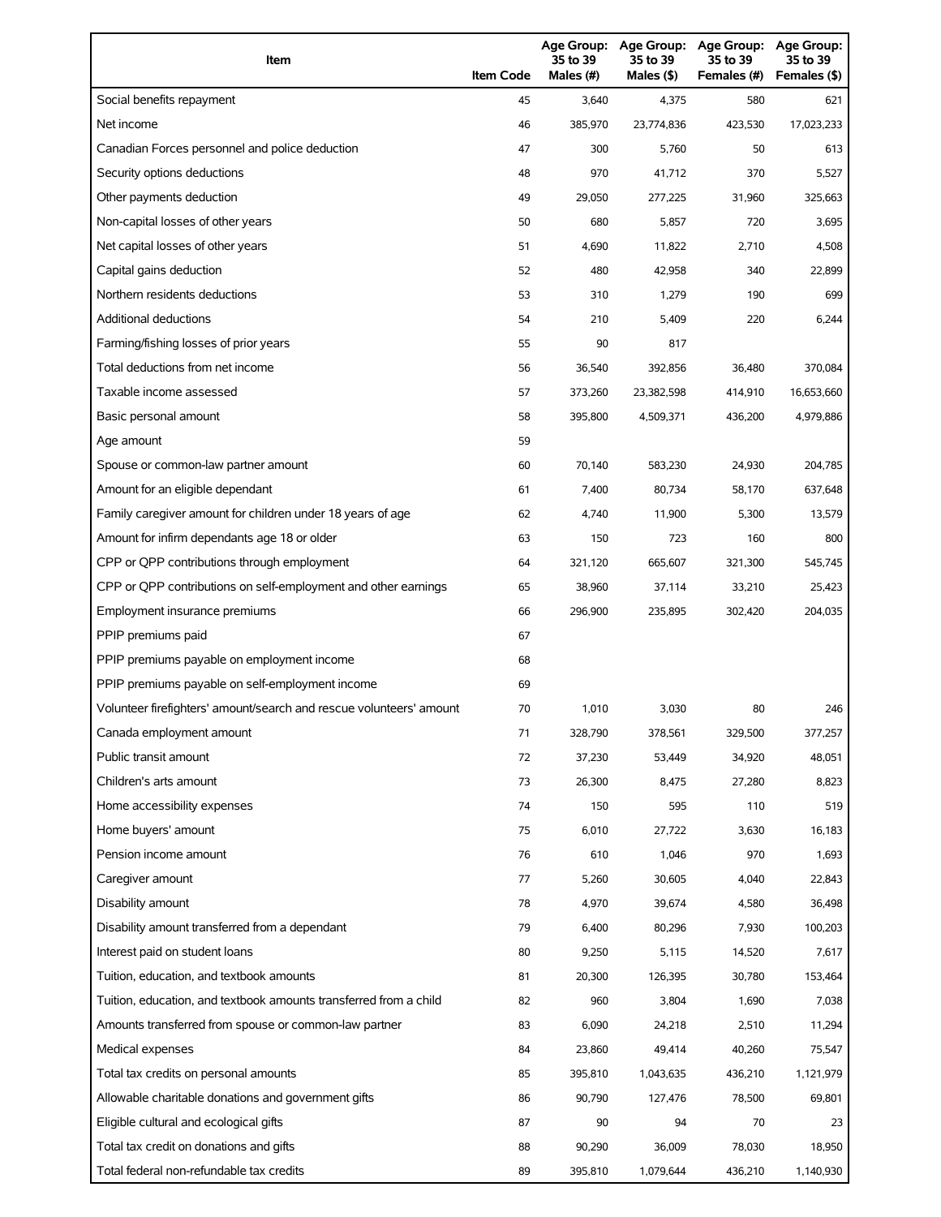| Item | Item Code | Age Group: 35 to 39 Males (#) | Age Group: 35 to 39 Males ($) | Age Group: 35 to 39 Females (#) | Age Group: 35 to 39 Females ($) |
| --- | --- | --- | --- | --- | --- |
| Social benefits repayment | 45 | 3,640 | 4,375 | 580 | 621 |
| Net income | 46 | 385,970 | 23,774,836 | 423,530 | 17,023,233 |
| Canadian Forces personnel and police deduction | 47 | 300 | 5,760 | 50 | 613 |
| Security options deductions | 48 | 970 | 41,712 | 370 | 5,527 |
| Other payments deduction | 49 | 29,050 | 277,225 | 31,960 | 325,663 |
| Non-capital losses of other years | 50 | 680 | 5,857 | 720 | 3,695 |
| Net capital losses of other years | 51 | 4,690 | 11,822 | 2,710 | 4,508 |
| Capital gains deduction | 52 | 480 | 42,958 | 340 | 22,899 |
| Northern residents deductions | 53 | 310 | 1,279 | 190 | 699 |
| Additional deductions | 54 | 210 | 5,409 | 220 | 6,244 |
| Farming/fishing losses of prior years | 55 | 90 | 817 | | |
| Total deductions from net income | 56 | 36,540 | 392,856 | 36,480 | 370,084 |
| Taxable income assessed | 57 | 373,260 | 23,382,598 | 414,910 | 16,653,660 |
| Basic personal amount | 58 | 395,800 | 4,509,371 | 436,200 | 4,979,886 |
| Age amount | 59 | | | | |
| Spouse or common-law partner amount | 60 | 70,140 | 583,230 | 24,930 | 204,785 |
| Amount for an eligible dependant | 61 | 7,400 | 80,734 | 58,170 | 637,648 |
| Family caregiver amount for children under 18 years of age | 62 | 4,740 | 11,900 | 5,300 | 13,579 |
| Amount for infirm dependants age 18 or older | 63 | 150 | 723 | 160 | 800 |
| CPP or QPP contributions through employment | 64 | 321,120 | 665,607 | 321,300 | 545,745 |
| CPP or QPP contributions on self-employment and other earnings | 65 | 38,960 | 37,114 | 33,210 | 25,423 |
| Employment insurance premiums | 66 | 296,900 | 235,895 | 302,420 | 204,035 |
| PPIP premiums paid | 67 | | | | |
| PPIP premiums payable on employment income | 68 | | | | |
| PPIP premiums payable on self-employment income | 69 | | | | |
| Volunteer firefighters' amount/search and rescue volunteers' amount | 70 | 1,010 | 3,030 | 80 | 246 |
| Canada employment amount | 71 | 328,790 | 378,561 | 329,500 | 377,257 |
| Public transit amount | 72 | 37,230 | 53,449 | 34,920 | 48,051 |
| Children's arts amount | 73 | 26,300 | 8,475 | 27,280 | 8,823 |
| Home accessibility expenses | 74 | 150 | 595 | 110 | 519 |
| Home buyers' amount | 75 | 6,010 | 27,722 | 3,630 | 16,183 |
| Pension income amount | 76 | 610 | 1,046 | 970 | 1,693 |
| Caregiver amount | 77 | 5,260 | 30,605 | 4,040 | 22,843 |
| Disability amount | 78 | 4,970 | 39,674 | 4,580 | 36,498 |
| Disability amount transferred from a dependant | 79 | 6,400 | 80,296 | 7,930 | 100,203 |
| Interest paid on student loans | 80 | 9,250 | 5,115 | 14,520 | 7,617 |
| Tuition, education, and textbook amounts | 81 | 20,300 | 126,395 | 30,780 | 153,464 |
| Tuition, education, and textbook amounts transferred from a child | 82 | 960 | 3,804 | 1,690 | 7,038 |
| Amounts transferred from spouse or common-law partner | 83 | 6,090 | 24,218 | 2,510 | 11,294 |
| Medical expenses | 84 | 23,860 | 49,414 | 40,260 | 75,547 |
| Total tax credits on personal amounts | 85 | 395,810 | 1,043,635 | 436,210 | 1,121,979 |
| Allowable charitable donations and government gifts | 86 | 90,790 | 127,476 | 78,500 | 69,801 |
| Eligible cultural and ecological gifts | 87 | 90 | 94 | 70 | 23 |
| Total tax credit on donations and gifts | 88 | 90,290 | 36,009 | 78,030 | 18,950 |
| Total federal non-refundable tax credits | 89 | 395,810 | 1,079,644 | 436,210 | 1,140,930 |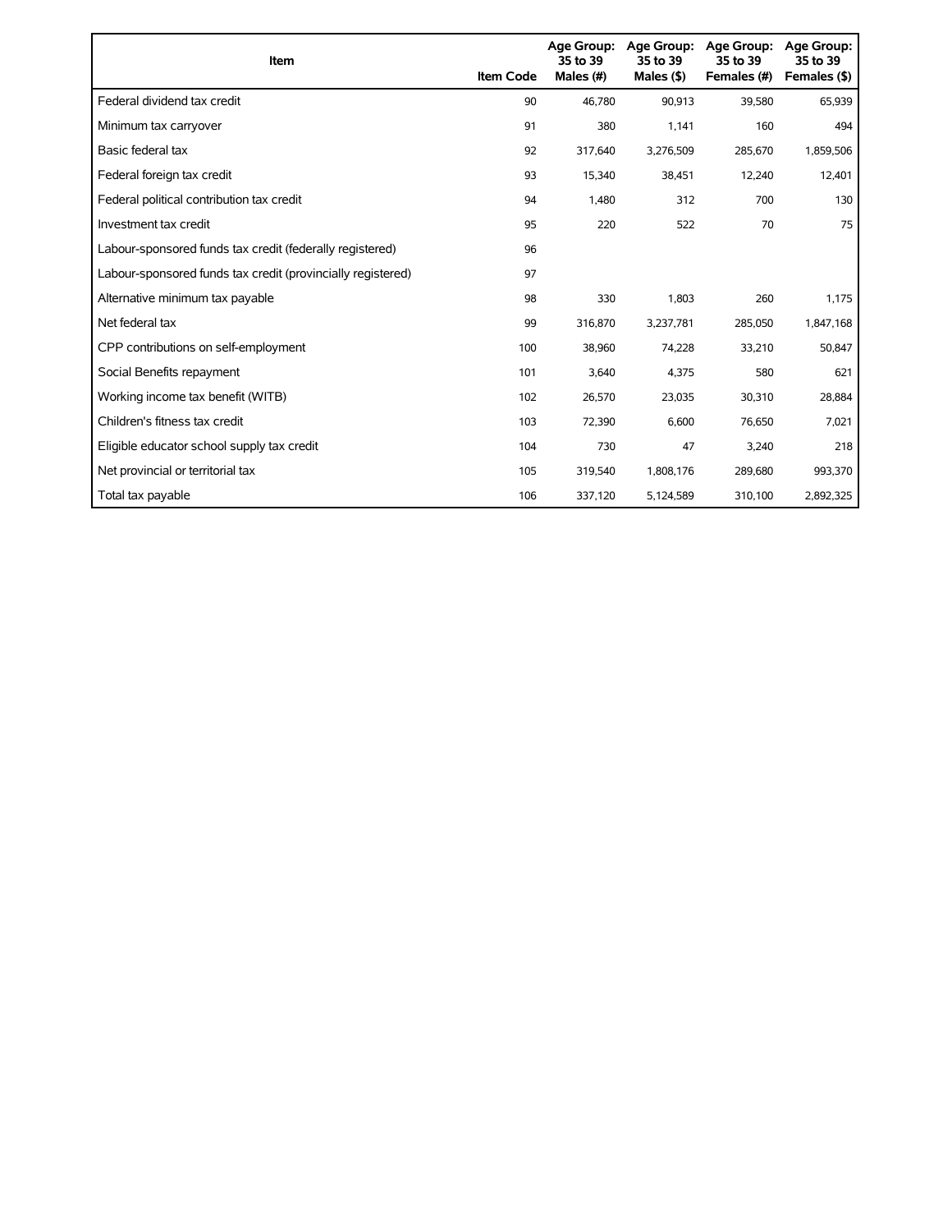| Item | Item Code | Age Group: 35 to 39 Males (#) | Age Group: 35 to 39 Males ($) | Age Group: 35 to 39 Females (#) | Age Group: 35 to 39 Females ($) |
|---|---|---|---|---|---|
| Federal dividend tax credit | 90 | 46,780 | 90,913 | 39,580 | 65,939 |
| Minimum tax carryover | 91 | 380 | 1,141 | 160 | 494 |
| Basic federal tax | 92 | 317,640 | 3,276,509 | 285,670 | 1,859,506 |
| Federal foreign tax credit | 93 | 15,340 | 38,451 | 12,240 | 12,401 |
| Federal political contribution tax credit | 94 | 1,480 | 312 | 700 | 130 |
| Investment tax credit | 95 | 220 | 522 | 70 | 75 |
| Labour-sponsored funds tax credit (federally registered) | 96 | | | | |
| Labour-sponsored funds tax credit (provincially registered) | 97 | | | | |
| Alternative minimum tax payable | 98 | 330 | 1,803 | 260 | 1,175 |
| Net federal tax | 99 | 316,870 | 3,237,781 | 285,050 | 1,847,168 |
| CPP contributions on self-employment | 100 | 38,960 | 74,228 | 33,210 | 50,847 |
| Social Benefits repayment | 101 | 3,640 | 4,375 | 580 | 621 |
| Working income tax benefit (WITB) | 102 | 26,570 | 23,035 | 30,310 | 28,884 |
| Children's fitness tax credit | 103 | 72,390 | 6,600 | 76,650 | 7,021 |
| Eligible educator school supply tax credit | 104 | 730 | 47 | 3,240 | 218 |
| Net provincial or territorial tax | 105 | 319,540 | 1,808,176 | 289,680 | 993,370 |
| Total tax payable | 106 | 337,120 | 5,124,589 | 310,100 | 2,892,325 |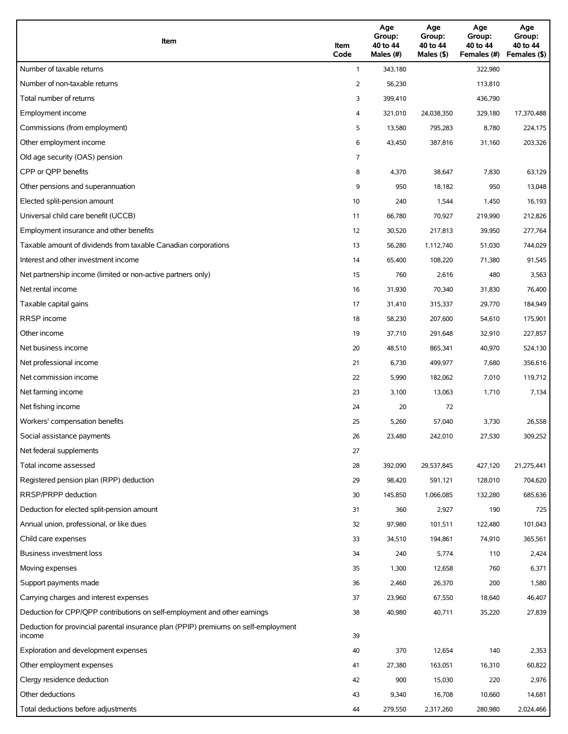| Item | Item Code | Age Group: 40 to 44 Males (#) | Age Group: 40 to 44 Males ($) | Age Group: 40 to 44 Females (#) | Age Group: 40 to 44 Females ($) |
|---|---|---|---|---|---|
| Number of taxable returns | 1 | 343,180 | | 322,980 | |
| Number of non-taxable returns | 2 | 56,230 | | 113,810 | |
| Total number of returns | 3 | 399,410 | | 436,790 | |
| Employment income | 4 | 321,010 | 24,038,350 | 329,180 | 17,370,488 |
| Commissions (from employment) | 5 | 13,580 | 795,283 | 8,780 | 224,175 |
| Other employment income | 6 | 43,450 | 387,816 | 31,160 | 203,326 |
| Old age security (OAS) pension | 7 | | | | |
| CPP or QPP benefits | 8 | 4,370 | 38,647 | 7,830 | 63,129 |
| Other pensions and superannuation | 9 | 950 | 18,182 | 950 | 13,048 |
| Elected split-pension amount | 10 | 240 | 1,544 | 1,450 | 16,193 |
| Universal child care benefit (UCCB) | 11 | 66,780 | 70,927 | 219,990 | 212,826 |
| Employment insurance and other benefits | 12 | 30,520 | 217,813 | 39,950 | 277,764 |
| Taxable amount of dividends from taxable Canadian corporations | 13 | 56,280 | 1,112,740 | 51,030 | 744,029 |
| Interest and other investment income | 14 | 65,400 | 108,220 | 71,380 | 91,545 |
| Net partnership income (limited or non-active partners only) | 15 | 760 | 2,616 | 480 | 3,563 |
| Net rental income | 16 | 31,930 | 70,340 | 31,830 | 76,400 |
| Taxable capital gains | 17 | 31,410 | 315,337 | 29,770 | 184,949 |
| RRSP income | 18 | 58,230 | 207,600 | 54,610 | 175,901 |
| Other income | 19 | 37,710 | 291,648 | 32,910 | 227,857 |
| Net business income | 20 | 48,510 | 865,341 | 40,970 | 524,130 |
| Net professional income | 21 | 6,730 | 499,977 | 7,680 | 356,616 |
| Net commission income | 22 | 5,990 | 182,062 | 7,010 | 119,712 |
| Net farming income | 23 | 3,100 | 13,063 | 1,710 | 7,134 |
| Net fishing income | 24 | 20 | 72 | | |
| Workers' compensation benefits | 25 | 5,260 | 57,040 | 3,730 | 26,558 |
| Social assistance payments | 26 | 23,480 | 242,010 | 27,530 | 309,252 |
| Net federal supplements | 27 | | | | |
| Total income assessed | 28 | 392,090 | 29,537,845 | 427,120 | 21,275,441 |
| Registered pension plan (RPP) deduction | 29 | 98,420 | 591,121 | 128,010 | 704,620 |
| RRSP/PRPP deduction | 30 | 145,850 | 1,066,085 | 132,280 | 685,636 |
| Deduction for elected split-pension amount | 31 | 360 | 2,927 | 190 | 725 |
| Annual union, professional, or like dues | 32 | 97,980 | 101,511 | 122,480 | 101,043 |
| Child care expenses | 33 | 34,510 | 194,861 | 74,910 | 365,561 |
| Business investment loss | 34 | 240 | 5,774 | 110 | 2,424 |
| Moving expenses | 35 | 1,300 | 12,658 | 760 | 6,371 |
| Support payments made | 36 | 2,460 | 26,370 | 200 | 1,580 |
| Carrying charges and interest expenses | 37 | 23,960 | 67,550 | 18,640 | 46,407 |
| Deduction for CPP/QPP contributions on self-employment and other earnings | 38 | 40,980 | 40,711 | 35,220 | 27,839 |
| Deduction for provincial parental insurance plan (PPIP) premiums on self-employment income | 39 | | | | |
| Exploration and development expenses | 40 | 370 | 12,654 | 140 | 2,353 |
| Other employment expenses | 41 | 27,380 | 163,051 | 16,310 | 60,822 |
| Clergy residence deduction | 42 | 900 | 15,030 | 220 | 2,976 |
| Other deductions | 43 | 9,340 | 16,708 | 10,660 | 14,681 |
| Total deductions before adjustments | 44 | 279,550 | 2,317,260 | 280,980 | 2,024,466 |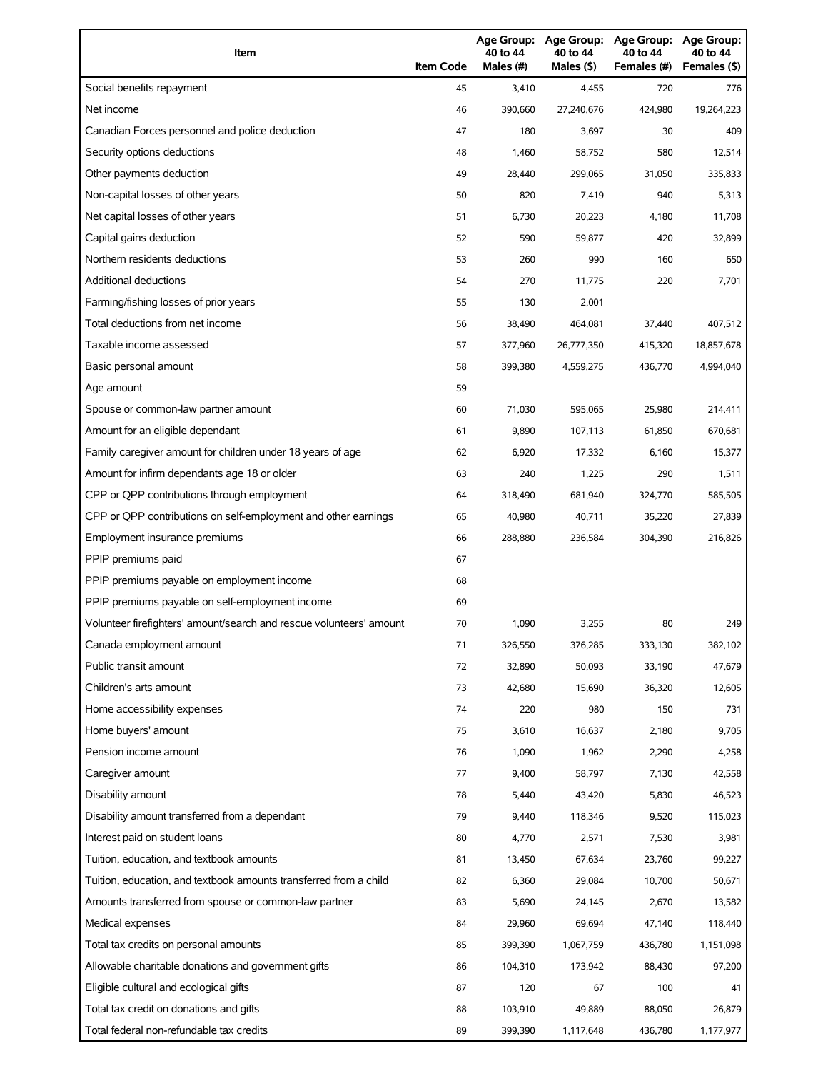| Item | Item Code | Age Group: 40 to 44 Males (#) | Age Group: 40 to 44 Males ($) | Age Group: 40 to 44 Females (#) | Age Group: 40 to 44 Females ($) |
|---|---|---|---|---|---|
| Social benefits repayment | 45 | 3,410 | 4,455 | 720 | 776 |
| Net income | 46 | 390,660 | 27,240,676 | 424,980 | 19,264,223 |
| Canadian Forces personnel and police deduction | 47 | 180 | 3,697 | 30 | 409 |
| Security options deductions | 48 | 1,460 | 58,752 | 580 | 12,514 |
| Other payments deduction | 49 | 28,440 | 299,065 | 31,050 | 335,833 |
| Non-capital losses of other years | 50 | 820 | 7,419 | 940 | 5,313 |
| Net capital losses of other years | 51 | 6,730 | 20,223 | 4,180 | 11,708 |
| Capital gains deduction | 52 | 590 | 59,877 | 420 | 32,899 |
| Northern residents deductions | 53 | 260 | 990 | 160 | 650 |
| Additional deductions | 54 | 270 | 11,775 | 220 | 7,701 |
| Farming/fishing losses of prior years | 55 | 130 | 2,001 | | |
| Total deductions from net income | 56 | 38,490 | 464,081 | 37,440 | 407,512 |
| Taxable income assessed | 57 | 377,960 | 26,777,350 | 415,320 | 18,857,678 |
| Basic personal amount | 58 | 399,380 | 4,559,275 | 436,770 | 4,994,040 |
| Age amount | 59 | | | | |
| Spouse or common-law partner amount | 60 | 71,030 | 595,065 | 25,980 | 214,411 |
| Amount for an eligible dependant | 61 | 9,890 | 107,113 | 61,850 | 670,681 |
| Family caregiver amount for children under 18 years of age | 62 | 6,920 | 17,332 | 6,160 | 15,377 |
| Amount for infirm dependants age 18 or older | 63 | 240 | 1,225 | 290 | 1,511 |
| CPP or QPP contributions through employment | 64 | 318,490 | 681,940 | 324,770 | 585,505 |
| CPP or QPP contributions on self-employment and other earnings | 65 | 40,980 | 40,711 | 35,220 | 27,839 |
| Employment insurance premiums | 66 | 288,880 | 236,584 | 304,390 | 216,826 |
| PPIP premiums paid | 67 | | | | |
| PPIP premiums payable on employment income | 68 | | | | |
| PPIP premiums payable on self-employment income | 69 | | | | |
| Volunteer firefighters' amount/search and rescue volunteers' amount | 70 | 1,090 | 3,255 | 80 | 249 |
| Canada employment amount | 71 | 326,550 | 376,285 | 333,130 | 382,102 |
| Public transit amount | 72 | 32,890 | 50,093 | 33,190 | 47,679 |
| Children's arts amount | 73 | 42,680 | 15,690 | 36,320 | 12,605 |
| Home accessibility expenses | 74 | 220 | 980 | 150 | 731 |
| Home buyers' amount | 75 | 3,610 | 16,637 | 2,180 | 9,705 |
| Pension income amount | 76 | 1,090 | 1,962 | 2,290 | 4,258 |
| Caregiver amount | 77 | 9,400 | 58,797 | 7,130 | 42,558 |
| Disability amount | 78 | 5,440 | 43,420 | 5,830 | 46,523 |
| Disability amount transferred from a dependant | 79 | 9,440 | 118,346 | 9,520 | 115,023 |
| Interest paid on student loans | 80 | 4,770 | 2,571 | 7,530 | 3,981 |
| Tuition, education, and textbook amounts | 81 | 13,450 | 67,634 | 23,760 | 99,227 |
| Tuition, education, and textbook amounts transferred from a child | 82 | 6,360 | 29,084 | 10,700 | 50,671 |
| Amounts transferred from spouse or common-law partner | 83 | 5,690 | 24,145 | 2,670 | 13,582 |
| Medical expenses | 84 | 29,960 | 69,694 | 47,140 | 118,440 |
| Total tax credits on personal amounts | 85 | 399,390 | 1,067,759 | 436,780 | 1,151,098 |
| Allowable charitable donations and government gifts | 86 | 104,310 | 173,942 | 88,430 | 97,200 |
| Eligible cultural and ecological gifts | 87 | 120 | 67 | 100 | 41 |
| Total tax credit on donations and gifts | 88 | 103,910 | 49,889 | 88,050 | 26,879 |
| Total federal non-refundable tax credits | 89 | 399,390 | 1,117,648 | 436,780 | 1,177,977 |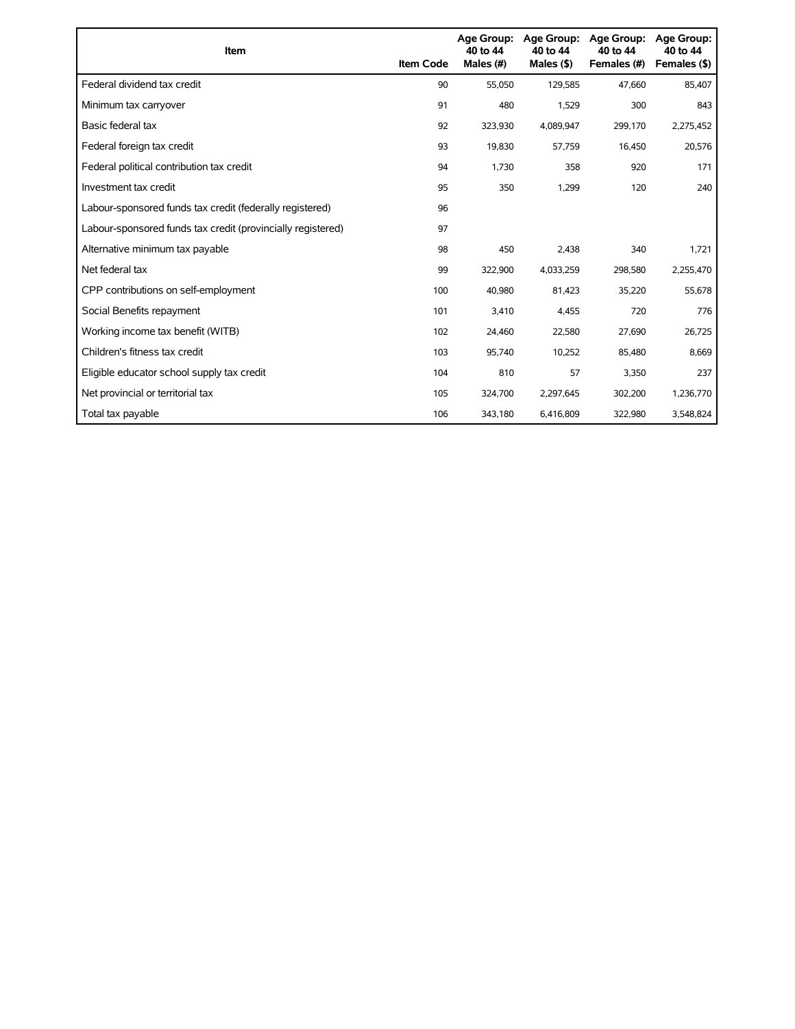| Item | Item Code | Age Group: 40 to 44 Males (#) | Age Group: 40 to 44 Males ($) | Age Group: 40 to 44 Females (#) | Age Group: 40 to 44 Females ($) |
|---|---|---|---|---|---|
| Federal dividend tax credit | 90 | 55,050 | 129,585 | 47,660 | 85,407 |
| Minimum tax carryover | 91 | 480 | 1,529 | 300 | 843 |
| Basic federal tax | 92 | 323,930 | 4,089,947 | 299,170 | 2,275,452 |
| Federal foreign tax credit | 93 | 19,830 | 57,759 | 16,450 | 20,576 |
| Federal political contribution tax credit | 94 | 1,730 | 358 | 920 | 171 |
| Investment tax credit | 95 | 350 | 1,299 | 120 | 240 |
| Labour-sponsored funds tax credit (federally registered) | 96 | | | | |
| Labour-sponsored funds tax credit (provincially registered) | 97 | | | | |
| Alternative minimum tax payable | 98 | 450 | 2,438 | 340 | 1,721 |
| Net federal tax | 99 | 322,900 | 4,033,259 | 298,580 | 2,255,470 |
| CPP contributions on self-employment | 100 | 40,980 | 81,423 | 35,220 | 55,678 |
| Social Benefits repayment | 101 | 3,410 | 4,455 | 720 | 776 |
| Working income tax benefit (WITB) | 102 | 24,460 | 22,580 | 27,690 | 26,725 |
| Children's fitness tax credit | 103 | 95,740 | 10,252 | 85,480 | 8,669 |
| Eligible educator school supply tax credit | 104 | 810 | 57 | 3,350 | 237 |
| Net provincial or territorial tax | 105 | 324,700 | 2,297,645 | 302,200 | 1,236,770 |
| Total tax payable | 106 | 343,180 | 6,416,809 | 322,980 | 3,548,824 |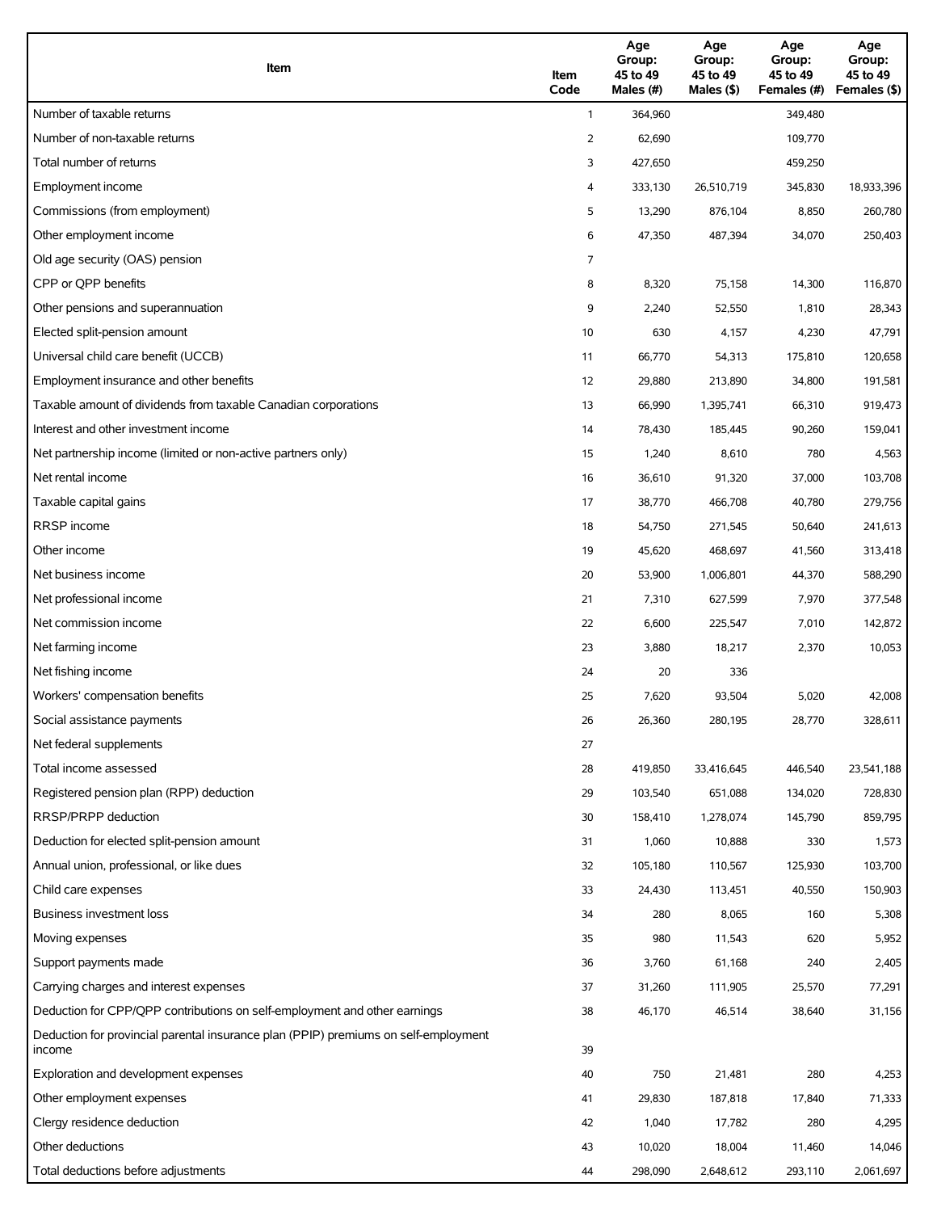| Item | Item Code | Age Group: 45 to 49 Males (#) | Age Group: 45 to 49 Males ($) | Age Group: 45 to 49 Females (#) | Age Group: 45 to 49 Females ($) |
|---|---|---|---|---|---|
| Number of taxable returns | 1 | 364,960 | | 349,480 | |
| Number of non-taxable returns | 2 | 62,690 | | 109,770 | |
| Total number of returns | 3 | 427,650 | | 459,250 | |
| Employment income | 4 | 333,130 | 26,510,719 | 345,830 | 18,933,396 |
| Commissions (from employment) | 5 | 13,290 | 876,104 | 8,850 | 260,780 |
| Other employment income | 6 | 47,350 | 487,394 | 34,070 | 250,403 |
| Old age security (OAS) pension | 7 | | | | |
| CPP or QPP benefits | 8 | 8,320 | 75,158 | 14,300 | 116,870 |
| Other pensions and superannuation | 9 | 2,240 | 52,550 | 1,810 | 28,343 |
| Elected split-pension amount | 10 | 630 | 4,157 | 4,230 | 47,791 |
| Universal child care benefit (UCCB) | 11 | 66,770 | 54,313 | 175,810 | 120,658 |
| Employment insurance and other benefits | 12 | 29,880 | 213,890 | 34,800 | 191,581 |
| Taxable amount of dividends from taxable Canadian corporations | 13 | 66,990 | 1,395,741 | 66,310 | 919,473 |
| Interest and other investment income | 14 | 78,430 | 185,445 | 90,260 | 159,041 |
| Net partnership income (limited or non-active partners only) | 15 | 1,240 | 8,610 | 780 | 4,563 |
| Net rental income | 16 | 36,610 | 91,320 | 37,000 | 103,708 |
| Taxable capital gains | 17 | 38,770 | 466,708 | 40,780 | 279,756 |
| RRSP income | 18 | 54,750 | 271,545 | 50,640 | 241,613 |
| Other income | 19 | 45,620 | 468,697 | 41,560 | 313,418 |
| Net business income | 20 | 53,900 | 1,006,801 | 44,370 | 588,290 |
| Net professional income | 21 | 7,310 | 627,599 | 7,970 | 377,548 |
| Net commission income | 22 | 6,600 | 225,547 | 7,010 | 142,872 |
| Net farming income | 23 | 3,880 | 18,217 | 2,370 | 10,053 |
| Net fishing income | 24 | 20 | 336 | | |
| Workers' compensation benefits | 25 | 7,620 | 93,504 | 5,020 | 42,008 |
| Social assistance payments | 26 | 26,360 | 280,195 | 28,770 | 328,611 |
| Net federal supplements | 27 | | | | |
| Total income assessed | 28 | 419,850 | 33,416,645 | 446,540 | 23,541,188 |
| Registered pension plan (RPP) deduction | 29 | 103,540 | 651,088 | 134,020 | 728,830 |
| RRSP/PRPP deduction | 30 | 158,410 | 1,278,074 | 145,790 | 859,795 |
| Deduction for elected split-pension amount | 31 | 1,060 | 10,888 | 330 | 1,573 |
| Annual union, professional, or like dues | 32 | 105,180 | 110,567 | 125,930 | 103,700 |
| Child care expenses | 33 | 24,430 | 113,451 | 40,550 | 150,903 |
| Business investment loss | 34 | 280 | 8,065 | 160 | 5,308 |
| Moving expenses | 35 | 980 | 11,543 | 620 | 5,952 |
| Support payments made | 36 | 3,760 | 61,168 | 240 | 2,405 |
| Carrying charges and interest expenses | 37 | 31,260 | 111,905 | 25,570 | 77,291 |
| Deduction for CPP/QPP contributions on self-employment and other earnings | 38 | 46,170 | 46,514 | 38,640 | 31,156 |
| Deduction for provincial parental insurance plan (PPIP) premiums on self-employment income | 39 | | | | |
| Exploration and development expenses | 40 | 750 | 21,481 | 280 | 4,253 |
| Other employment expenses | 41 | 29,830 | 187,818 | 17,840 | 71,333 |
| Clergy residence deduction | 42 | 1,040 | 17,782 | 280 | 4,295 |
| Other deductions | 43 | 10,020 | 18,004 | 11,460 | 14,046 |
| Total deductions before adjustments | 44 | 298,090 | 2,648,612 | 293,110 | 2,061,697 |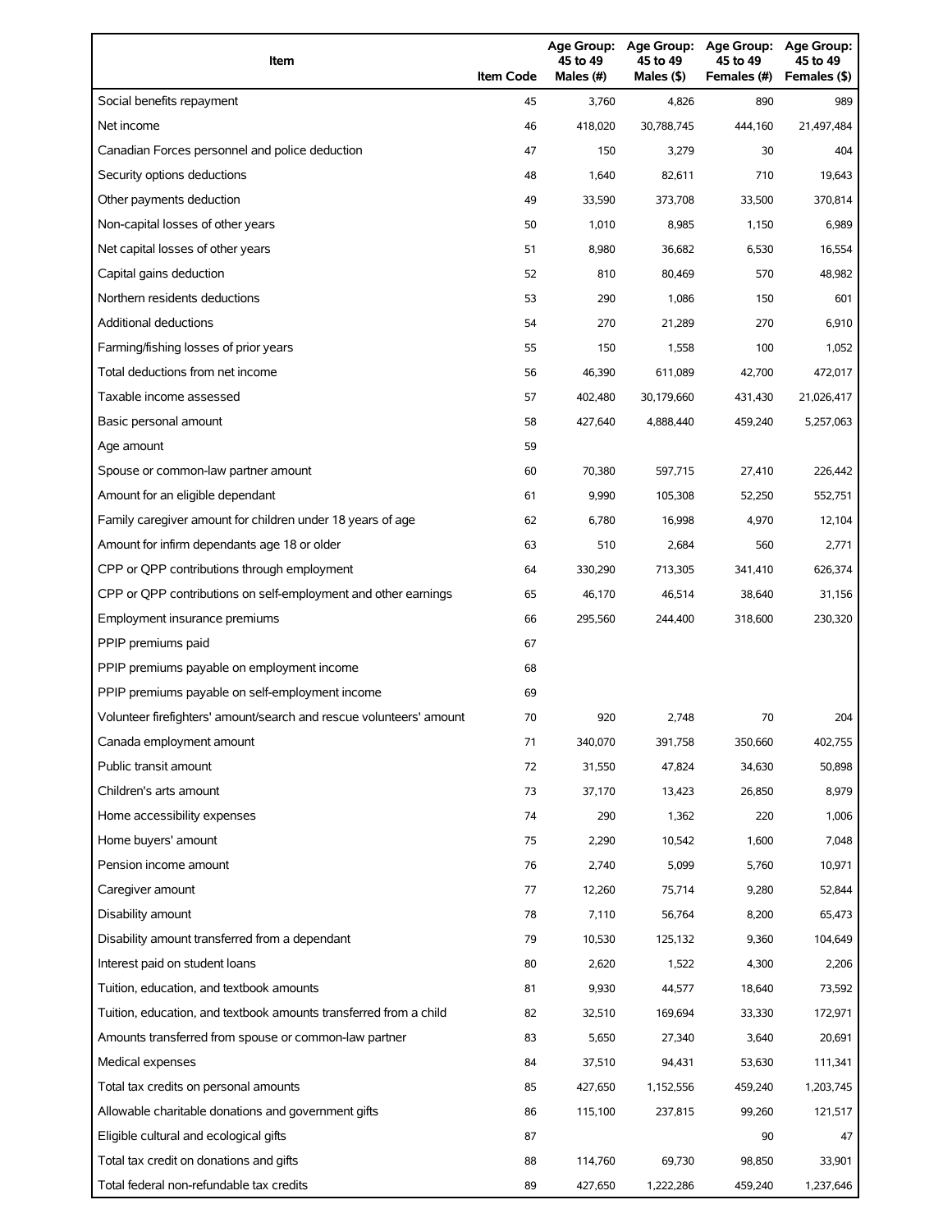| Item | Item Code | Age Group: 45 to 49 Males (#) | Age Group: 45 to 49 Males ($) | Age Group: 45 to 49 Females (#) | Age Group: 45 to 49 Females ($) |
|---|---|---|---|---|---|
| Social benefits repayment | 45 | 3,760 | 4,826 | 890 | 989 |
| Net income | 46 | 418,020 | 30,788,745 | 444,160 | 21,497,484 |
| Canadian Forces personnel and police deduction | 47 | 150 | 3,279 | 30 | 404 |
| Security options deductions | 48 | 1,640 | 82,611 | 710 | 19,643 |
| Other payments deduction | 49 | 33,590 | 373,708 | 33,500 | 370,814 |
| Non-capital losses of other years | 50 | 1,010 | 8,985 | 1,150 | 6,989 |
| Net capital losses of other years | 51 | 8,980 | 36,682 | 6,530 | 16,554 |
| Capital gains deduction | 52 | 810 | 80,469 | 570 | 48,982 |
| Northern residents deductions | 53 | 290 | 1,086 | 150 | 601 |
| Additional deductions | 54 | 270 | 21,289 | 270 | 6,910 |
| Farming/fishing losses of prior years | 55 | 150 | 1,558 | 100 | 1,052 |
| Total deductions from net income | 56 | 46,390 | 611,089 | 42,700 | 472,017 |
| Taxable income assessed | 57 | 402,480 | 30,179,660 | 431,430 | 21,026,417 |
| Basic personal amount | 58 | 427,640 | 4,888,440 | 459,240 | 5,257,063 |
| Age amount | 59 | | | | |
| Spouse or common-law partner amount | 60 | 70,380 | 597,715 | 27,410 | 226,442 |
| Amount for an eligible dependant | 61 | 9,990 | 105,308 | 52,250 | 552,751 |
| Family caregiver amount for children under 18 years of age | 62 | 6,780 | 16,998 | 4,970 | 12,104 |
| Amount for infirm dependants age 18 or older | 63 | 510 | 2,684 | 560 | 2,771 |
| CPP or QPP contributions through employment | 64 | 330,290 | 713,305 | 341,410 | 626,374 |
| CPP or QPP contributions on self-employment and other earnings | 65 | 46,170 | 46,514 | 38,640 | 31,156 |
| Employment insurance premiums | 66 | 295,560 | 244,400 | 318,600 | 230,320 |
| PPIP premiums paid | 67 | | | | |
| PPIP premiums payable on employment income | 68 | | | | |
| PPIP premiums payable on self-employment income | 69 | | | | |
| Volunteer firefighters' amount/search and rescue volunteers' amount | 70 | 920 | 2,748 | 70 | 204 |
| Canada employment amount | 71 | 340,070 | 391,758 | 350,660 | 402,755 |
| Public transit amount | 72 | 31,550 | 47,824 | 34,630 | 50,898 |
| Children's arts amount | 73 | 37,170 | 13,423 | 26,850 | 8,979 |
| Home accessibility expenses | 74 | 290 | 1,362 | 220 | 1,006 |
| Home buyers' amount | 75 | 2,290 | 10,542 | 1,600 | 7,048 |
| Pension income amount | 76 | 2,740 | 5,099 | 5,760 | 10,971 |
| Caregiver amount | 77 | 12,260 | 75,714 | 9,280 | 52,844 |
| Disability amount | 78 | 7,110 | 56,764 | 8,200 | 65,473 |
| Disability amount transferred from a dependant | 79 | 10,530 | 125,132 | 9,360 | 104,649 |
| Interest paid on student loans | 80 | 2,620 | 1,522 | 4,300 | 2,206 |
| Tuition, education, and textbook amounts | 81 | 9,930 | 44,577 | 18,640 | 73,592 |
| Tuition, education, and textbook amounts transferred from a child | 82 | 32,510 | 169,694 | 33,330 | 172,971 |
| Amounts transferred from spouse or common-law partner | 83 | 5,650 | 27,340 | 3,640 | 20,691 |
| Medical expenses | 84 | 37,510 | 94,431 | 53,630 | 111,341 |
| Total tax credits on personal amounts | 85 | 427,650 | 1,152,556 | 459,240 | 1,203,745 |
| Allowable charitable donations and government gifts | 86 | 115,100 | 237,815 | 99,260 | 121,517 |
| Eligible cultural and ecological gifts | 87 | | | 90 | 47 |
| Total tax credit on donations and gifts | 88 | 114,760 | 69,730 | 98,850 | 33,901 |
| Total federal non-refundable tax credits | 89 | 427,650 | 1,222,286 | 459,240 | 1,237,646 |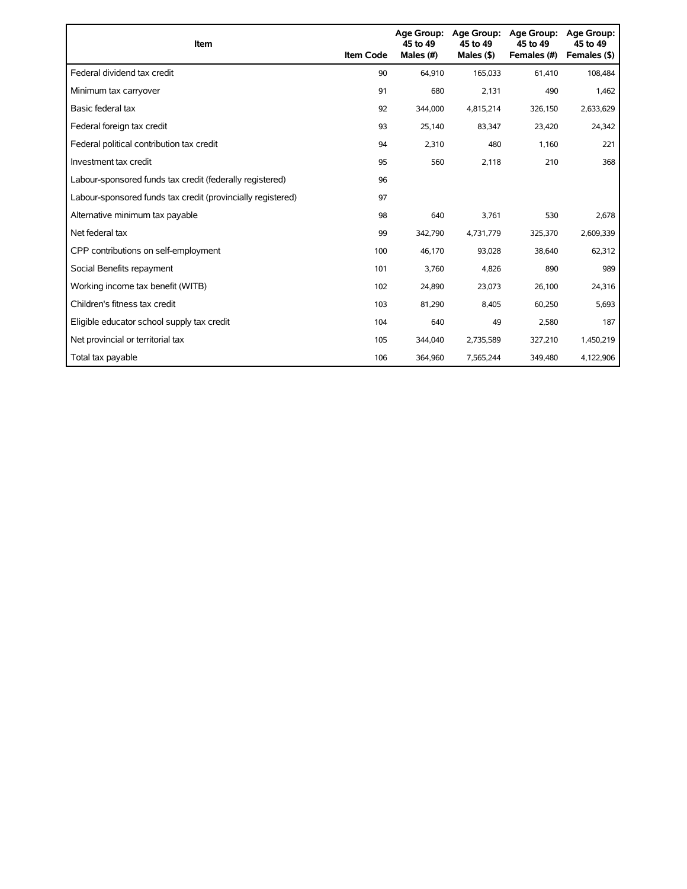| Item | Item Code | Age Group: 45 to 49 Males (#) | Age Group: 45 to 49 Males ($) | Age Group: 45 to 49 Females (#) | Age Group: 45 to 49 Females ($) |
|---|---|---|---|---|---|
| Federal dividend tax credit | 90 | 64,910 | 165,033 | 61,410 | 108,484 |
| Minimum tax carryover | 91 | 680 | 2,131 | 490 | 1,462 |
| Basic federal tax | 92 | 344,000 | 4,815,214 | 326,150 | 2,633,629 |
| Federal foreign tax credit | 93 | 25,140 | 83,347 | 23,420 | 24,342 |
| Federal political contribution tax credit | 94 | 2,310 | 480 | 1,160 | 221 |
| Investment tax credit | 95 | 560 | 2,118 | 210 | 368 |
| Labour-sponsored funds tax credit (federally registered) | 96 | | | | |
| Labour-sponsored funds tax credit (provincially registered) | 97 | | | | |
| Alternative minimum tax payable | 98 | 640 | 3,761 | 530 | 2,678 |
| Net federal tax | 99 | 342,790 | 4,731,779 | 325,370 | 2,609,339 |
| CPP contributions on self-employment | 100 | 46,170 | 93,028 | 38,640 | 62,312 |
| Social Benefits repayment | 101 | 3,760 | 4,826 | 890 | 989 |
| Working income tax benefit (WITB) | 102 | 24,890 | 23,073 | 26,100 | 24,316 |
| Children's fitness tax credit | 103 | 81,290 | 8,405 | 60,250 | 5,693 |
| Eligible educator school supply tax credit | 104 | 640 | 49 | 2,580 | 187 |
| Net provincial or territorial tax | 105 | 344,040 | 2,735,589 | 327,210 | 1,450,219 |
| Total tax payable | 106 | 364,960 | 7,565,244 | 349,480 | 4,122,906 |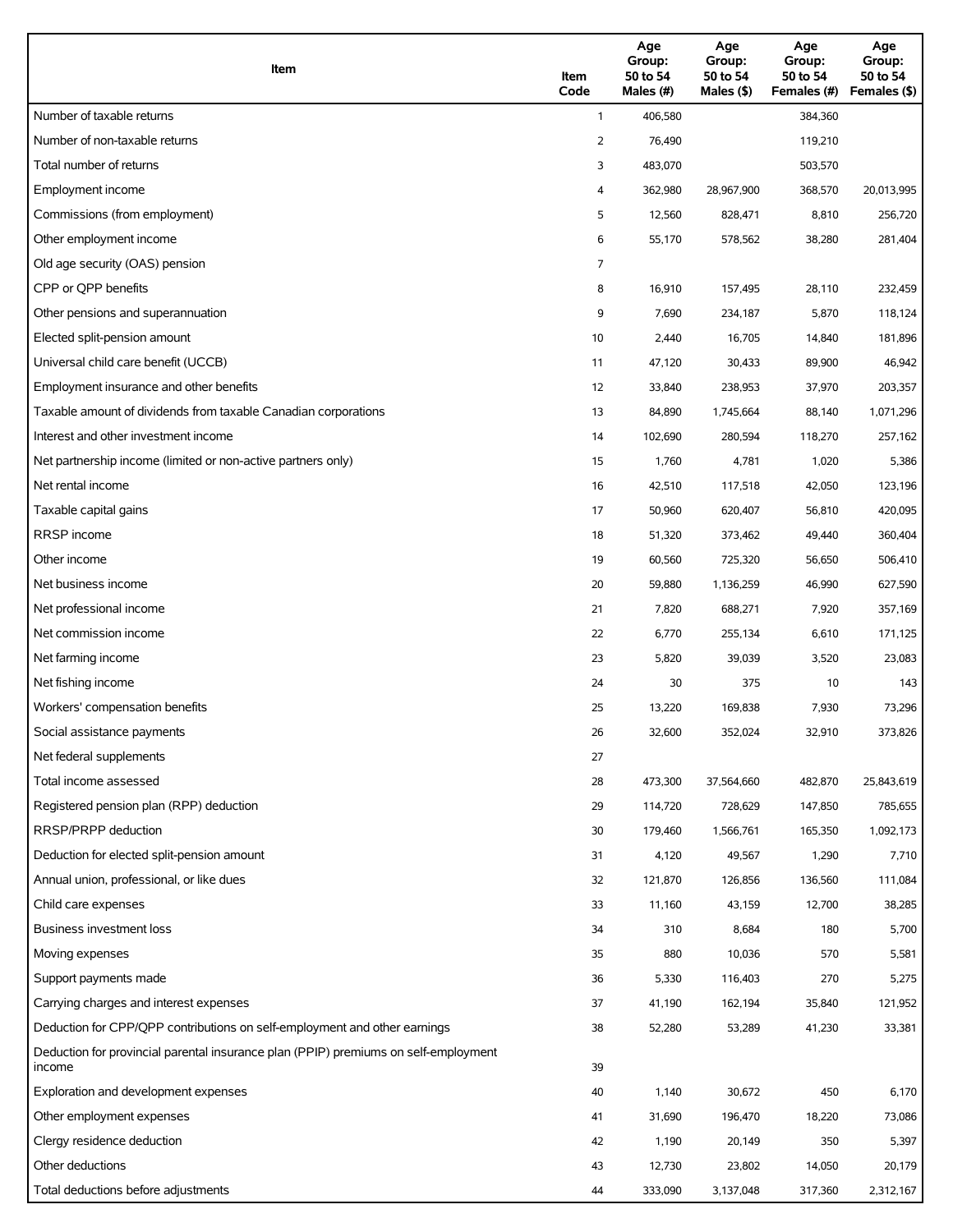| Item | Item Code | Age Group: 50 to 54 Males (#) | Age Group: 50 to 54 Males ($) | Age Group: 50 to 54 Females (#) | Age Group: 50 to 54 Females ($) |
| --- | --- | --- | --- | --- | --- |
| Number of taxable returns | 1 | 406,580 | | 384,360 | |
| Number of non-taxable returns | 2 | 76,490 | | 119,210 | |
| Total number of returns | 3 | 483,070 | | 503,570 | |
| Employment income | 4 | 362,980 | 28,967,900 | 368,570 | 20,013,995 |
| Commissions (from employment) | 5 | 12,560 | 828,471 | 8,810 | 256,720 |
| Other employment income | 6 | 55,170 | 578,562 | 38,280 | 281,404 |
| Old age security (OAS) pension | 7 | | | | |
| CPP or QPP benefits | 8 | 16,910 | 157,495 | 28,110 | 232,459 |
| Other pensions and superannuation | 9 | 7,690 | 234,187 | 5,870 | 118,124 |
| Elected split-pension amount | 10 | 2,440 | 16,705 | 14,840 | 181,896 |
| Universal child care benefit (UCCB) | 11 | 47,120 | 30,433 | 89,900 | 46,942 |
| Employment insurance and other benefits | 12 | 33,840 | 238,953 | 37,970 | 203,357 |
| Taxable amount of dividends from taxable Canadian corporations | 13 | 84,890 | 1,745,664 | 88,140 | 1,071,296 |
| Interest and other investment income | 14 | 102,690 | 280,594 | 118,270 | 257,162 |
| Net partnership income (limited or non-active partners only) | 15 | 1,760 | 4,781 | 1,020 | 5,386 |
| Net rental income | 16 | 42,510 | 117,518 | 42,050 | 123,196 |
| Taxable capital gains | 17 | 50,960 | 620,407 | 56,810 | 420,095 |
| RRSP income | 18 | 51,320 | 373,462 | 49,440 | 360,404 |
| Other income | 19 | 60,560 | 725,320 | 56,650 | 506,410 |
| Net business income | 20 | 59,880 | 1,136,259 | 46,990 | 627,590 |
| Net professional income | 21 | 7,820 | 688,271 | 7,920 | 357,169 |
| Net commission income | 22 | 6,770 | 255,134 | 6,610 | 171,125 |
| Net farming income | 23 | 5,820 | 39,039 | 3,520 | 23,083 |
| Net fishing income | 24 | 30 | 375 | 10 | 143 |
| Workers' compensation benefits | 25 | 13,220 | 169,838 | 7,930 | 73,296 |
| Social assistance payments | 26 | 32,600 | 352,024 | 32,910 | 373,826 |
| Net federal supplements | 27 | | | | |
| Total income assessed | 28 | 473,300 | 37,564,660 | 482,870 | 25,843,619 |
| Registered pension plan (RPP) deduction | 29 | 114,720 | 728,629 | 147,850 | 785,655 |
| RRSP/PRPP deduction | 30 | 179,460 | 1,566,761 | 165,350 | 1,092,173 |
| Deduction for elected split-pension amount | 31 | 4,120 | 49,567 | 1,290 | 7,710 |
| Annual union, professional, or like dues | 32 | 121,870 | 126,856 | 136,560 | 111,084 |
| Child care expenses | 33 | 11,160 | 43,159 | 12,700 | 38,285 |
| Business investment loss | 34 | 310 | 8,684 | 180 | 5,700 |
| Moving expenses | 35 | 880 | 10,036 | 570 | 5,581 |
| Support payments made | 36 | 5,330 | 116,403 | 270 | 5,275 |
| Carrying charges and interest expenses | 37 | 41,190 | 162,194 | 35,840 | 121,952 |
| Deduction for CPP/QPP contributions on self-employment and other earnings | 38 | 52,280 | 53,289 | 41,230 | 33,381 |
| Deduction for provincial parental insurance plan (PPIP) premiums on self-employment income | 39 | | | | |
| Exploration and development expenses | 40 | 1,140 | 30,672 | 450 | 6,170 |
| Other employment expenses | 41 | 31,690 | 196,470 | 18,220 | 73,086 |
| Clergy residence deduction | 42 | 1,190 | 20,149 | 350 | 5,397 |
| Other deductions | 43 | 12,730 | 23,802 | 14,050 | 20,179 |
| Total deductions before adjustments | 44 | 333,090 | 3,137,048 | 317,360 | 2,312,167 |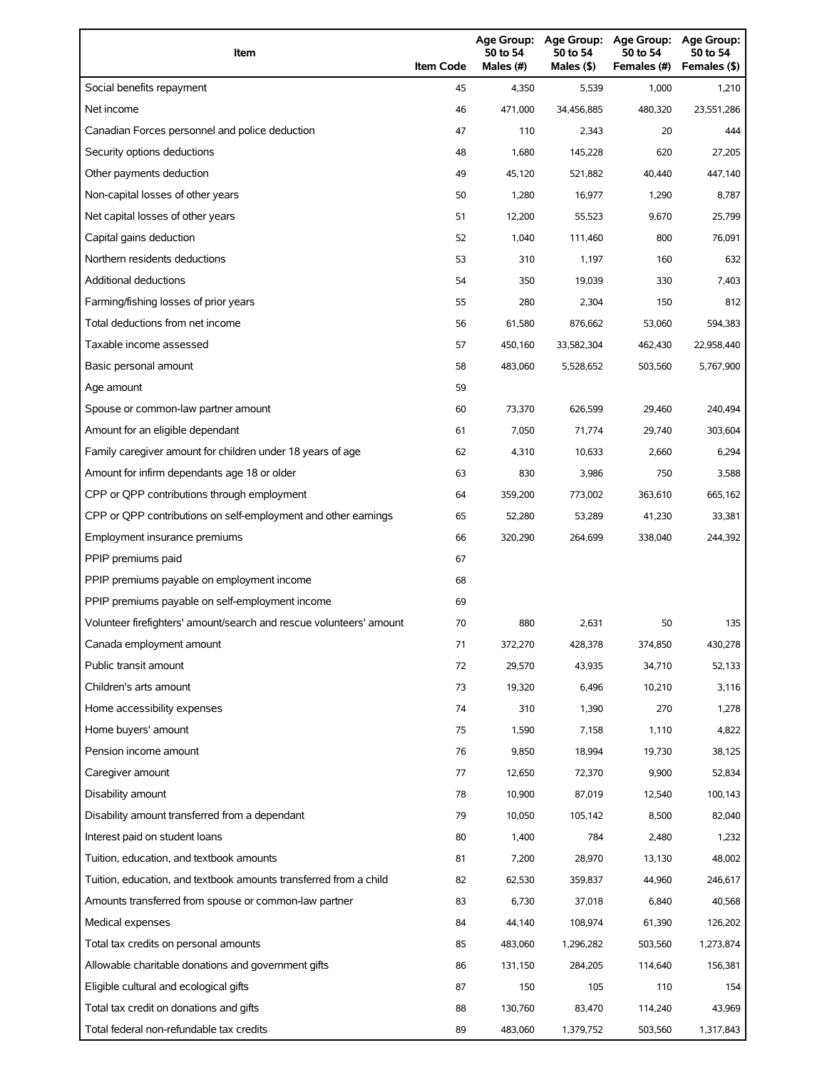| Item | Item Code | Age Group: 50 to 54 Males (#) | Age Group: 50 to 54 Males ($) | Age Group: 50 to 54 Females (#) | Age Group: 50 to 54 Females ($) |
|---|---|---|---|---|---|
| Social benefits repayment | 45 | 4,350 | 5,539 | 1,000 | 1,210 |
| Net income | 46 | 471,000 | 34,456,885 | 480,320 | 23,551,286 |
| Canadian Forces personnel and police deduction | 47 | 110 | 2,343 | 20 | 444 |
| Security options deductions | 48 | 1,680 | 145,228 | 620 | 27,205 |
| Other payments deduction | 49 | 45,120 | 521,882 | 40,440 | 447,140 |
| Non-capital losses of other years | 50 | 1,280 | 16,977 | 1,290 | 8,787 |
| Net capital losses of other years | 51 | 12,200 | 55,523 | 9,670 | 25,799 |
| Capital gains deduction | 52 | 1,040 | 111,460 | 800 | 76,091 |
| Northern residents deductions | 53 | 310 | 1,197 | 160 | 632 |
| Additional deductions | 54 | 350 | 19,039 | 330 | 7,403 |
| Farming/fishing losses of prior years | 55 | 280 | 2,304 | 150 | 812 |
| Total deductions from net income | 56 | 61,580 | 876,662 | 53,060 | 594,383 |
| Taxable income assessed | 57 | 450,160 | 33,582,304 | 462,430 | 22,958,440 |
| Basic personal amount | 58 | 483,060 | 5,528,652 | 503,560 | 5,767,900 |
| Age amount | 59 | | | | |
| Spouse or common-law partner amount | 60 | 73,370 | 626,599 | 29,460 | 240,494 |
| Amount for an eligible dependant | 61 | 7,050 | 71,774 | 29,740 | 303,604 |
| Family caregiver amount for children under 18 years of age | 62 | 4,310 | 10,633 | 2,660 | 6,294 |
| Amount for infirm dependants age 18 or older | 63 | 830 | 3,986 | 750 | 3,588 |
| CPP or QPP contributions through employment | 64 | 359,200 | 773,002 | 363,610 | 665,162 |
| CPP or QPP contributions on self-employment and other earnings | 65 | 52,280 | 53,289 | 41,230 | 33,381 |
| Employment insurance premiums | 66 | 320,290 | 264,699 | 338,040 | 244,392 |
| PPIP premiums paid | 67 | | | | |
| PPIP premiums payable on employment income | 68 | | | | |
| PPIP premiums payable on self-employment income | 69 | | | | |
| Volunteer firefighters' amount/search and rescue volunteers' amount | 70 | 880 | 2,631 | 50 | 135 |
| Canada employment amount | 71 | 372,270 | 428,378 | 374,850 | 430,278 |
| Public transit amount | 72 | 29,570 | 43,935 | 34,710 | 52,133 |
| Children's arts amount | 73 | 19,320 | 6,496 | 10,210 | 3,116 |
| Home accessibility expenses | 74 | 310 | 1,390 | 270 | 1,278 |
| Home buyers' amount | 75 | 1,590 | 7,158 | 1,110 | 4,822 |
| Pension income amount | 76 | 9,850 | 18,994 | 19,730 | 38,125 |
| Caregiver amount | 77 | 12,650 | 72,370 | 9,900 | 52,834 |
| Disability amount | 78 | 10,900 | 87,019 | 12,540 | 100,143 |
| Disability amount transferred from a dependant | 79 | 10,050 | 105,142 | 8,500 | 82,040 |
| Interest paid on student loans | 80 | 1,400 | 784 | 2,480 | 1,232 |
| Tuition, education, and textbook amounts | 81 | 7,200 | 28,970 | 13,130 | 48,002 |
| Tuition, education, and textbook amounts transferred from a child | 82 | 62,530 | 359,837 | 44,960 | 246,617 |
| Amounts transferred from spouse or common-law partner | 83 | 6,730 | 37,018 | 6,840 | 40,568 |
| Medical expenses | 84 | 44,140 | 108,974 | 61,390 | 126,202 |
| Total tax credits on personal amounts | 85 | 483,060 | 1,296,282 | 503,560 | 1,273,874 |
| Allowable charitable donations and government gifts | 86 | 131,150 | 284,205 | 114,640 | 156,381 |
| Eligible cultural and ecological gifts | 87 | 150 | 105 | 110 | 154 |
| Total tax credit on donations and gifts | 88 | 130,760 | 83,470 | 114,240 | 43,969 |
| Total federal non-refundable tax credits | 89 | 483,060 | 1,379,752 | 503,560 | 1,317,843 |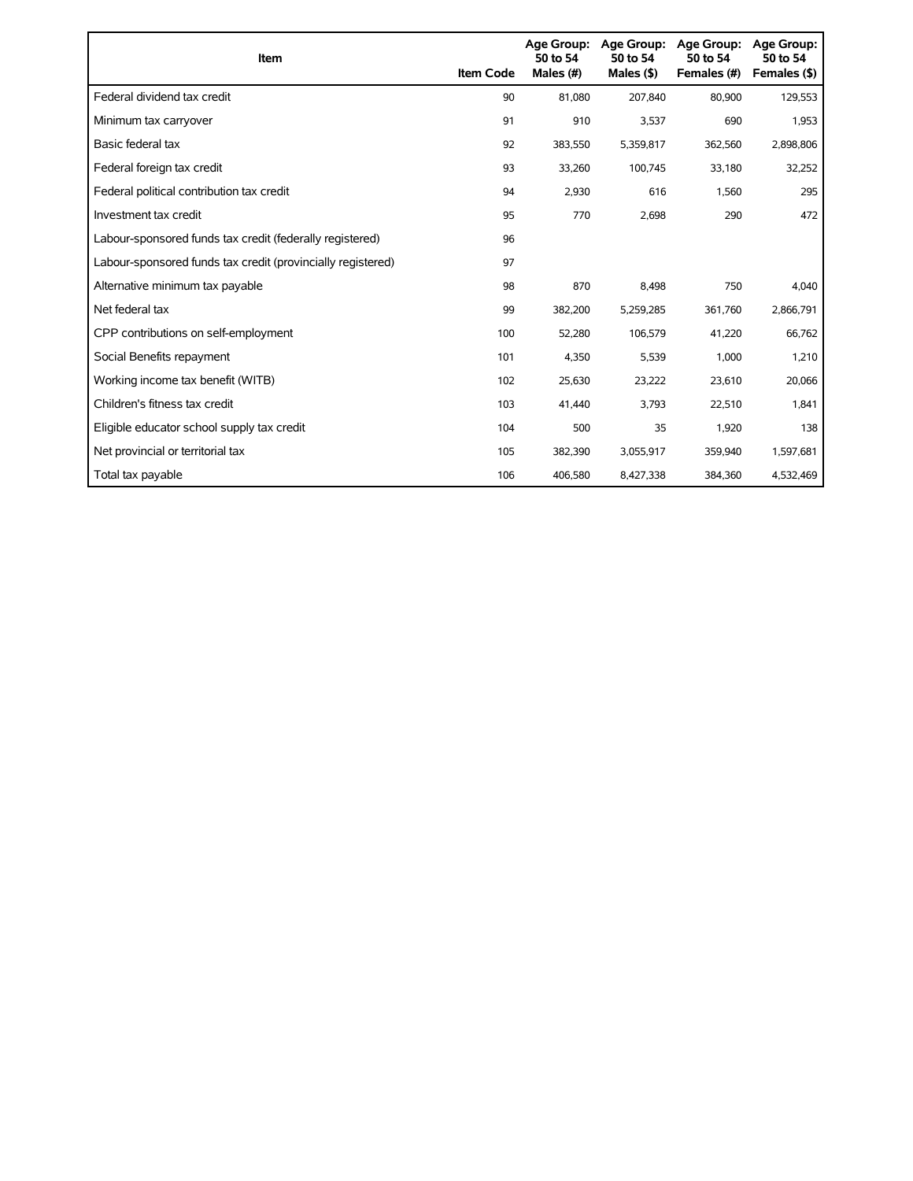| Item | Item Code | Age Group: 50 to 54 Males (#) | Age Group: 50 to 54 Males ($) | Age Group: 50 to 54 Females (#) | Age Group: 50 to 54 Females ($) |
|---|---|---|---|---|---|
| Federal dividend tax credit | 90 | 81,080 | 207,840 | 80,900 | 129,553 |
| Minimum tax carryover | 91 | 910 | 3,537 | 690 | 1,953 |
| Basic federal tax | 92 | 383,550 | 5,359,817 | 362,560 | 2,898,806 |
| Federal foreign tax credit | 93 | 33,260 | 100,745 | 33,180 | 32,252 |
| Federal political contribution tax credit | 94 | 2,930 | 616 | 1,560 | 295 |
| Investment tax credit | 95 | 770 | 2,698 | 290 | 472 |
| Labour-sponsored funds tax credit (federally registered) | 96 | | | | |
| Labour-sponsored funds tax credit (provincially registered) | 97 | | | | |
| Alternative minimum tax payable | 98 | 870 | 8,498 | 750 | 4,040 |
| Net federal tax | 99 | 382,200 | 5,259,285 | 361,760 | 2,866,791 |
| CPP contributions on self-employment | 100 | 52,280 | 106,579 | 41,220 | 66,762 |
| Social Benefits repayment | 101 | 4,350 | 5,539 | 1,000 | 1,210 |
| Working income tax benefit (WITB) | 102 | 25,630 | 23,222 | 23,610 | 20,066 |
| Children's fitness tax credit | 103 | 41,440 | 3,793 | 22,510 | 1,841 |
| Eligible educator school supply tax credit | 104 | 500 | 35 | 1,920 | 138 |
| Net provincial or territorial tax | 105 | 382,390 | 3,055,917 | 359,940 | 1,597,681 |
| Total tax payable | 106 | 406,580 | 8,427,338 | 384,360 | 4,532,469 |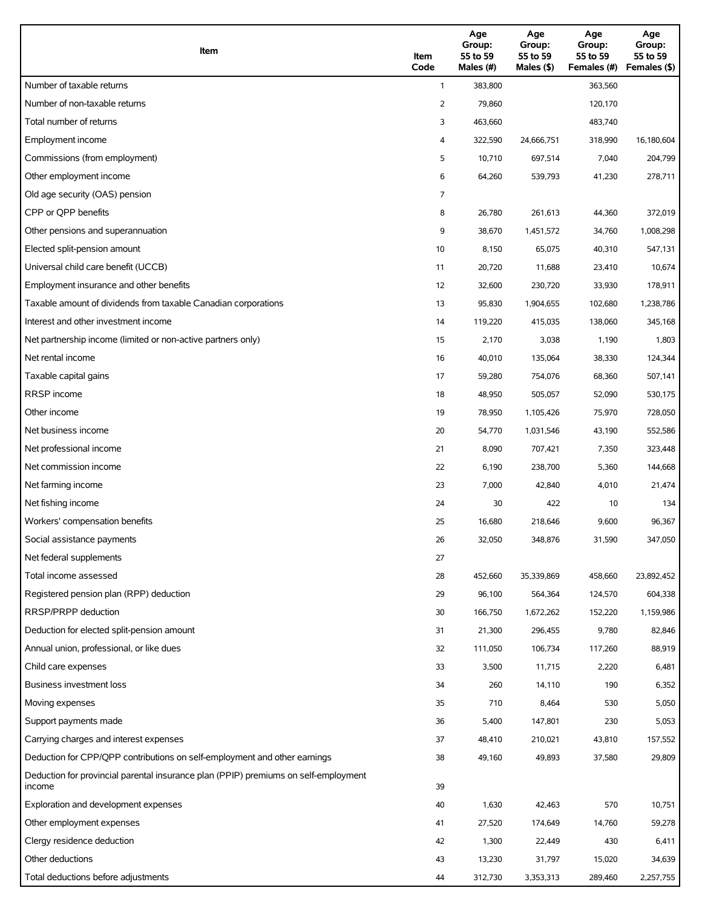| Item | Item Code | Age Group: 55 to 59 Males (#) | Age Group: 55 to 59 Males ($) | Age Group: 55 to 59 Females (#) | Age Group: 55 to 59 Females ($) |
|---|---|---|---|---|---|
| Number of taxable returns | 1 | 383,800 | | 363,560 | |
| Number of non-taxable returns | 2 | 79,860 | | 120,170 | |
| Total number of returns | 3 | 463,660 | | 483,740 | |
| Employment income | 4 | 322,590 | 24,666,751 | 318,990 | 16,180,604 |
| Commissions (from employment) | 5 | 10,710 | 697,514 | 7,040 | 204,799 |
| Other employment income | 6 | 64,260 | 539,793 | 41,230 | 278,711 |
| Old age security (OAS) pension | 7 | | | | |
| CPP or QPP benefits | 8 | 26,780 | 261,613 | 44,360 | 372,019 |
| Other pensions and superannuation | 9 | 38,670 | 1,451,572 | 34,760 | 1,008,298 |
| Elected split-pension amount | 10 | 8,150 | 65,075 | 40,310 | 547,131 |
| Universal child care benefit (UCCB) | 11 | 20,720 | 11,688 | 23,410 | 10,674 |
| Employment insurance and other benefits | 12 | 32,600 | 230,720 | 33,930 | 178,911 |
| Taxable amount of dividends from taxable Canadian corporations | 13 | 95,830 | 1,904,655 | 102,680 | 1,238,786 |
| Interest and other investment income | 14 | 119,220 | 415,035 | 138,060 | 345,168 |
| Net partnership income (limited or non-active partners only) | 15 | 2,170 | 3,038 | 1,190 | 1,803 |
| Net rental income | 16 | 40,010 | 135,064 | 38,330 | 124,344 |
| Taxable capital gains | 17 | 59,280 | 754,076 | 68,360 | 507,141 |
| RRSP income | 18 | 48,950 | 505,057 | 52,090 | 530,175 |
| Other income | 19 | 78,950 | 1,105,426 | 75,970 | 728,050 |
| Net business income | 20 | 54,770 | 1,031,546 | 43,190 | 552,586 |
| Net professional income | 21 | 8,090 | 707,421 | 7,350 | 323,448 |
| Net commission income | 22 | 6,190 | 238,700 | 5,360 | 144,668 |
| Net farming income | 23 | 7,000 | 42,840 | 4,010 | 21,474 |
| Net fishing income | 24 | 30 | 422 | 10 | 134 |
| Workers' compensation benefits | 25 | 16,680 | 218,646 | 9,600 | 96,367 |
| Social assistance payments | 26 | 32,050 | 348,876 | 31,590 | 347,050 |
| Net federal supplements | 27 | | | | |
| Total income assessed | 28 | 452,660 | 35,339,869 | 458,660 | 23,892,452 |
| Registered pension plan (RPP) deduction | 29 | 96,100 | 564,364 | 124,570 | 604,338 |
| RRSP/PRPP deduction | 30 | 166,750 | 1,672,262 | 152,220 | 1,159,986 |
| Deduction for elected split-pension amount | 31 | 21,300 | 296,455 | 9,780 | 82,846 |
| Annual union, professional, or like dues | 32 | 111,050 | 106,734 | 117,260 | 88,919 |
| Child care expenses | 33 | 3,500 | 11,715 | 2,220 | 6,481 |
| Business investment loss | 34 | 260 | 14,110 | 190 | 6,352 |
| Moving expenses | 35 | 710 | 8,464 | 530 | 5,050 |
| Support payments made | 36 | 5,400 | 147,801 | 230 | 5,053 |
| Carrying charges and interest expenses | 37 | 48,410 | 210,021 | 43,810 | 157,552 |
| Deduction for CPP/QPP contributions on self-employment and other earnings | 38 | 49,160 | 49,893 | 37,580 | 29,809 |
| Deduction for provincial parental insurance plan (PPIP) premiums on self-employment income | 39 | | | | |
| Exploration and development expenses | 40 | 1,630 | 42,463 | 570 | 10,751 |
| Other employment expenses | 41 | 27,520 | 174,649 | 14,760 | 59,278 |
| Clergy residence deduction | 42 | 1,300 | 22,449 | 430 | 6,411 |
| Other deductions | 43 | 13,230 | 31,797 | 15,020 | 34,639 |
| Total deductions before adjustments | 44 | 312,730 | 3,353,313 | 289,460 | 2,257,755 |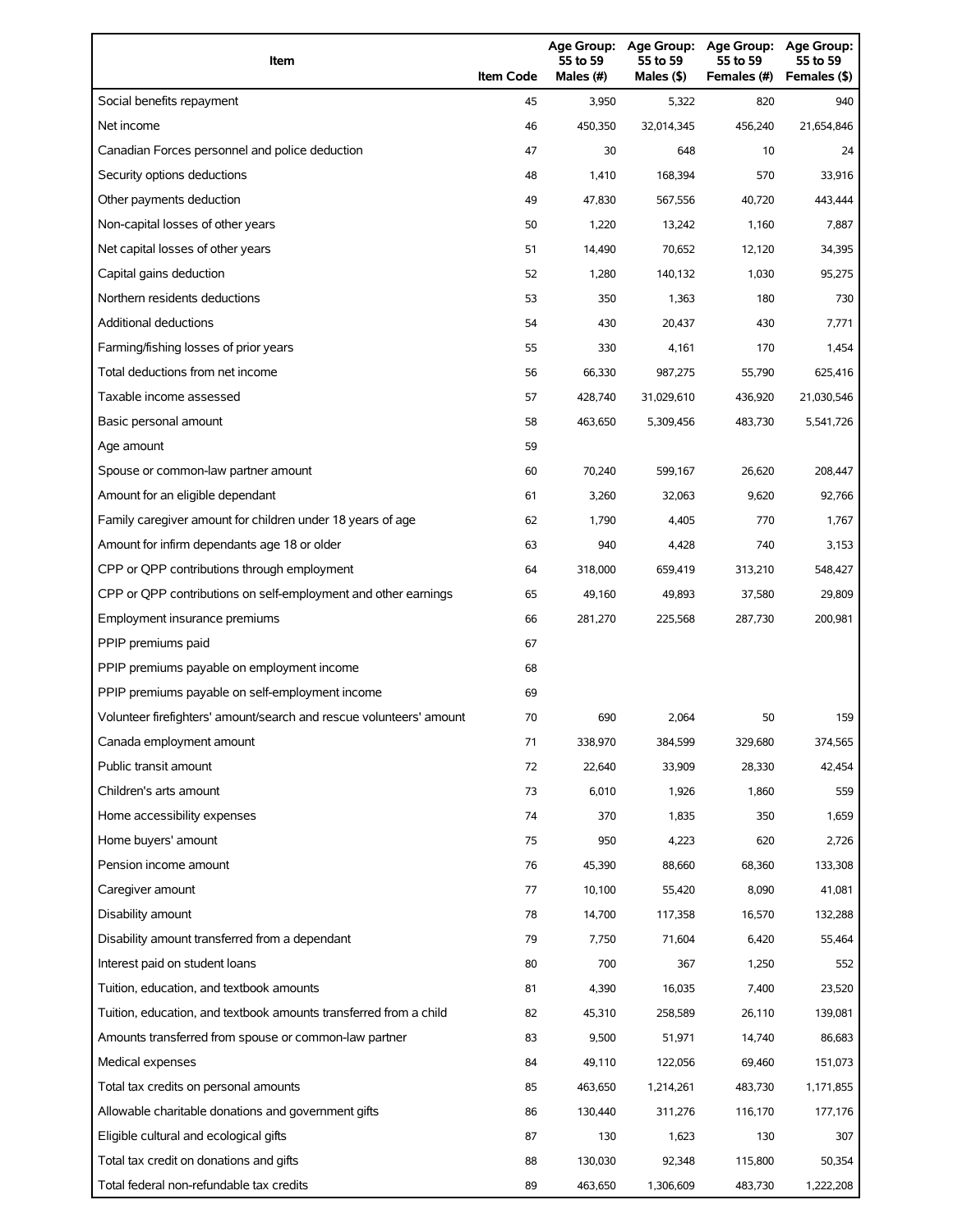| Item | Item Code | Age Group: 55 to 59 Males (#) | Age Group: 55 to 59 Males ($) | Age Group: 55 to 59 Females (#) | Age Group: 55 to 59 Females ($) |
|---|---|---|---|---|---|
| Social benefits repayment | 45 | 3,950 | 5,322 | 820 | 940 |
| Net income | 46 | 450,350 | 32,014,345 | 456,240 | 21,654,846 |
| Canadian Forces personnel and police deduction | 47 | 30 | 648 | 10 | 24 |
| Security options deductions | 48 | 1,410 | 168,394 | 570 | 33,916 |
| Other payments deduction | 49 | 47,830 | 567,556 | 40,720 | 443,444 |
| Non-capital losses of other years | 50 | 1,220 | 13,242 | 1,160 | 7,887 |
| Net capital losses of other years | 51 | 14,490 | 70,652 | 12,120 | 34,395 |
| Capital gains deduction | 52 | 1,280 | 140,132 | 1,030 | 95,275 |
| Northern residents deductions | 53 | 350 | 1,363 | 180 | 730 |
| Additional deductions | 54 | 430 | 20,437 | 430 | 7,771 |
| Farming/fishing losses of prior years | 55 | 330 | 4,161 | 170 | 1,454 |
| Total deductions from net income | 56 | 66,330 | 987,275 | 55,790 | 625,416 |
| Taxable income assessed | 57 | 428,740 | 31,029,610 | 436,920 | 21,030,546 |
| Basic personal amount | 58 | 463,650 | 5,309,456 | 483,730 | 5,541,726 |
| Age amount | 59 | | | | |
| Spouse or common-law partner amount | 60 | 70,240 | 599,167 | 26,620 | 208,447 |
| Amount for an eligible dependant | 61 | 3,260 | 32,063 | 9,620 | 92,766 |
| Family caregiver amount for children under 18 years of age | 62 | 1,790 | 4,405 | 770 | 1,767 |
| Amount for infirm dependants age 18 or older | 63 | 940 | 4,428 | 740 | 3,153 |
| CPP or QPP contributions through employment | 64 | 318,000 | 659,419 | 313,210 | 548,427 |
| CPP or QPP contributions on self-employment and other earnings | 65 | 49,160 | 49,893 | 37,580 | 29,809 |
| Employment insurance premiums | 66 | 281,270 | 225,568 | 287,730 | 200,981 |
| PPIP premiums paid | 67 | | | | |
| PPIP premiums payable on employment income | 68 | | | | |
| PPIP premiums payable on self-employment income | 69 | | | | |
| Volunteer firefighters' amount/search and rescue volunteers' amount | 70 | 690 | 2,064 | 50 | 159 |
| Canada employment amount | 71 | 338,970 | 384,599 | 329,680 | 374,565 |
| Public transit amount | 72 | 22,640 | 33,909 | 28,330 | 42,454 |
| Children's arts amount | 73 | 6,010 | 1,926 | 1,860 | 559 |
| Home accessibility expenses | 74 | 370 | 1,835 | 350 | 1,659 |
| Home buyers' amount | 75 | 950 | 4,223 | 620 | 2,726 |
| Pension income amount | 76 | 45,390 | 88,660 | 68,360 | 133,308 |
| Caregiver amount | 77 | 10,100 | 55,420 | 8,090 | 41,081 |
| Disability amount | 78 | 14,700 | 117,358 | 16,570 | 132,288 |
| Disability amount transferred from a dependant | 79 | 7,750 | 71,604 | 6,420 | 55,464 |
| Interest paid on student loans | 80 | 700 | 367 | 1,250 | 552 |
| Tuition, education, and textbook amounts | 81 | 4,390 | 16,035 | 7,400 | 23,520 |
| Tuition, education, and textbook amounts transferred from a child | 82 | 45,310 | 258,589 | 26,110 | 139,081 |
| Amounts transferred from spouse or common-law partner | 83 | 9,500 | 51,971 | 14,740 | 86,683 |
| Medical expenses | 84 | 49,110 | 122,056 | 69,460 | 151,073 |
| Total tax credits on personal amounts | 85 | 463,650 | 1,214,261 | 483,730 | 1,171,855 |
| Allowable charitable donations and government gifts | 86 | 130,440 | 311,276 | 116,170 | 177,176 |
| Eligible cultural and ecological gifts | 87 | 130 | 1,623 | 130 | 307 |
| Total tax credit on donations and gifts | 88 | 130,030 | 92,348 | 115,800 | 50,354 |
| Total federal non-refundable tax credits | 89 | 463,650 | 1,306,609 | 483,730 | 1,222,208 |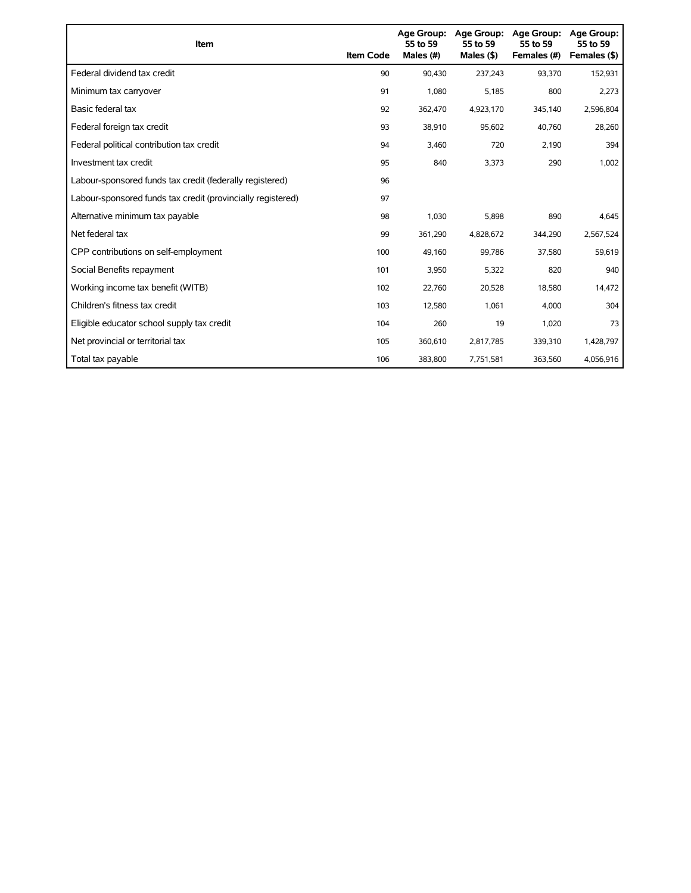| Item | Item Code | Age Group: 55 to 59 Males (#) | Age Group: 55 to 59 Males ($) | Age Group: 55 to 59 Females (#) | Age Group: 55 to 59 Females ($) |
|---|---|---|---|---|---|
| Federal dividend tax credit | 90 | 90,430 | 237,243 | 93,370 | 152,931 |
| Minimum tax carryover | 91 | 1,080 | 5,185 | 800 | 2,273 |
| Basic federal tax | 92 | 362,470 | 4,923,170 | 345,140 | 2,596,804 |
| Federal foreign tax credit | 93 | 38,910 | 95,602 | 40,760 | 28,260 |
| Federal political contribution tax credit | 94 | 3,460 | 720 | 2,190 | 394 |
| Investment tax credit | 95 | 840 | 3,373 | 290 | 1,002 |
| Labour-sponsored funds tax credit (federally registered) | 96 | | | | |
| Labour-sponsored funds tax credit (provincially registered) | 97 | | | | |
| Alternative minimum tax payable | 98 | 1,030 | 5,898 | 890 | 4,645 |
| Net federal tax | 99 | 361,290 | 4,828,672 | 344,290 | 2,567,524 |
| CPP contributions on self-employment | 100 | 49,160 | 99,786 | 37,580 | 59,619 |
| Social Benefits repayment | 101 | 3,950 | 5,322 | 820 | 940 |
| Working income tax benefit (WITB) | 102 | 22,760 | 20,528 | 18,580 | 14,472 |
| Children's fitness tax credit | 103 | 12,580 | 1,061 | 4,000 | 304 |
| Eligible educator school supply tax credit | 104 | 260 | 19 | 1,020 | 73 |
| Net provincial or territorial tax | 105 | 360,610 | 2,817,785 | 339,310 | 1,428,797 |
| Total tax payable | 106 | 383,800 | 7,751,581 | 363,560 | 4,056,916 |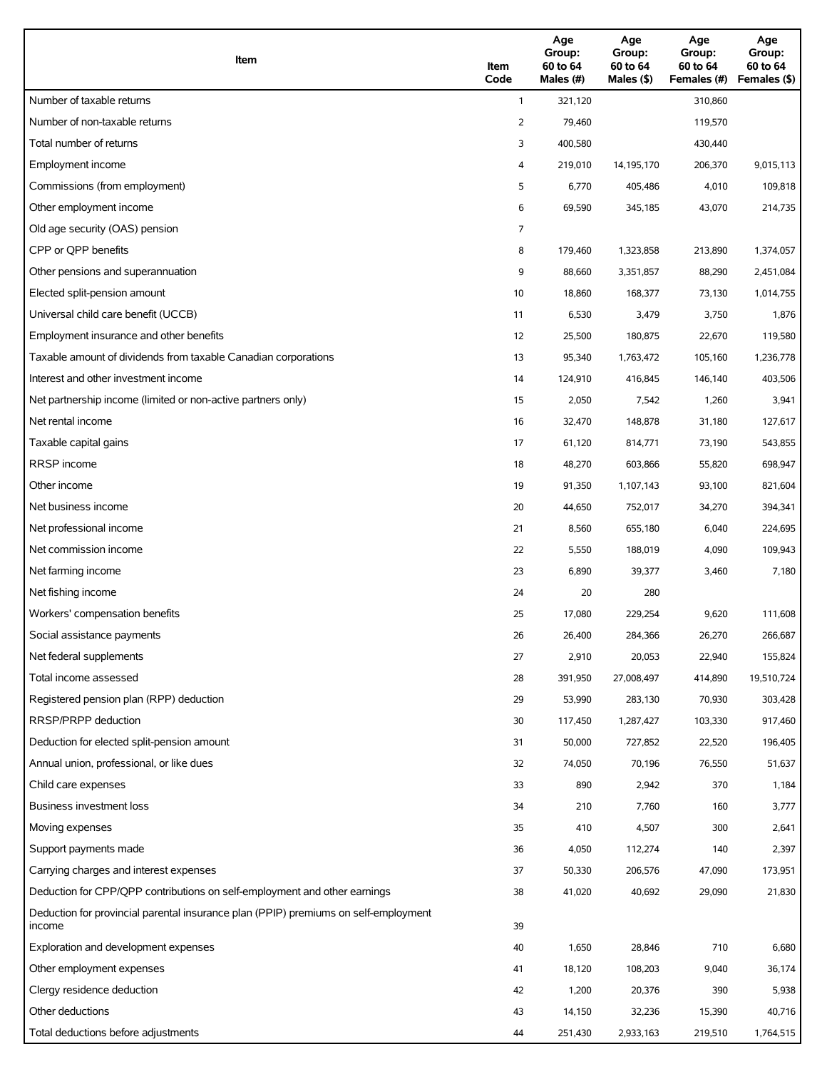| Item | Item Code | Age Group: 60 to 64 Males (#) | Age Group: 60 to 64 Males ($) | Age Group: 60 to 64 Females (#) | Age Group: 60 to 64 Females ($) |
|---|---|---|---|---|---|
| Number of taxable returns | 1 | 321,120 | | 310,860 | |
| Number of non-taxable returns | 2 | 79,460 | | 119,570 | |
| Total number of returns | 3 | 400,580 | | 430,440 | |
| Employment income | 4 | 219,010 | 14,195,170 | 206,370 | 9,015,113 |
| Commissions (from employment) | 5 | 6,770 | 405,486 | 4,010 | 109,818 |
| Other employment income | 6 | 69,590 | 345,185 | 43,070 | 214,735 |
| Old age security (OAS) pension | 7 | | | | |
| CPP or QPP benefits | 8 | 179,460 | 1,323,858 | 213,890 | 1,374,057 |
| Other pensions and superannuation | 9 | 88,660 | 3,351,857 | 88,290 | 2,451,084 |
| Elected split-pension amount | 10 | 18,860 | 168,377 | 73,130 | 1,014,755 |
| Universal child care benefit (UCCB) | 11 | 6,530 | 3,479 | 3,750 | 1,876 |
| Employment insurance and other benefits | 12 | 25,500 | 180,875 | 22,670 | 119,580 |
| Taxable amount of dividends from taxable Canadian corporations | 13 | 95,340 | 1,763,472 | 105,160 | 1,236,778 |
| Interest and other investment income | 14 | 124,910 | 416,845 | 146,140 | 403,506 |
| Net partnership income (limited or non-active partners only) | 15 | 2,050 | 7,542 | 1,260 | 3,941 |
| Net rental income | 16 | 32,470 | 148,878 | 31,180 | 127,617 |
| Taxable capital gains | 17 | 61,120 | 814,771 | 73,190 | 543,855 |
| RRSP income | 18 | 48,270 | 603,866 | 55,820 | 698,947 |
| Other income | 19 | 91,350 | 1,107,143 | 93,100 | 821,604 |
| Net business income | 20 | 44,650 | 752,017 | 34,270 | 394,341 |
| Net professional income | 21 | 8,560 | 655,180 | 6,040 | 224,695 |
| Net commission income | 22 | 5,550 | 188,019 | 4,090 | 109,943 |
| Net farming income | 23 | 6,890 | 39,377 | 3,460 | 7,180 |
| Net fishing income | 24 | 20 | 280 | | |
| Workers' compensation benefits | 25 | 17,080 | 229,254 | 9,620 | 111,608 |
| Social assistance payments | 26 | 26,400 | 284,366 | 26,270 | 266,687 |
| Net federal supplements | 27 | 2,910 | 20,053 | 22,940 | 155,824 |
| Total income assessed | 28 | 391,950 | 27,008,497 | 414,890 | 19,510,724 |
| Registered pension plan (RPP) deduction | 29 | 53,990 | 283,130 | 70,930 | 303,428 |
| RRSP/PRPP deduction | 30 | 117,450 | 1,287,427 | 103,330 | 917,460 |
| Deduction for elected split-pension amount | 31 | 50,000 | 727,852 | 22,520 | 196,405 |
| Annual union, professional, or like dues | 32 | 74,050 | 70,196 | 76,550 | 51,637 |
| Child care expenses | 33 | 890 | 2,942 | 370 | 1,184 |
| Business investment loss | 34 | 210 | 7,760 | 160 | 3,777 |
| Moving expenses | 35 | 410 | 4,507 | 300 | 2,641 |
| Support payments made | 36 | 4,050 | 112,274 | 140 | 2,397 |
| Carrying charges and interest expenses | 37 | 50,330 | 206,576 | 47,090 | 173,951 |
| Deduction for CPP/QPP contributions on self-employment and other earnings | 38 | 41,020 | 40,692 | 29,090 | 21,830 |
| Deduction for provincial parental insurance plan (PPIP) premiums on self-employment income | 39 | | | | |
| Exploration and development expenses | 40 | 1,650 | 28,846 | 710 | 6,680 |
| Other employment expenses | 41 | 18,120 | 108,203 | 9,040 | 36,174 |
| Clergy residence deduction | 42 | 1,200 | 20,376 | 390 | 5,938 |
| Other deductions | 43 | 14,150 | 32,236 | 15,390 | 40,716 |
| Total deductions before adjustments | 44 | 251,430 | 2,933,163 | 219,510 | 1,764,515 |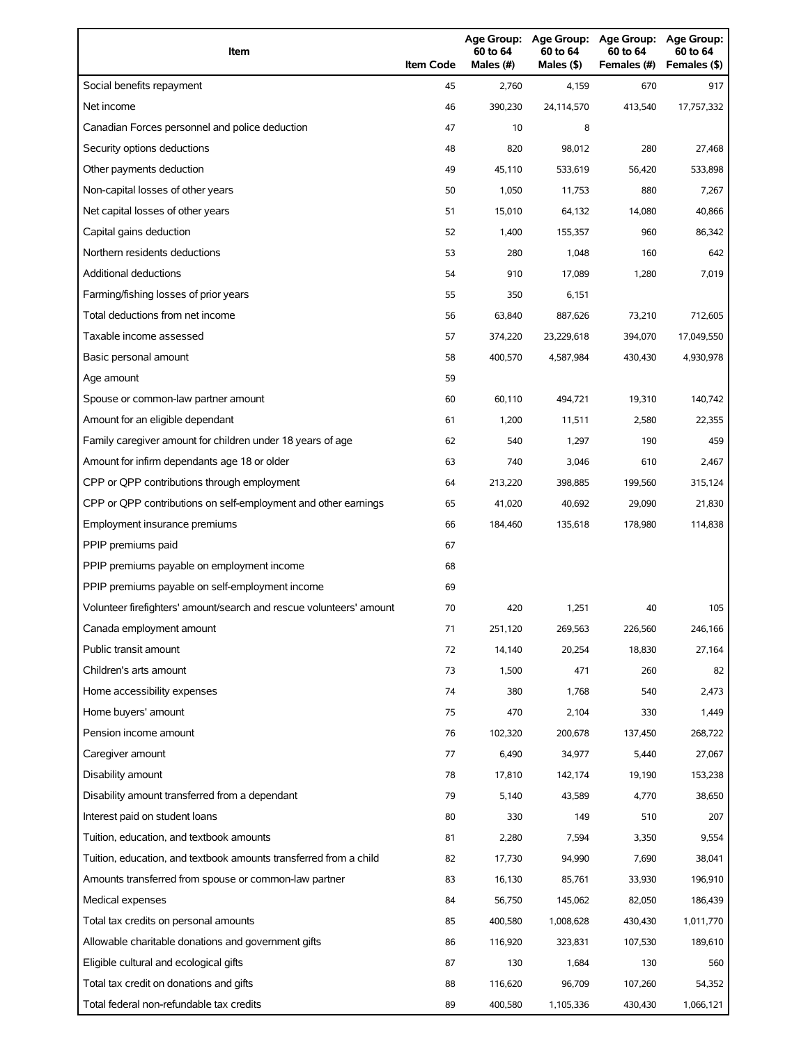| Item | Item Code | Age Group: 60 to 64 Males (#) | Age Group: 60 to 64 Males ($) | Age Group: 60 to 64 Females (#) | Age Group: 60 to 64 Females ($) |
|---|---|---|---|---|---|
| Social benefits repayment | 45 | 2,760 | 4,159 | 670 | 917 |
| Net income | 46 | 390,230 | 24,114,570 | 413,540 | 17,757,332 |
| Canadian Forces personnel and police deduction | 47 | 10 | 8 | | |
| Security options deductions | 48 | 820 | 98,012 | 280 | 27,468 |
| Other payments deduction | 49 | 45,110 | 533,619 | 56,420 | 533,898 |
| Non-capital losses of other years | 50 | 1,050 | 11,753 | 880 | 7,267 |
| Net capital losses of other years | 51 | 15,010 | 64,132 | 14,080 | 40,866 |
| Capital gains deduction | 52 | 1,400 | 155,357 | 960 | 86,342 |
| Northern residents deductions | 53 | 280 | 1,048 | 160 | 642 |
| Additional deductions | 54 | 910 | 17,089 | 1,280 | 7,019 |
| Farming/fishing losses of prior years | 55 | 350 | 6,151 | | |
| Total deductions from net income | 56 | 63,840 | 887,626 | 73,210 | 712,605 |
| Taxable income assessed | 57 | 374,220 | 23,229,618 | 394,070 | 17,049,550 |
| Basic personal amount | 58 | 400,570 | 4,587,984 | 430,430 | 4,930,978 |
| Age amount | 59 | | | | |
| Spouse or common-law partner amount | 60 | 60,110 | 494,721 | 19,310 | 140,742 |
| Amount for an eligible dependant | 61 | 1,200 | 11,511 | 2,580 | 22,355 |
| Family caregiver amount for children under 18 years of age | 62 | 540 | 1,297 | 190 | 459 |
| Amount for infirm dependants age 18 or older | 63 | 740 | 3,046 | 610 | 2,467 |
| CPP or QPP contributions through employment | 64 | 213,220 | 398,885 | 199,560 | 315,124 |
| CPP or QPP contributions on self-employment and other earnings | 65 | 41,020 | 40,692 | 29,090 | 21,830 |
| Employment insurance premiums | 66 | 184,460 | 135,618 | 178,980 | 114,838 |
| PPIP premiums paid | 67 | | | | |
| PPIP premiums payable on employment income | 68 | | | | |
| PPIP premiums payable on self-employment income | 69 | | | | |
| Volunteer firefighters' amount/search and rescue volunteers' amount | 70 | 420 | 1,251 | 40 | 105 |
| Canada employment amount | 71 | 251,120 | 269,563 | 226,560 | 246,166 |
| Public transit amount | 72 | 14,140 | 20,254 | 18,830 | 27,164 |
| Children's arts amount | 73 | 1,500 | 471 | 260 | 82 |
| Home accessibility expenses | 74 | 380 | 1,768 | 540 | 2,473 |
| Home buyers' amount | 75 | 470 | 2,104 | 330 | 1,449 |
| Pension income amount | 76 | 102,320 | 200,678 | 137,450 | 268,722 |
| Caregiver amount | 77 | 6,490 | 34,977 | 5,440 | 27,067 |
| Disability amount | 78 | 17,810 | 142,174 | 19,190 | 153,238 |
| Disability amount transferred from a dependant | 79 | 5,140 | 43,589 | 4,770 | 38,650 |
| Interest paid on student loans | 80 | 330 | 149 | 510 | 207 |
| Tuition, education, and textbook amounts | 81 | 2,280 | 7,594 | 3,350 | 9,554 |
| Tuition, education, and textbook amounts transferred from a child | 82 | 17,730 | 94,990 | 7,690 | 38,041 |
| Amounts transferred from spouse or common-law partner | 83 | 16,130 | 85,761 | 33,930 | 196,910 |
| Medical expenses | 84 | 56,750 | 145,062 | 82,050 | 186,439 |
| Total tax credits on personal amounts | 85 | 400,580 | 1,008,628 | 430,430 | 1,011,770 |
| Allowable charitable donations and government gifts | 86 | 116,920 | 323,831 | 107,530 | 189,610 |
| Eligible cultural and ecological gifts | 87 | 130 | 1,684 | 130 | 560 |
| Total tax credit on donations and gifts | 88 | 116,620 | 96,709 | 107,260 | 54,352 |
| Total federal non-refundable tax credits | 89 | 400,580 | 1,105,336 | 430,430 | 1,066,121 |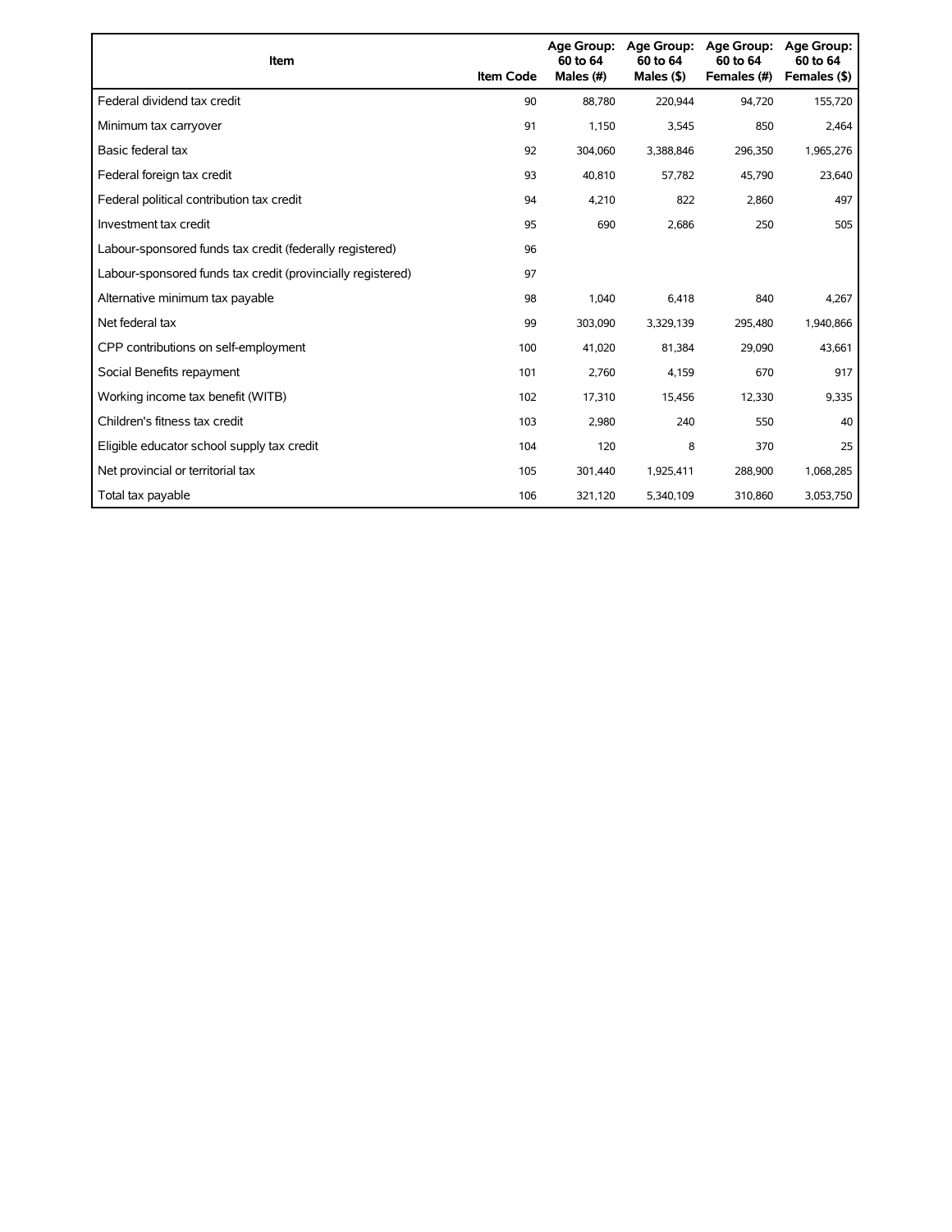| Item | Item Code | Age Group: 60 to 64 Males (#) | Age Group: 60 to 64 Males ($) | Age Group: 60 to 64 Females (#) | Age Group: 60 to 64 Females ($) |
|---|---|---|---|---|---|
| Federal dividend tax credit | 90 | 88,780 | 220,944 | 94,720 | 155,720 |
| Minimum tax carryover | 91 | 1,150 | 3,545 | 850 | 2,464 |
| Basic federal tax | 92 | 304,060 | 3,388,846 | 296,350 | 1,965,276 |
| Federal foreign tax credit | 93 | 40,810 | 57,782 | 45,790 | 23,640 |
| Federal political contribution tax credit | 94 | 4,210 | 822 | 2,860 | 497 |
| Investment tax credit | 95 | 690 | 2,686 | 250 | 505 |
| Labour-sponsored funds tax credit (federally registered) | 96 | | | | |
| Labour-sponsored funds tax credit (provincially registered) | 97 | | | | |
| Alternative minimum tax payable | 98 | 1,040 | 6,418 | 840 | 4,267 |
| Net federal tax | 99 | 303,090 | 3,329,139 | 295,480 | 1,940,866 |
| CPP contributions on self-employment | 100 | 41,020 | 81,384 | 29,090 | 43,661 |
| Social Benefits repayment | 101 | 2,760 | 4,159 | 670 | 917 |
| Working income tax benefit (WITB) | 102 | 17,310 | 15,456 | 12,330 | 9,335 |
| Children's fitness tax credit | 103 | 2,980 | 240 | 550 | 40 |
| Eligible educator school supply tax credit | 104 | 120 | 8 | 370 | 25 |
| Net provincial or territorial tax | 105 | 301,440 | 1,925,411 | 288,900 | 1,068,285 |
| Total tax payable | 106 | 321,120 | 5,340,109 | 310,860 | 3,053,750 |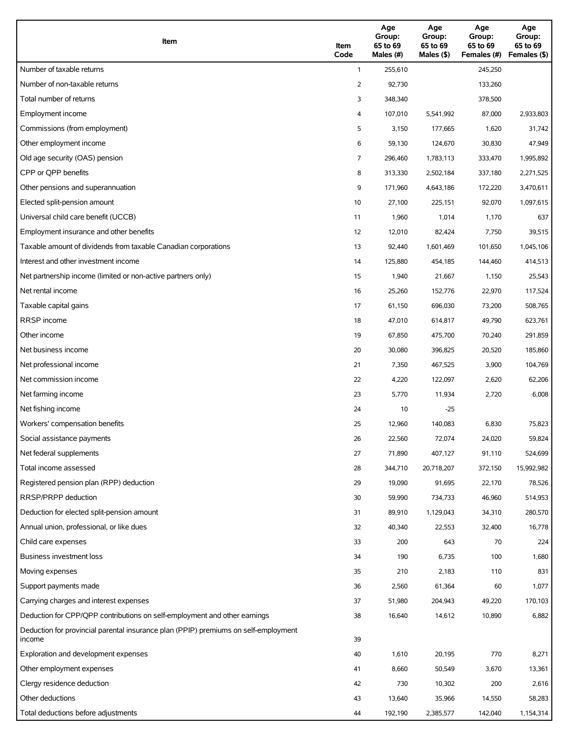| Item | Item Code | Age Group: 65 to 69 Males (#) | Age Group: 65 to 69 Males ($) | Age Group: 65 to 69 Females (#) | Age Group: 65 to 69 Females ($) |
|---|---|---|---|---|---|
| Number of taxable returns | 1 | 255,610 | | 245,250 | |
| Number of non-taxable returns | 2 | 92,730 | | 133,260 | |
| Total number of returns | 3 | 348,340 | | 378,500 | |
| Employment income | 4 | 107,010 | 5,541,992 | 87,000 | 2,933,803 |
| Commissions (from employment) | 5 | 3,150 | 177,665 | 1,620 | 31,742 |
| Other employment income | 6 | 59,130 | 124,670 | 30,830 | 47,949 |
| Old age security (OAS) pension | 7 | 296,460 | 1,783,113 | 333,470 | 1,995,892 |
| CPP or QPP benefits | 8 | 313,330 | 2,502,184 | 337,180 | 2,271,525 |
| Other pensions and superannuation | 9 | 171,960 | 4,643,186 | 172,220 | 3,470,611 |
| Elected split-pension amount | 10 | 27,100 | 225,151 | 92,070 | 1,097,615 |
| Universal child care benefit (UCCB) | 11 | 1,960 | 1,014 | 1,170 | 637 |
| Employment insurance and other benefits | 12 | 12,010 | 82,424 | 7,750 | 39,515 |
| Taxable amount of dividends from taxable Canadian corporations | 13 | 92,440 | 1,601,469 | 101,650 | 1,045,106 |
| Interest and other investment income | 14 | 125,880 | 454,185 | 144,460 | 414,513 |
| Net partnership income (limited or non-active partners only) | 15 | 1,940 | 21,667 | 1,150 | 25,543 |
| Net rental income | 16 | 25,260 | 152,776 | 22,970 | 117,524 |
| Taxable capital gains | 17 | 61,150 | 696,030 | 73,200 | 508,765 |
| RRSP income | 18 | 47,010 | 614,817 | 49,790 | 623,761 |
| Other income | 19 | 67,850 | 475,700 | 70,240 | 291,859 |
| Net business income | 20 | 30,080 | 396,825 | 20,520 | 185,860 |
| Net professional income | 21 | 7,350 | 467,525 | 3,900 | 104,769 |
| Net commission income | 22 | 4,220 | 122,097 | 2,620 | 62,206 |
| Net farming income | 23 | 5,770 | 11,934 | 2,720 | 6,008 |
| Net fishing income | 24 | 10 | -25 | | |
| Workers' compensation benefits | 25 | 12,960 | 140,083 | 6,830 | 75,823 |
| Social assistance payments | 26 | 22,560 | 72,074 | 24,020 | 59,824 |
| Net federal supplements | 27 | 71,890 | 407,127 | 91,110 | 524,699 |
| Total income assessed | 28 | 344,710 | 20,718,207 | 372,150 | 15,992,982 |
| Registered pension plan (RPP) deduction | 29 | 19,090 | 91,695 | 22,170 | 78,526 |
| RRSP/PRPP deduction | 30 | 59,990 | 734,733 | 46,960 | 514,953 |
| Deduction for elected split-pension amount | 31 | 89,910 | 1,129,043 | 34,310 | 280,570 |
| Annual union, professional, or like dues | 32 | 40,340 | 22,553 | 32,400 | 16,778 |
| Child care expenses | 33 | 200 | 643 | 70 | 224 |
| Business investment loss | 34 | 190 | 6,735 | 100 | 1,680 |
| Moving expenses | 35 | 210 | 2,183 | 110 | 831 |
| Support payments made | 36 | 2,560 | 61,364 | 60 | 1,077 |
| Carrying charges and interest expenses | 37 | 51,980 | 204,943 | 49,220 | 170,103 |
| Deduction for CPP/QPP contributions on self-employment and other earnings | 38 | 16,640 | 14,612 | 10,890 | 6,882 |
| Deduction for provincial parental insurance plan (PPIP) premiums on self-employment income | 39 | | | | |
| Exploration and development expenses | 40 | 1,610 | 20,195 | 770 | 8,271 |
| Other employment expenses | 41 | 8,660 | 50,549 | 3,670 | 13,361 |
| Clergy residence deduction | 42 | 730 | 10,302 | 200 | 2,616 |
| Other deductions | 43 | 13,640 | 35,966 | 14,550 | 58,283 |
| Total deductions before adjustments | 44 | 192,190 | 2,385,577 | 142,040 | 1,154,314 |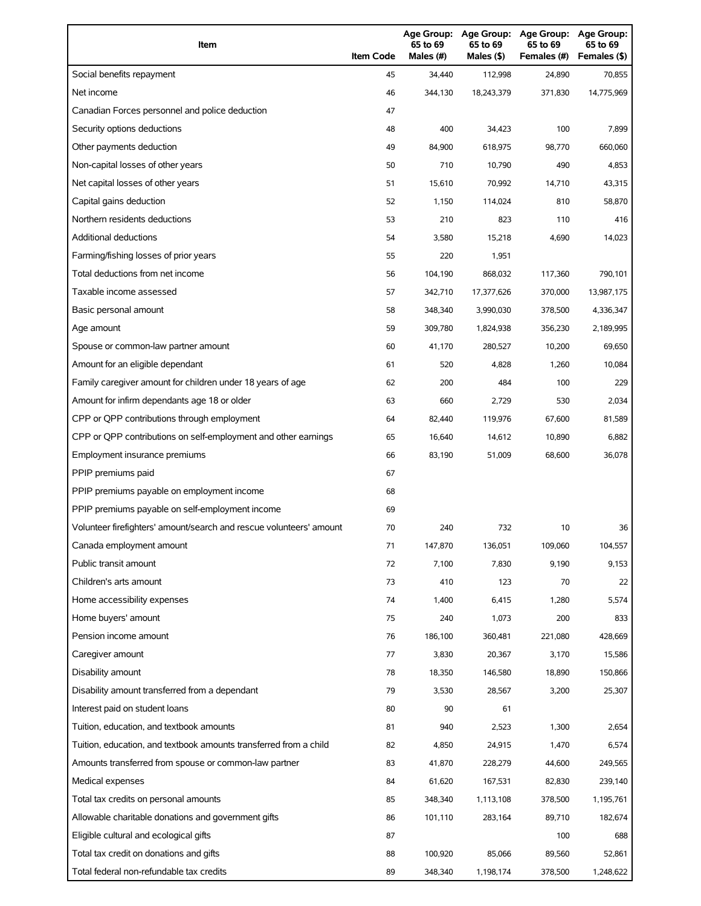| Item | Item Code | Age Group: 65 to 69 Males (#) | Age Group: 65 to 69 Males ($) | Age Group: 65 to 69 Females (#) | Age Group: 65 to 69 Females ($) |
|---|---|---|---|---|---|
| Social benefits repayment | 45 | 34,440 | 112,998 | 24,890 | 70,855 |
| Net income | 46 | 344,130 | 18,243,379 | 371,830 | 14,775,969 |
| Canadian Forces personnel and police deduction | 47 | | | | |
| Security options deductions | 48 | 400 | 34,423 | 100 | 7,899 |
| Other payments deduction | 49 | 84,900 | 618,975 | 98,770 | 660,060 |
| Non-capital losses of other years | 50 | 710 | 10,790 | 490 | 4,853 |
| Net capital losses of other years | 51 | 15,610 | 70,992 | 14,710 | 43,315 |
| Capital gains deduction | 52 | 1,150 | 114,024 | 810 | 58,870 |
| Northern residents deductions | 53 | 210 | 823 | 110 | 416 |
| Additional deductions | 54 | 3,580 | 15,218 | 4,690 | 14,023 |
| Farming/fishing losses of prior years | 55 | 220 | 1,951 | | |
| Total deductions from net income | 56 | 104,190 | 868,032 | 117,360 | 790,101 |
| Taxable income assessed | 57 | 342,710 | 17,377,626 | 370,000 | 13,987,175 |
| Basic personal amount | 58 | 348,340 | 3,990,030 | 378,500 | 4,336,347 |
| Age amount | 59 | 309,780 | 1,824,938 | 356,230 | 2,189,995 |
| Spouse or common-law partner amount | 60 | 41,170 | 280,527 | 10,200 | 69,650 |
| Amount for an eligible dependant | 61 | 520 | 4,828 | 1,260 | 10,084 |
| Family caregiver amount for children under 18 years of age | 62 | 200 | 484 | 100 | 229 |
| Amount for infirm dependants age 18 or older | 63 | 660 | 2,729 | 530 | 2,034 |
| CPP or QPP contributions through employment | 64 | 82,440 | 119,976 | 67,600 | 81,589 |
| CPP or QPP contributions on self-employment and other earnings | 65 | 16,640 | 14,612 | 10,890 | 6,882 |
| Employment insurance premiums | 66 | 83,190 | 51,009 | 68,600 | 36,078 |
| PPIP premiums paid | 67 | | | | |
| PPIP premiums payable on employment income | 68 | | | | |
| PPIP premiums payable on self-employment income | 69 | | | | |
| Volunteer firefighters' amount/search and rescue volunteers' amount | 70 | 240 | 732 | 10 | 36 |
| Canada employment amount | 71 | 147,870 | 136,051 | 109,060 | 104,557 |
| Public transit amount | 72 | 7,100 | 7,830 | 9,190 | 9,153 |
| Children's arts amount | 73 | 410 | 123 | 70 | 22 |
| Home accessibility expenses | 74 | 1,400 | 6,415 | 1,280 | 5,574 |
| Home buyers' amount | 75 | 240 | 1,073 | 200 | 833 |
| Pension income amount | 76 | 186,100 | 360,481 | 221,080 | 428,669 |
| Caregiver amount | 77 | 3,830 | 20,367 | 3,170 | 15,586 |
| Disability amount | 78 | 18,350 | 146,580 | 18,890 | 150,866 |
| Disability amount transferred from a dependant | 79 | 3,530 | 28,567 | 3,200 | 25,307 |
| Interest paid on student loans | 80 | 90 | 61 | | |
| Tuition, education, and textbook amounts | 81 | 940 | 2,523 | 1,300 | 2,654 |
| Tuition, education, and textbook amounts transferred from a child | 82 | 4,850 | 24,915 | 1,470 | 6,574 |
| Amounts transferred from spouse or common-law partner | 83 | 41,870 | 228,279 | 44,600 | 249,565 |
| Medical expenses | 84 | 61,620 | 167,531 | 82,830 | 239,140 |
| Total tax credits on personal amounts | 85 | 348,340 | 1,113,108 | 378,500 | 1,195,761 |
| Allowable charitable donations and government gifts | 86 | 101,110 | 283,164 | 89,710 | 182,674 |
| Eligible cultural and ecological gifts | 87 | | | 100 | 688 |
| Total tax credit on donations and gifts | 88 | 100,920 | 85,066 | 89,560 | 52,861 |
| Total federal non-refundable tax credits | 89 | 348,340 | 1,198,174 | 378,500 | 1,248,622 |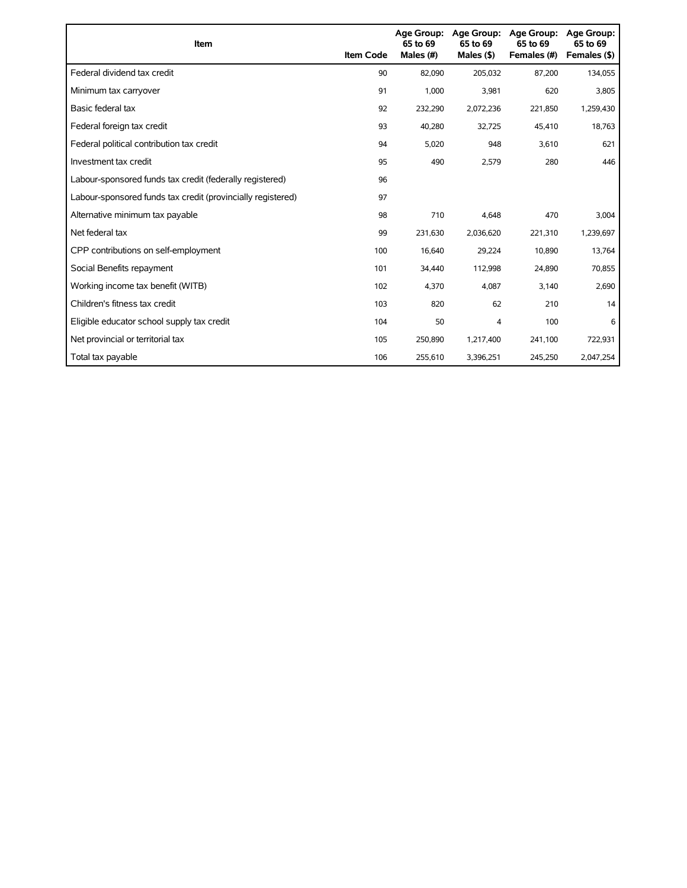| Item | Item Code | Age Group: 65 to 69 Males (#) | Age Group: 65 to 69 Males ($) | Age Group: 65 to 69 Females (#) | Age Group: 65 to 69 Females ($) |
| --- | --- | --- | --- | --- | --- |
| Federal dividend tax credit | 90 | 82,090 | 205,032 | 87,200 | 134,055 |
| Minimum tax carryover | 91 | 1,000 | 3,981 | 620 | 3,805 |
| Basic federal tax | 92 | 232,290 | 2,072,236 | 221,850 | 1,259,430 |
| Federal foreign tax credit | 93 | 40,280 | 32,725 | 45,410 | 18,763 |
| Federal political contribution tax credit | 94 | 5,020 | 948 | 3,610 | 621 |
| Investment tax credit | 95 | 490 | 2,579 | 280 | 446 |
| Labour-sponsored funds tax credit (federally registered) | 96 | | | | |
| Labour-sponsored funds tax credit (provincially registered) | 97 | | | | |
| Alternative minimum tax payable | 98 | 710 | 4,648 | 470 | 3,004 |
| Net federal tax | 99 | 231,630 | 2,036,620 | 221,310 | 1,239,697 |
| CPP contributions on self-employment | 100 | 16,640 | 29,224 | 10,890 | 13,764 |
| Social Benefits repayment | 101 | 34,440 | 112,998 | 24,890 | 70,855 |
| Working income tax benefit (WITB) | 102 | 4,370 | 4,087 | 3,140 | 2,690 |
| Children's fitness tax credit | 103 | 820 | 62 | 210 | 14 |
| Eligible educator school supply tax credit | 104 | 50 | 4 | 100 | 6 |
| Net provincial or territorial tax | 105 | 250,890 | 1,217,400 | 241,100 | 722,931 |
| Total tax payable | 106 | 255,610 | 3,396,251 | 245,250 | 2,047,254 |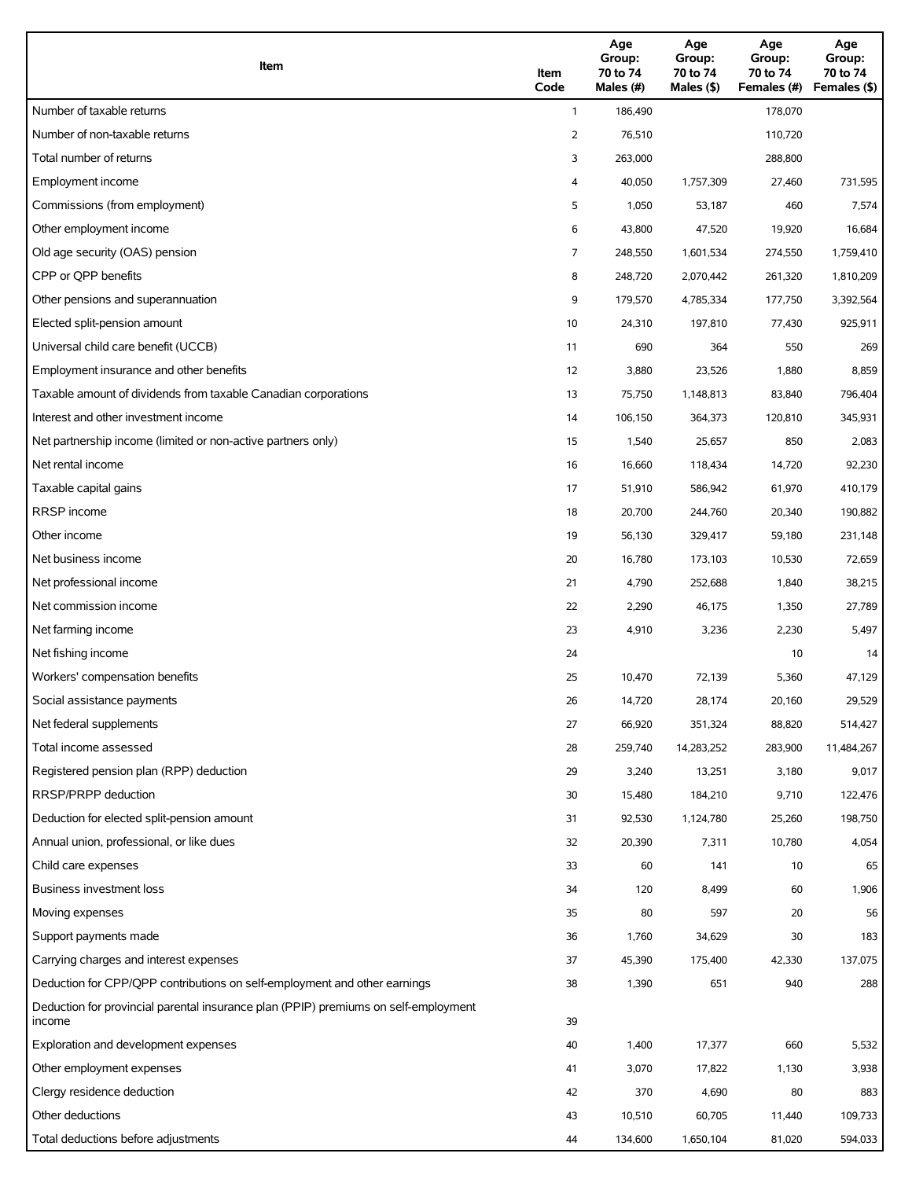| Item | Item Code | Age Group: 70 to 74 Males (#) | Age Group: 70 to 74 Males ($) | Age Group: 70 to 74 Females (#) | Age Group: 70 to 74 Females ($) |
|---|---|---|---|---|---|
| Number of taxable returns | 1 | 186,490 | | 178,070 | |
| Number of non-taxable returns | 2 | 76,510 | | 110,720 | |
| Total number of returns | 3 | 263,000 | | 288,800 | |
| Employment income | 4 | 40,050 | 1,757,309 | 27,460 | 731,595 |
| Commissions (from employment) | 5 | 1,050 | 53,187 | 460 | 7,574 |
| Other employment income | 6 | 43,800 | 47,520 | 19,920 | 16,684 |
| Old age security (OAS) pension | 7 | 248,550 | 1,601,534 | 274,550 | 1,759,410 |
| CPP or QPP benefits | 8 | 248,720 | 2,070,442 | 261,320 | 1,810,209 |
| Other pensions and superannuation | 9 | 179,570 | 4,785,334 | 177,750 | 3,392,564 |
| Elected split-pension amount | 10 | 24,310 | 197,810 | 77,430 | 925,911 |
| Universal child care benefit (UCCB) | 11 | 690 | 364 | 550 | 269 |
| Employment insurance and other benefits | 12 | 3,880 | 23,526 | 1,880 | 8,859 |
| Taxable amount of dividends from taxable Canadian corporations | 13 | 75,750 | 1,148,813 | 83,840 | 796,404 |
| Interest and other investment income | 14 | 106,150 | 364,373 | 120,810 | 345,931 |
| Net partnership income (limited or non-active partners only) | 15 | 1,540 | 25,657 | 850 | 2,083 |
| Net rental income | 16 | 16,660 | 118,434 | 14,720 | 92,230 |
| Taxable capital gains | 17 | 51,910 | 586,942 | 61,970 | 410,179 |
| RRSP income | 18 | 20,700 | 244,760 | 20,340 | 190,882 |
| Other income | 19 | 56,130 | 329,417 | 59,180 | 231,148 |
| Net business income | 20 | 16,780 | 173,103 | 10,530 | 72,659 |
| Net professional income | 21 | 4,790 | 252,688 | 1,840 | 38,215 |
| Net commission income | 22 | 2,290 | 46,175 | 1,350 | 27,789 |
| Net farming income | 23 | 4,910 | 3,236 | 2,230 | 5,497 |
| Net fishing income | 24 | | | 10 | 14 |
| Workers' compensation benefits | 25 | 10,470 | 72,139 | 5,360 | 47,129 |
| Social assistance payments | 26 | 14,720 | 28,174 | 20,160 | 29,529 |
| Net federal supplements | 27 | 66,920 | 351,324 | 88,820 | 514,427 |
| Total income assessed | 28 | 259,740 | 14,283,252 | 283,900 | 11,484,267 |
| Registered pension plan (RPP) deduction | 29 | 3,240 | 13,251 | 3,180 | 9,017 |
| RRSP/PRPP deduction | 30 | 15,480 | 184,210 | 9,710 | 122,476 |
| Deduction for elected split-pension amount | 31 | 92,530 | 1,124,780 | 25,260 | 198,750 |
| Annual union, professional, or like dues | 32 | 20,390 | 7,311 | 10,780 | 4,054 |
| Child care expenses | 33 | 60 | 141 | 10 | 65 |
| Business investment loss | 34 | 120 | 8,499 | 60 | 1,906 |
| Moving expenses | 35 | 80 | 597 | 20 | 56 |
| Support payments made | 36 | 1,760 | 34,629 | 30 | 183 |
| Carrying charges and interest expenses | 37 | 45,390 | 175,400 | 42,330 | 137,075 |
| Deduction for CPP/QPP contributions on self-employment and other earnings | 38 | 1,390 | 651 | 940 | 288 |
| Deduction for provincial parental insurance plan (PPIP) premiums on self-employment income | 39 | | | | |
| Exploration and development expenses | 40 | 1,400 | 17,377 | 660 | 5,532 |
| Other employment expenses | 41 | 3,070 | 17,822 | 1,130 | 3,938 |
| Clergy residence deduction | 42 | 370 | 4,690 | 80 | 883 |
| Other deductions | 43 | 10,510 | 60,705 | 11,440 | 109,733 |
| Total deductions before adjustments | 44 | 134,600 | 1,650,104 | 81,020 | 594,033 |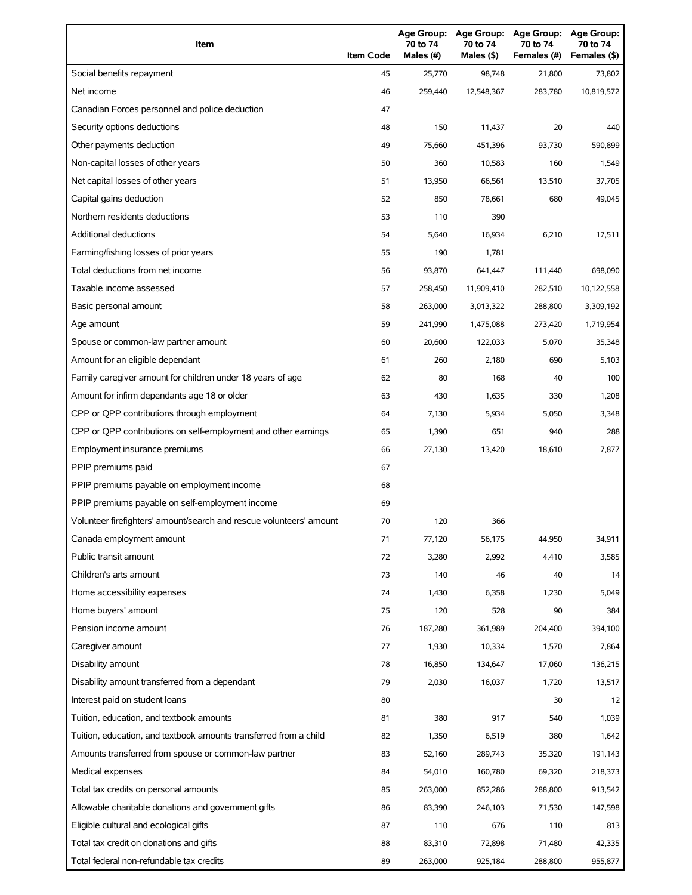| Item | Item Code | Age Group: 70 to 74 Males (#) | Age Group: 70 to 74 Males ($) | Age Group: 70 to 74 Females (#) | Age Group: 70 to 74 Females ($) |
|---|---|---|---|---|---|
| Social benefits repayment | 45 | 25,770 | 98,748 | 21,800 | 73,802 |
| Net income | 46 | 259,440 | 12,548,367 | 283,780 | 10,819,572 |
| Canadian Forces personnel and police deduction | 47 | | | | |
| Security options deductions | 48 | 150 | 11,437 | 20 | 440 |
| Other payments deduction | 49 | 75,660 | 451,396 | 93,730 | 590,899 |
| Non-capital losses of other years | 50 | 360 | 10,583 | 160 | 1,549 |
| Net capital losses of other years | 51 | 13,950 | 66,561 | 13,510 | 37,705 |
| Capital gains deduction | 52 | 850 | 78,661 | 680 | 49,045 |
| Northern residents deductions | 53 | 110 | 390 | | |
| Additional deductions | 54 | 5,640 | 16,934 | 6,210 | 17,511 |
| Farming/fishing losses of prior years | 55 | 190 | 1,781 | | |
| Total deductions from net income | 56 | 93,870 | 641,447 | 111,440 | 698,090 |
| Taxable income assessed | 57 | 258,450 | 11,909,410 | 282,510 | 10,122,558 |
| Basic personal amount | 58 | 263,000 | 3,013,322 | 288,800 | 3,309,192 |
| Age amount | 59 | 241,990 | 1,475,088 | 273,420 | 1,719,954 |
| Spouse or common-law partner amount | 60 | 20,600 | 122,033 | 5,070 | 35,348 |
| Amount for an eligible dependant | 61 | 260 | 2,180 | 690 | 5,103 |
| Family caregiver amount for children under 18 years of age | 62 | 80 | 168 | 40 | 100 |
| Amount for infirm dependants age 18 or older | 63 | 430 | 1,635 | 330 | 1,208 |
| CPP or QPP contributions through employment | 64 | 7,130 | 5,934 | 5,050 | 3,348 |
| CPP or QPP contributions on self-employment and other earnings | 65 | 1,390 | 651 | 940 | 288 |
| Employment insurance premiums | 66 | 27,130 | 13,420 | 18,610 | 7,877 |
| PPIP premiums paid | 67 | | | | |
| PPIP premiums payable on employment income | 68 | | | | |
| PPIP premiums payable on self-employment income | 69 | | | | |
| Volunteer firefighters' amount/search and rescue volunteers' amount | 70 | 120 | 366 | | |
| Canada employment amount | 71 | 77,120 | 56,175 | 44,950 | 34,911 |
| Public transit amount | 72 | 3,280 | 2,992 | 4,410 | 3,585 |
| Children's arts amount | 73 | 140 | 46 | 40 | 14 |
| Home accessibility expenses | 74 | 1,430 | 6,358 | 1,230 | 5,049 |
| Home buyers' amount | 75 | 120 | 528 | 90 | 384 |
| Pension income amount | 76 | 187,280 | 361,989 | 204,400 | 394,100 |
| Caregiver amount | 77 | 1,930 | 10,334 | 1,570 | 7,864 |
| Disability amount | 78 | 16,850 | 134,647 | 17,060 | 136,215 |
| Disability amount transferred from a dependant | 79 | 2,030 | 16,037 | 1,720 | 13,517 |
| Interest paid on student loans | 80 | | | 30 | 12 |
| Tuition, education, and textbook amounts | 81 | 380 | 917 | 540 | 1,039 |
| Tuition, education, and textbook amounts transferred from a child | 82 | 1,350 | 6,519 | 380 | 1,642 |
| Amounts transferred from spouse or common-law partner | 83 | 52,160 | 289,743 | 35,320 | 191,143 |
| Medical expenses | 84 | 54,010 | 160,780 | 69,320 | 218,373 |
| Total tax credits on personal amounts | 85 | 263,000 | 852,286 | 288,800 | 913,542 |
| Allowable charitable donations and government gifts | 86 | 83,390 | 246,103 | 71,530 | 147,598 |
| Eligible cultural and ecological gifts | 87 | 110 | 676 | 110 | 813 |
| Total tax credit on donations and gifts | 88 | 83,310 | 72,898 | 71,480 | 42,335 |
| Total federal non-refundable tax credits | 89 | 263,000 | 925,184 | 288,800 | 955,877 |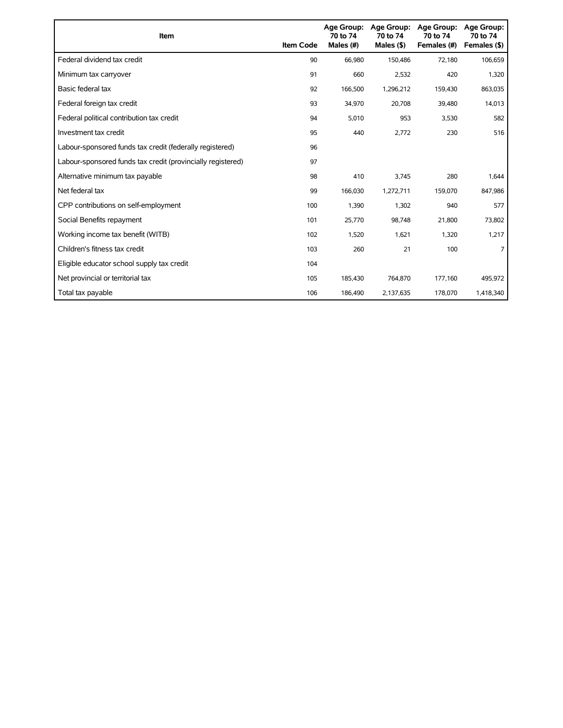| Item | Item Code | Age Group: 70 to 74 Males (#) | Age Group: 70 to 74 Males ($) | Age Group: 70 to 74 Females (#) | Age Group: 70 to 74 Females ($) |
|---|---|---|---|---|---|
| Federal dividend tax credit | 90 | 66,980 | 150,486 | 72,180 | 106,659 |
| Minimum tax carryover | 91 | 660 | 2,532 | 420 | 1,320 |
| Basic federal tax | 92 | 166,500 | 1,296,212 | 159,430 | 863,035 |
| Federal foreign tax credit | 93 | 34,970 | 20,708 | 39,480 | 14,013 |
| Federal political contribution tax credit | 94 | 5,010 | 953 | 3,530 | 582 |
| Investment tax credit | 95 | 440 | 2,772 | 230 | 516 |
| Labour-sponsored funds tax credit (federally registered) | 96 | | | | |
| Labour-sponsored funds tax credit (provincially registered) | 97 | | | | |
| Alternative minimum tax payable | 98 | 410 | 3,745 | 280 | 1,644 |
| Net federal tax | 99 | 166,030 | 1,272,711 | 159,070 | 847,986 |
| CPP contributions on self-employment | 100 | 1,390 | 1,302 | 940 | 577 |
| Social Benefits repayment | 101 | 25,770 | 98,748 | 21,800 | 73,802 |
| Working income tax benefit (WITB) | 102 | 1,520 | 1,621 | 1,320 | 1,217 |
| Children's fitness tax credit | 103 | 260 | 21 | 100 | 7 |
| Eligible educator school supply tax credit | 104 | | | | |
| Net provincial or territorial tax | 105 | 185,430 | 764,870 | 177,160 | 495,972 |
| Total tax payable | 106 | 186,490 | 2,137,635 | 178,070 | 1,418,340 |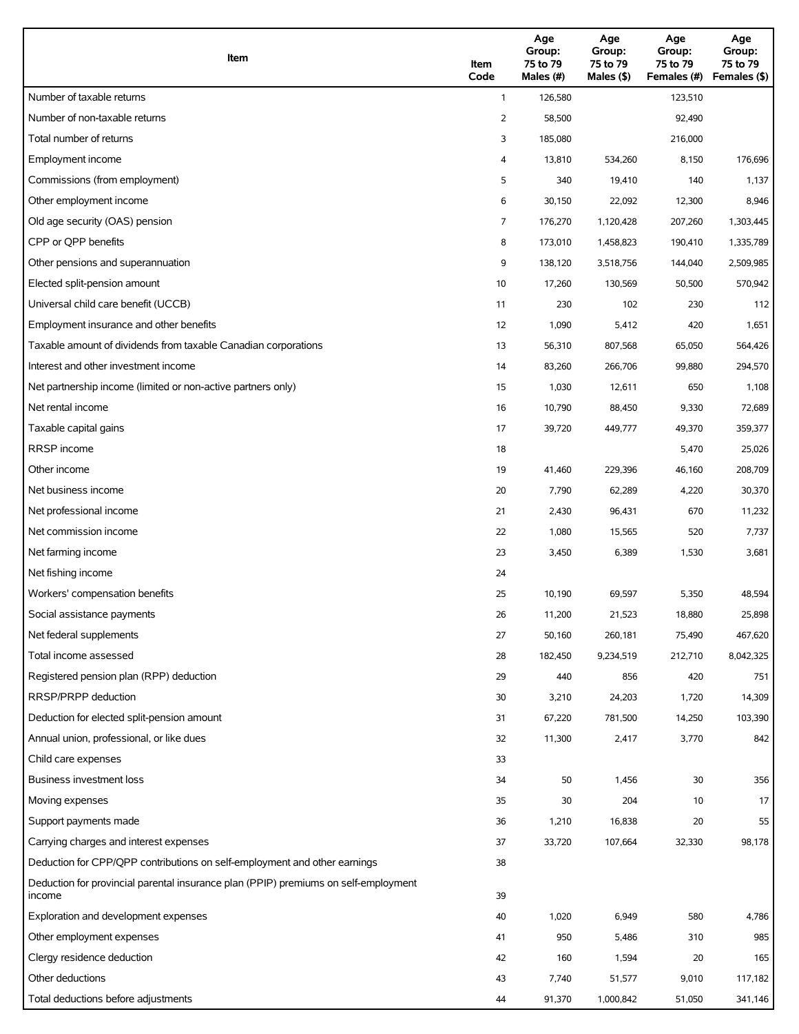| Item | Item Code | Age Group: 75 to 79 Males (#) | Age Group: 75 to 79 Males ($) | Age Group: 75 to 79 Females (#) | Age Group: 75 to 79 Females ($) |
|---|---|---|---|---|---|
| Number of taxable returns | 1 | 126,580 | | 123,510 | |
| Number of non-taxable returns | 2 | 58,500 | | 92,490 | |
| Total number of returns | 3 | 185,080 | | 216,000 | |
| Employment income | 4 | 13,810 | 534,260 | 8,150 | 176,696 |
| Commissions (from employment) | 5 | 340 | 19,410 | 140 | 1,137 |
| Other employment income | 6 | 30,150 | 22,092 | 12,300 | 8,946 |
| Old age security (OAS) pension | 7 | 176,270 | 1,120,428 | 207,260 | 1,303,445 |
| CPP or QPP benefits | 8 | 173,010 | 1,458,823 | 190,410 | 1,335,789 |
| Other pensions and superannuation | 9 | 138,120 | 3,518,756 | 144,040 | 2,509,985 |
| Elected split-pension amount | 10 | 17,260 | 130,569 | 50,500 | 570,942 |
| Universal child care benefit (UCCB) | 11 | 230 | 102 | 230 | 112 |
| Employment insurance and other benefits | 12 | 1,090 | 5,412 | 420 | 1,651 |
| Taxable amount of dividends from taxable Canadian corporations | 13 | 56,310 | 807,568 | 65,050 | 564,426 |
| Interest and other investment income | 14 | 83,260 | 266,706 | 99,880 | 294,570 |
| Net partnership income (limited or non-active partners only) | 15 | 1,030 | 12,611 | 650 | 1,108 |
| Net rental income | 16 | 10,790 | 88,450 | 9,330 | 72,689 |
| Taxable capital gains | 17 | 39,720 | 449,777 | 49,370 | 359,377 |
| RRSP income | 18 | | | 5,470 | 25,026 |
| Other income | 19 | 41,460 | 229,396 | 46,160 | 208,709 |
| Net business income | 20 | 7,790 | 62,289 | 4,220 | 30,370 |
| Net professional income | 21 | 2,430 | 96,431 | 670 | 11,232 |
| Net commission income | 22 | 1,080 | 15,565 | 520 | 7,737 |
| Net farming income | 23 | 3,450 | 6,389 | 1,530 | 3,681 |
| Net fishing income | 24 | | | | |
| Workers' compensation benefits | 25 | 10,190 | 69,597 | 5,350 | 48,594 |
| Social assistance payments | 26 | 11,200 | 21,523 | 18,880 | 25,898 |
| Net federal supplements | 27 | 50,160 | 260,181 | 75,490 | 467,620 |
| Total income assessed | 28 | 182,450 | 9,234,519 | 212,710 | 8,042,325 |
| Registered pension plan (RPP) deduction | 29 | 440 | 856 | 420 | 751 |
| RRSP/PRPP deduction | 30 | 3,210 | 24,203 | 1,720 | 14,309 |
| Deduction for elected split-pension amount | 31 | 67,220 | 781,500 | 14,250 | 103,390 |
| Annual union, professional, or like dues | 32 | 11,300 | 2,417 | 3,770 | 842 |
| Child care expenses | 33 | | | | |
| Business investment loss | 34 | 50 | 1,456 | 30 | 356 |
| Moving expenses | 35 | 30 | 204 | 10 | 17 |
| Support payments made | 36 | 1,210 | 16,838 | 20 | 55 |
| Carrying charges and interest expenses | 37 | 33,720 | 107,664 | 32,330 | 98,178 |
| Deduction for CPP/QPP contributions on self-employment and other earnings | 38 | | | | |
| Deduction for provincial parental insurance plan (PPIP) premiums on self-employment income | 39 | | | | |
| Exploration and development expenses | 40 | 1,020 | 6,949 | 580 | 4,786 |
| Other employment expenses | 41 | 950 | 5,486 | 310 | 985 |
| Clergy residence deduction | 42 | 160 | 1,594 | 20 | 165 |
| Other deductions | 43 | 7,740 | 51,577 | 9,010 | 117,182 |
| Total deductions before adjustments | 44 | 91,370 | 1,000,842 | 51,050 | 341,146 |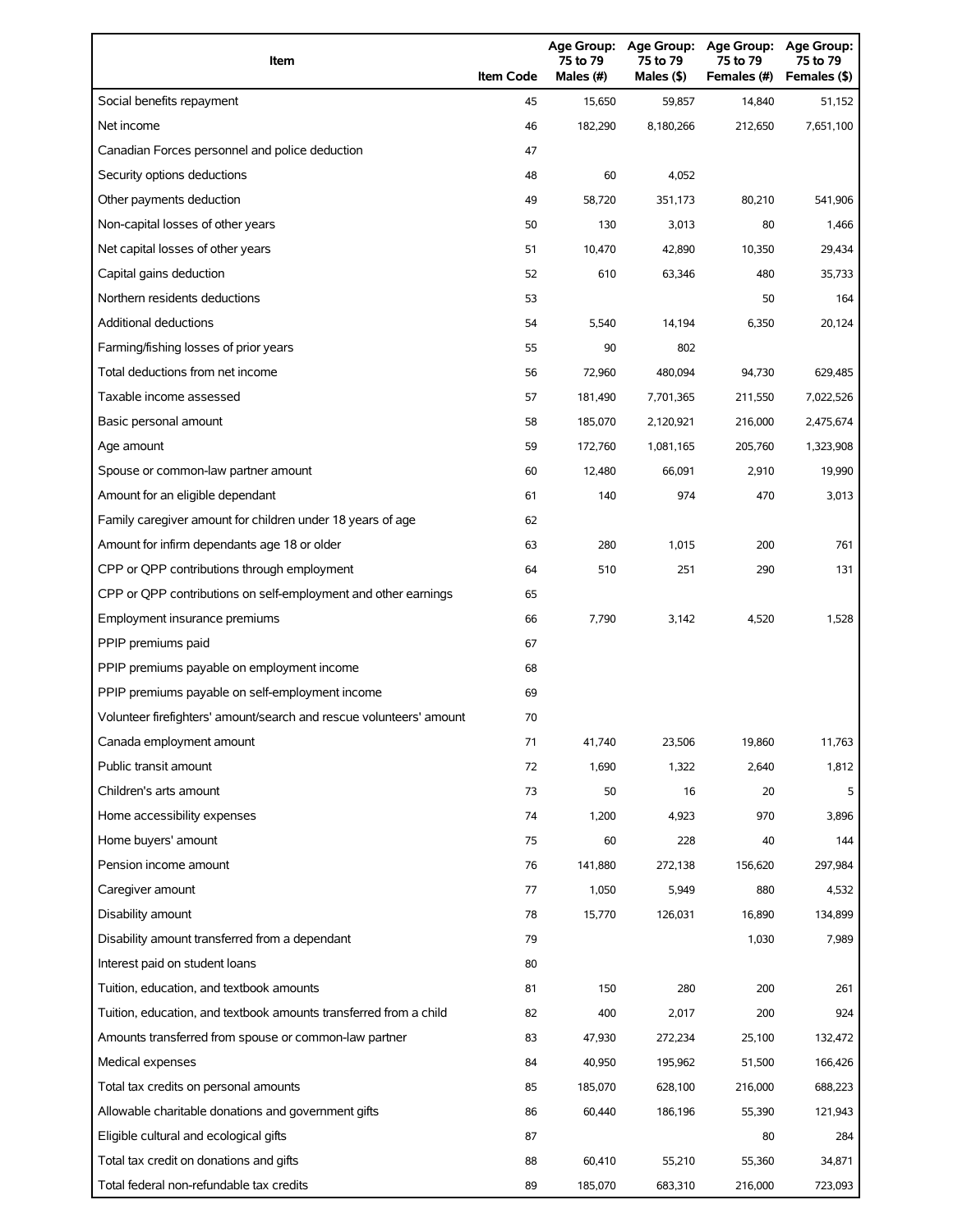| Item | Item Code | Age Group: 75 to 79 Males (#) | Age Group: 75 to 79 Males ($) | Age Group: 75 to 79 Females (#) | Age Group: 75 to 79 Females ($) |
|---|---|---|---|---|---|
| Social benefits repayment | 45 | 15,650 | 59,857 | 14,840 | 51,152 |
| Net income | 46 | 182,290 | 8,180,266 | 212,650 | 7,651,100 |
| Canadian Forces personnel and police deduction | 47 | | | | |
| Security options deductions | 48 | 60 | 4,052 | | |
| Other payments deduction | 49 | 58,720 | 351,173 | 80,210 | 541,906 |
| Non-capital losses of other years | 50 | 130 | 3,013 | 80 | 1,466 |
| Net capital losses of other years | 51 | 10,470 | 42,890 | 10,350 | 29,434 |
| Capital gains deduction | 52 | 610 | 63,346 | 480 | 35,733 |
| Northern residents deductions | 53 | | | 50 | 164 |
| Additional deductions | 54 | 5,540 | 14,194 | 6,350 | 20,124 |
| Farming/fishing losses of prior years | 55 | 90 | 802 | | |
| Total deductions from net income | 56 | 72,960 | 480,094 | 94,730 | 629,485 |
| Taxable income assessed | 57 | 181,490 | 7,701,365 | 211,550 | 7,022,526 |
| Basic personal amount | 58 | 185,070 | 2,120,921 | 216,000 | 2,475,674 |
| Age amount | 59 | 172,760 | 1,081,165 | 205,760 | 1,323,908 |
| Spouse or common-law partner amount | 60 | 12,480 | 66,091 | 2,910 | 19,990 |
| Amount for an eligible dependant | 61 | 140 | 974 | 470 | 3,013 |
| Family caregiver amount for children under 18 years of age | 62 | | | | |
| Amount for infirm dependants age 18 or older | 63 | 280 | 1,015 | 200 | 761 |
| CPP or QPP contributions through employment | 64 | 510 | 251 | 290 | 131 |
| CPP or QPP contributions on self-employment and other earnings | 65 | | | | |
| Employment insurance premiums | 66 | 7,790 | 3,142 | 4,520 | 1,528 |
| PPIP premiums paid | 67 | | | | |
| PPIP premiums payable on employment income | 68 | | | | |
| PPIP premiums payable on self-employment income | 69 | | | | |
| Volunteer firefighters' amount/search and rescue volunteers' amount | 70 | | | | |
| Canada employment amount | 71 | 41,740 | 23,506 | 19,860 | 11,763 |
| Public transit amount | 72 | 1,690 | 1,322 | 2,640 | 1,812 |
| Children's arts amount | 73 | 50 | 16 | 20 | 5 |
| Home accessibility expenses | 74 | 1,200 | 4,923 | 970 | 3,896 |
| Home buyers' amount | 75 | 60 | 228 | 40 | 144 |
| Pension income amount | 76 | 141,880 | 272,138 | 156,620 | 297,984 |
| Caregiver amount | 77 | 1,050 | 5,949 | 880 | 4,532 |
| Disability amount | 78 | 15,770 | 126,031 | 16,890 | 134,899 |
| Disability amount transferred from a dependant | 79 | | | 1,030 | 7,989 |
| Interest paid on student loans | 80 | | | | |
| Tuition, education, and textbook amounts | 81 | 150 | 280 | 200 | 261 |
| Tuition, education, and textbook amounts transferred from a child | 82 | 400 | 2,017 | 200 | 924 |
| Amounts transferred from spouse or common-law partner | 83 | 47,930 | 272,234 | 25,100 | 132,472 |
| Medical expenses | 84 | 40,950 | 195,962 | 51,500 | 166,426 |
| Total tax credits on personal amounts | 85 | 185,070 | 628,100 | 216,000 | 688,223 |
| Allowable charitable donations and government gifts | 86 | 60,440 | 186,196 | 55,390 | 121,943 |
| Eligible cultural and ecological gifts | 87 | | | 80 | 284 |
| Total tax credit on donations and gifts | 88 | 60,410 | 55,210 | 55,360 | 34,871 |
| Total federal non-refundable tax credits | 89 | 185,070 | 683,310 | 216,000 | 723,093 |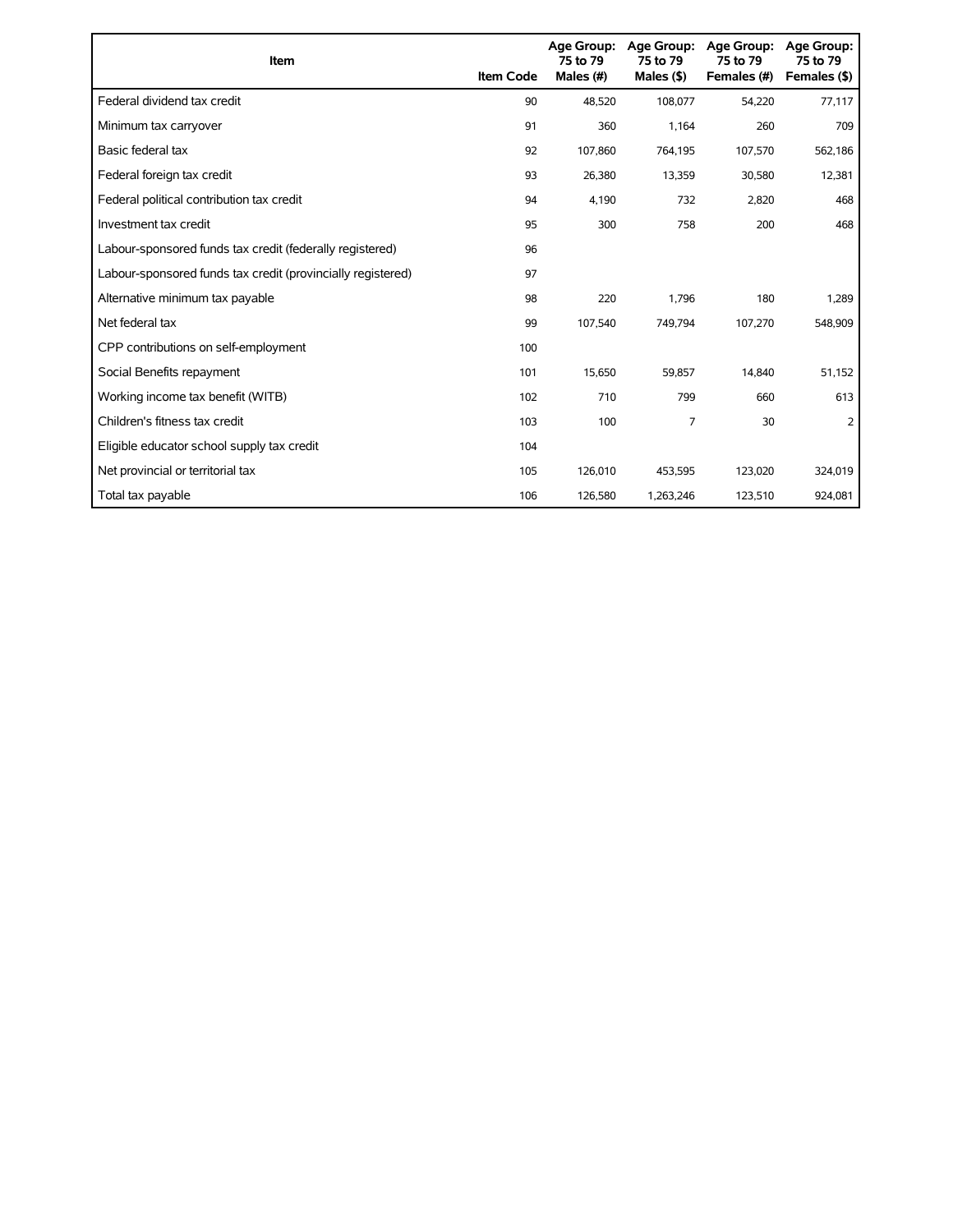| Item | Item Code | Age Group: 75 to 79 Males (#) | Age Group: 75 to 79 Males ($) | Age Group: 75 to 79 Females (#) | Age Group: 75 to 79 Females ($) |
|---|---|---|---|---|---|
| Federal dividend tax credit | 90 | 48,520 | 108,077 | 54,220 | 77,117 |
| Minimum tax carryover | 91 | 360 | 1,164 | 260 | 709 |
| Basic federal tax | 92 | 107,860 | 764,195 | 107,570 | 562,186 |
| Federal foreign tax credit | 93 | 26,380 | 13,359 | 30,580 | 12,381 |
| Federal political contribution tax credit | 94 | 4,190 | 732 | 2,820 | 468 |
| Investment tax credit | 95 | 300 | 758 | 200 | 468 |
| Labour-sponsored funds tax credit (federally registered) | 96 | | | | |
| Labour-sponsored funds tax credit (provincially registered) | 97 | | | | |
| Alternative minimum tax payable | 98 | 220 | 1,796 | 180 | 1,289 |
| Net federal tax | 99 | 107,540 | 749,794 | 107,270 | 548,909 |
| CPP contributions on self-employment | 100 | | | | |
| Social Benefits repayment | 101 | 15,650 | 59,857 | 14,840 | 51,152 |
| Working income tax benefit (WITB) | 102 | 710 | 799 | 660 | 613 |
| Children's fitness tax credit | 103 | 100 | 7 | 30 | 2 |
| Eligible educator school supply tax credit | 104 | | | | |
| Net provincial or territorial tax | 105 | 126,010 | 453,595 | 123,020 | 324,019 |
| Total tax payable | 106 | 126,580 | 1,263,246 | 123,510 | 924,081 |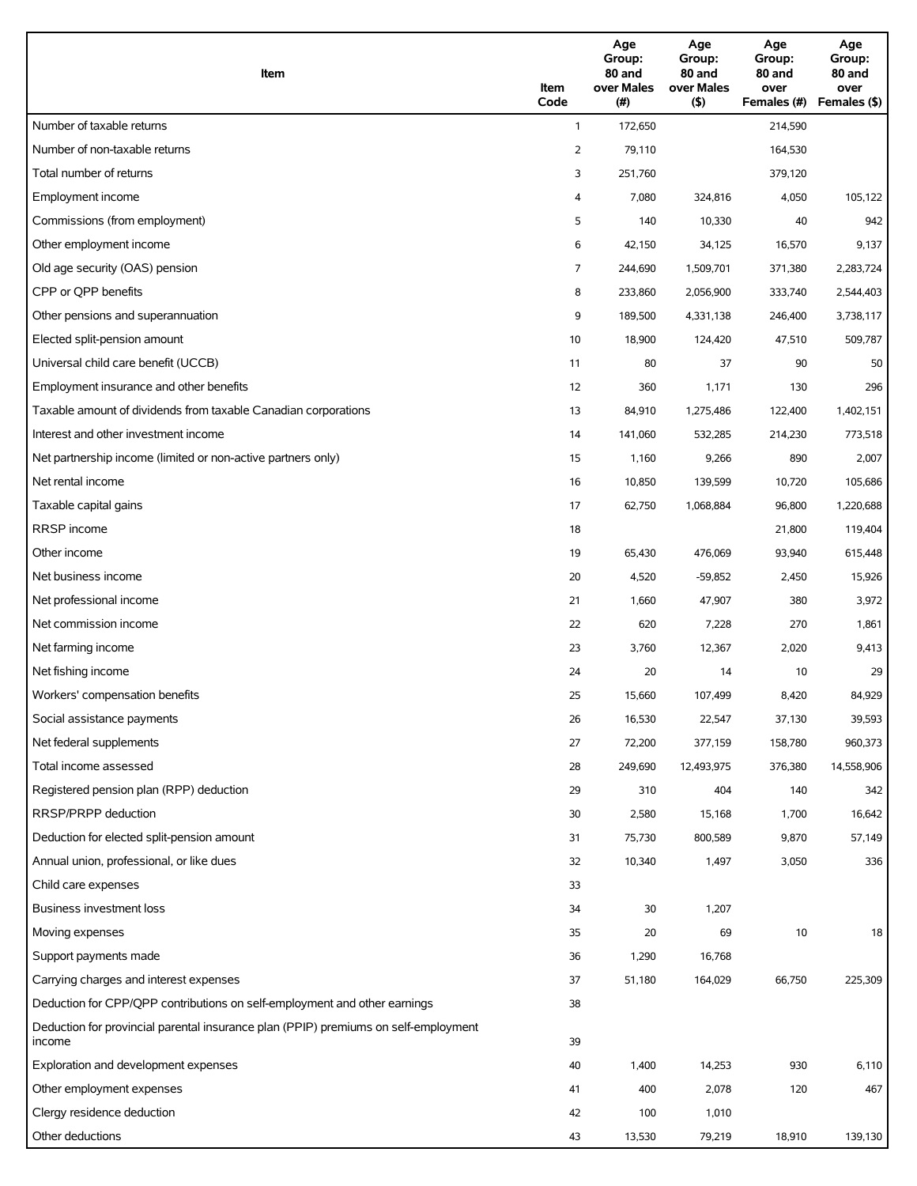| Item | Item Code | Age Group: 80 and over Males (#) | Age Group: 80 and over Males ($) | Age Group: 80 and over Females (#) | Age Group: 80 and over Females ($) |
|---|---|---|---|---|---|
| Number of taxable returns | 1 | 172,650 | | 214,590 | |
| Number of non-taxable returns | 2 | 79,110 | | 164,530 | |
| Total number of returns | 3 | 251,760 | | 379,120 | |
| Employment income | 4 | 7,080 | 324,816 | 4,050 | 105,122 |
| Commissions (from employment) | 5 | 140 | 10,330 | 40 | 942 |
| Other employment income | 6 | 42,150 | 34,125 | 16,570 | 9,137 |
| Old age security (OAS) pension | 7 | 244,690 | 1,509,701 | 371,380 | 2,283,724 |
| CPP or QPP benefits | 8 | 233,860 | 2,056,900 | 333,740 | 2,544,403 |
| Other pensions and superannuation | 9 | 189,500 | 4,331,138 | 246,400 | 3,738,117 |
| Elected split-pension amount | 10 | 18,900 | 124,420 | 47,510 | 509,787 |
| Universal child care benefit (UCCB) | 11 | 80 | 37 | 90 | 50 |
| Employment insurance and other benefits | 12 | 360 | 1,171 | 130 | 296 |
| Taxable amount of dividends from taxable Canadian corporations | 13 | 84,910 | 1,275,486 | 122,400 | 1,402,151 |
| Interest and other investment income | 14 | 141,060 | 532,285 | 214,230 | 773,518 |
| Net partnership income (limited or non-active partners only) | 15 | 1,160 | 9,266 | 890 | 2,007 |
| Net rental income | 16 | 10,850 | 139,599 | 10,720 | 105,686 |
| Taxable capital gains | 17 | 62,750 | 1,068,884 | 96,800 | 1,220,688 |
| RRSP income | 18 | | | 21,800 | 119,404 |
| Other income | 19 | 65,430 | 476,069 | 93,940 | 615,448 |
| Net business income | 20 | 4,520 | -59,852 | 2,450 | 15,926 |
| Net professional income | 21 | 1,660 | 47,907 | 380 | 3,972 |
| Net commission income | 22 | 620 | 7,228 | 270 | 1,861 |
| Net farming income | 23 | 3,760 | 12,367 | 2,020 | 9,413 |
| Net fishing income | 24 | 20 | 14 | 10 | 29 |
| Workers' compensation benefits | 25 | 15,660 | 107,499 | 8,420 | 84,929 |
| Social assistance payments | 26 | 16,530 | 22,547 | 37,130 | 39,593 |
| Net federal supplements | 27 | 72,200 | 377,159 | 158,780 | 960,373 |
| Total income assessed | 28 | 249,690 | 12,493,975 | 376,380 | 14,558,906 |
| Registered pension plan (RPP) deduction | 29 | 310 | 404 | 140 | 342 |
| RRSP/PRPP deduction | 30 | 2,580 | 15,168 | 1,700 | 16,642 |
| Deduction for elected split-pension amount | 31 | 75,730 | 800,589 | 9,870 | 57,149 |
| Annual union, professional, or like dues | 32 | 10,340 | 1,497 | 3,050 | 336 |
| Child care expenses | 33 | | | | |
| Business investment loss | 34 | 30 | 1,207 | | |
| Moving expenses | 35 | 20 | 69 | 10 | 18 |
| Support payments made | 36 | 1,290 | 16,768 | | |
| Carrying charges and interest expenses | 37 | 51,180 | 164,029 | 66,750 | 225,309 |
| Deduction for CPP/QPP contributions on self-employment and other earnings | 38 | | | | |
| Deduction for provincial parental insurance plan (PPIP) premiums on self-employment income | 39 | | | | |
| Exploration and development expenses | 40 | 1,400 | 14,253 | 930 | 6,110 |
| Other employment expenses | 41 | 400 | 2,078 | 120 | 467 |
| Clergy residence deduction | 42 | 100 | 1,010 | | |
| Other deductions | 43 | 13,530 | 79,219 | 18,910 | 139,130 |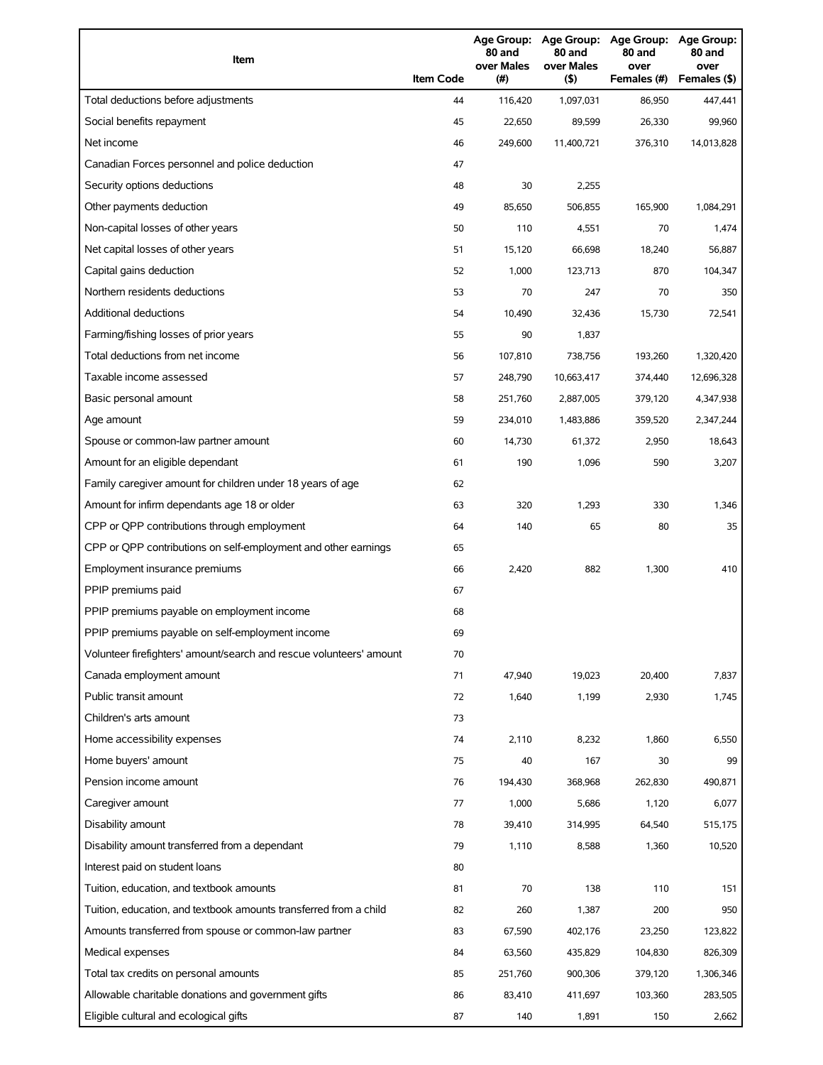| Item | Item Code | Age Group: 80 and over Males (#) | Age Group: 80 and over Males ($) | Age Group: 80 and over Females (#) | Age Group: 80 and over Females ($) |
|---|---|---|---|---|---|
| Total deductions before adjustments | 44 | 116,420 | 1,097,031 | 86,950 | 447,441 |
| Social benefits repayment | 45 | 22,650 | 89,599 | 26,330 | 99,960 |
| Net income | 46 | 249,600 | 11,400,721 | 376,310 | 14,013,828 |
| Canadian Forces personnel and police deduction | 47 | | | | |
| Security options deductions | 48 | 30 | 2,255 | | |
| Other payments deduction | 49 | 85,650 | 506,855 | 165,900 | 1,084,291 |
| Non-capital losses of other years | 50 | 110 | 4,551 | 70 | 1,474 |
| Net capital losses of other years | 51 | 15,120 | 66,698 | 18,240 | 56,887 |
| Capital gains deduction | 52 | 1,000 | 123,713 | 870 | 104,347 |
| Northern residents deductions | 53 | 70 | 247 | 70 | 350 |
| Additional deductions | 54 | 10,490 | 32,436 | 15,730 | 72,541 |
| Farming/fishing losses of prior years | 55 | 90 | 1,837 | | |
| Total deductions from net income | 56 | 107,810 | 738,756 | 193,260 | 1,320,420 |
| Taxable income assessed | 57 | 248,790 | 10,663,417 | 374,440 | 12,696,328 |
| Basic personal amount | 58 | 251,760 | 2,887,005 | 379,120 | 4,347,938 |
| Age amount | 59 | 234,010 | 1,483,886 | 359,520 | 2,347,244 |
| Spouse or common-law partner amount | 60 | 14,730 | 61,372 | 2,950 | 18,643 |
| Amount for an eligible dependant | 61 | 190 | 1,096 | 590 | 3,207 |
| Family caregiver amount for children under 18 years of age | 62 | | | | |
| Amount for infirm dependants age 18 or older | 63 | 320 | 1,293 | 330 | 1,346 |
| CPP or QPP contributions through employment | 64 | 140 | 65 | 80 | 35 |
| CPP or QPP contributions on self-employment and other earnings | 65 | | | | |
| Employment insurance premiums | 66 | 2,420 | 882 | 1,300 | 410 |
| PPIP premiums paid | 67 | | | | |
| PPIP premiums payable on employment income | 68 | | | | |
| PPIP premiums payable on self-employment income | 69 | | | | |
| Volunteer firefighters' amount/search and rescue volunteers' amount | 70 | | | | |
| Canada employment amount | 71 | 47,940 | 19,023 | 20,400 | 7,837 |
| Public transit amount | 72 | 1,640 | 1,199 | 2,930 | 1,745 |
| Children's arts amount | 73 | | | | |
| Home accessibility expenses | 74 | 2,110 | 8,232 | 1,860 | 6,550 |
| Home buyers' amount | 75 | 40 | 167 | 30 | 99 |
| Pension income amount | 76 | 194,430 | 368,968 | 262,830 | 490,871 |
| Caregiver amount | 77 | 1,000 | 5,686 | 1,120 | 6,077 |
| Disability amount | 78 | 39,410 | 314,995 | 64,540 | 515,175 |
| Disability amount transferred from a dependant | 79 | 1,110 | 8,588 | 1,360 | 10,520 |
| Interest paid on student loans | 80 | | | | |
| Tuition, education, and textbook amounts | 81 | 70 | 138 | 110 | 151 |
| Tuition, education, and textbook amounts transferred from a child | 82 | 260 | 1,387 | 200 | 950 |
| Amounts transferred from spouse or common-law partner | 83 | 67,590 | 402,176 | 23,250 | 123,822 |
| Medical expenses | 84 | 63,560 | 435,829 | 104,830 | 826,309 |
| Total tax credits on personal amounts | 85 | 251,760 | 900,306 | 379,120 | 1,306,346 |
| Allowable charitable donations and government gifts | 86 | 83,410 | 411,697 | 103,360 | 283,505 |
| Eligible cultural and ecological gifts | 87 | 140 | 1,891 | 150 | 2,662 |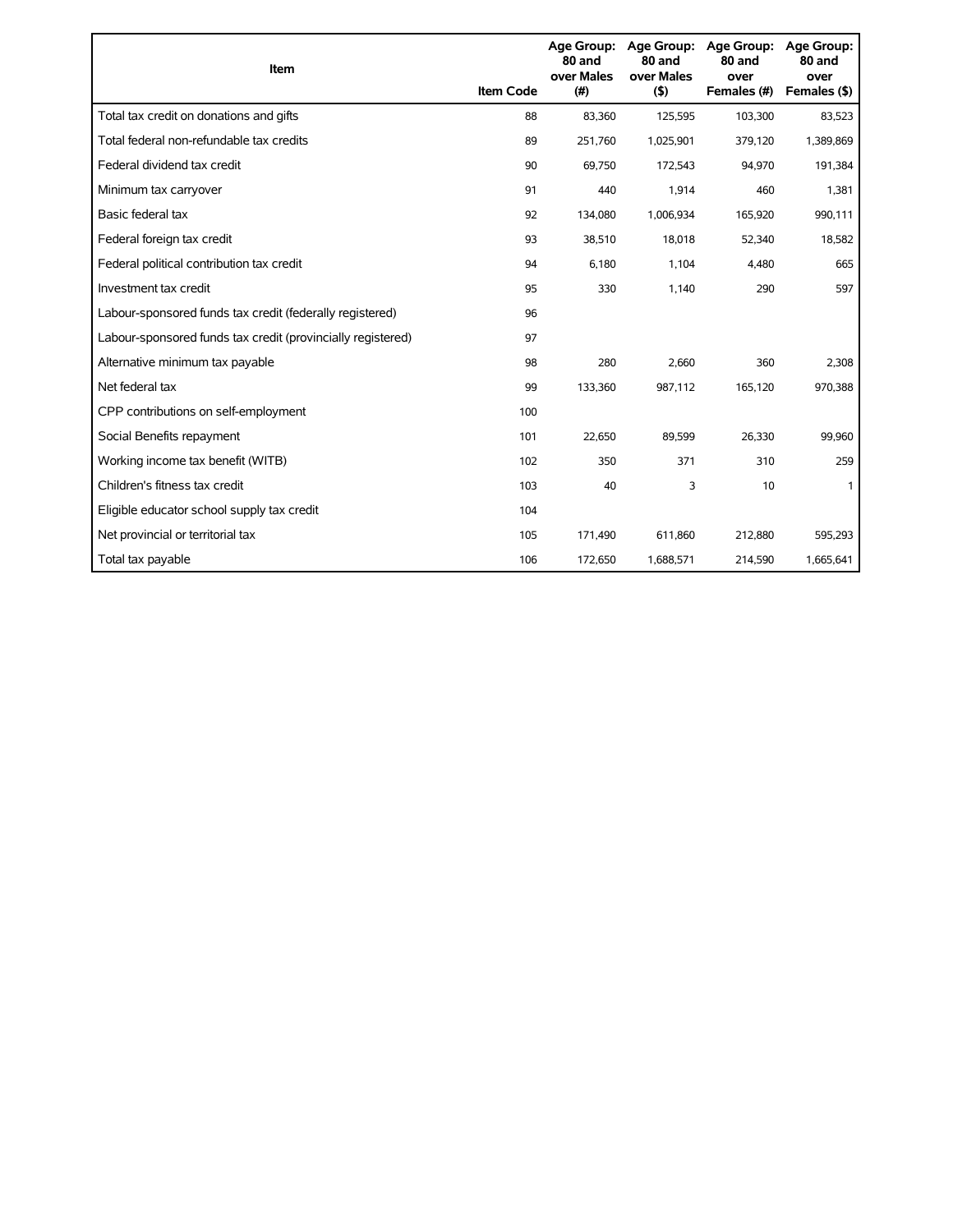| Item | Item Code | Age Group: 80 and over Males (#) | Age Group: 80 and over Males ($) | Age Group: 80 and over Females (#) | Age Group: 80 and over Females ($) |
|---|---|---|---|---|---|
| Total tax credit on donations and gifts | 88 | 83,360 | 125,595 | 103,300 | 83,523 |
| Total federal non-refundable tax credits | 89 | 251,760 | 1,025,901 | 379,120 | 1,389,869 |
| Federal dividend tax credit | 90 | 69,750 | 172,543 | 94,970 | 191,384 |
| Minimum tax carryover | 91 | 440 | 1,914 | 460 | 1,381 |
| Basic federal tax | 92 | 134,080 | 1,006,934 | 165,920 | 990,111 |
| Federal foreign tax credit | 93 | 38,510 | 18,018 | 52,340 | 18,582 |
| Federal political contribution tax credit | 94 | 6,180 | 1,104 | 4,480 | 665 |
| Investment tax credit | 95 | 330 | 1,140 | 290 | 597 |
| Labour-sponsored funds tax credit (federally registered) | 96 | | | | |
| Labour-sponsored funds tax credit (provincially registered) | 97 | | | | |
| Alternative minimum tax payable | 98 | 280 | 2,660 | 360 | 2,308 |
| Net federal tax | 99 | 133,360 | 987,112 | 165,120 | 970,388 |
| CPP contributions on self-employment | 100 | | | | |
| Social Benefits repayment | 101 | 22,650 | 89,599 | 26,330 | 99,960 |
| Working income tax benefit (WITB) | 102 | 350 | 371 | 310 | 259 |
| Children's fitness tax credit | 103 | 40 | 3 | 10 | 1 |
| Eligible educator school supply tax credit | 104 | | | | |
| Net provincial or territorial tax | 105 | 171,490 | 611,860 | 212,880 | 595,293 |
| Total tax payable | 106 | 172,650 | 1,688,571 | 214,590 | 1,665,641 |